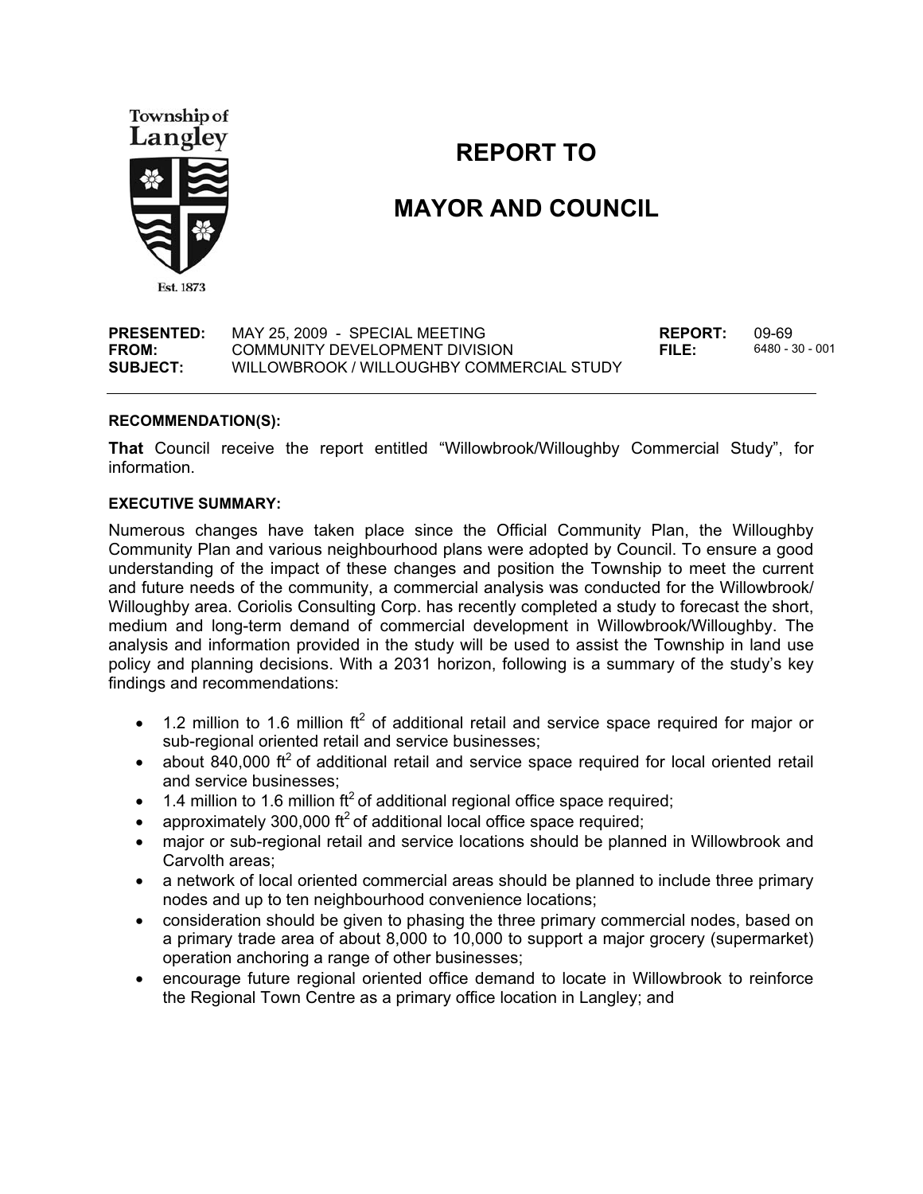Township of Langley

Est. 1873

# REPORT TO

# MAYOR AND COUNCIL

| | | | |
|---|---|---|---|
| **PRESENTED:** | MAY 25, 2009 - SPECIAL MEETING | **REPORT:** | 09-69 |
| **FROM:** | COMMUNITY DEVELOPMENT DIVISION | **FILE:** | 6480 - 30 - 001 |
| **SUBJECT:** | WILLOWBROOK / WILLOUGHBY COMMERCIAL STUDY | | |

**RECOMMENDATION(S):**

**That** Council receive the report entitled "Willowbrook/Willoughby Commercial Study", for information.

**EXECUTIVE SUMMARY:**

Numerous changes have taken place since the Official Community Plan, the Willoughby Community Plan and various neighbourhood plans were adopted by Council. To ensure a good understanding of the impact of these changes and position the Township to meet the current and future needs of the community, a commercial analysis was conducted for the Willowbrook/ Willoughby area. Coriolis Consulting Corp. has recently completed a study to forecast the short, medium and long-term demand of commercial development in Willowbrook/Willoughby. The analysis and information provided in the study will be used to assist the Township in land use policy and planning decisions. With a 2031 horizon, following is a summary of the study's key findings and recommendations:

- 1.2 million to 1.6 million $ft^2$ of additional retail and service space required for major or sub-regional oriented retail and service businesses;
- about 840,000 $ft^2$ of additional retail and service space required for local oriented retail and service businesses;
- 1.4 million to 1.6 million $ft^2$ of additional regional office space required;
- approximately 300,000 $ft^2$ of additional local office space required;
- major or sub-regional retail and service locations should be planned in Willowbrook and Carvolth areas;
- a network of local oriented commercial areas should be planned to include three primary nodes and up to ten neighbourhood convenience locations;
- consideration should be given to phasing the three primary commercial nodes, based on a primary trade area of about 8,000 to 10,000 to support a major grocery (supermarket) operation anchoring a range of other businesses;
- encourage future regional oriented office demand to locate in Willowbrook to reinforce the Regional Town Centre as a primary office location in Langley; and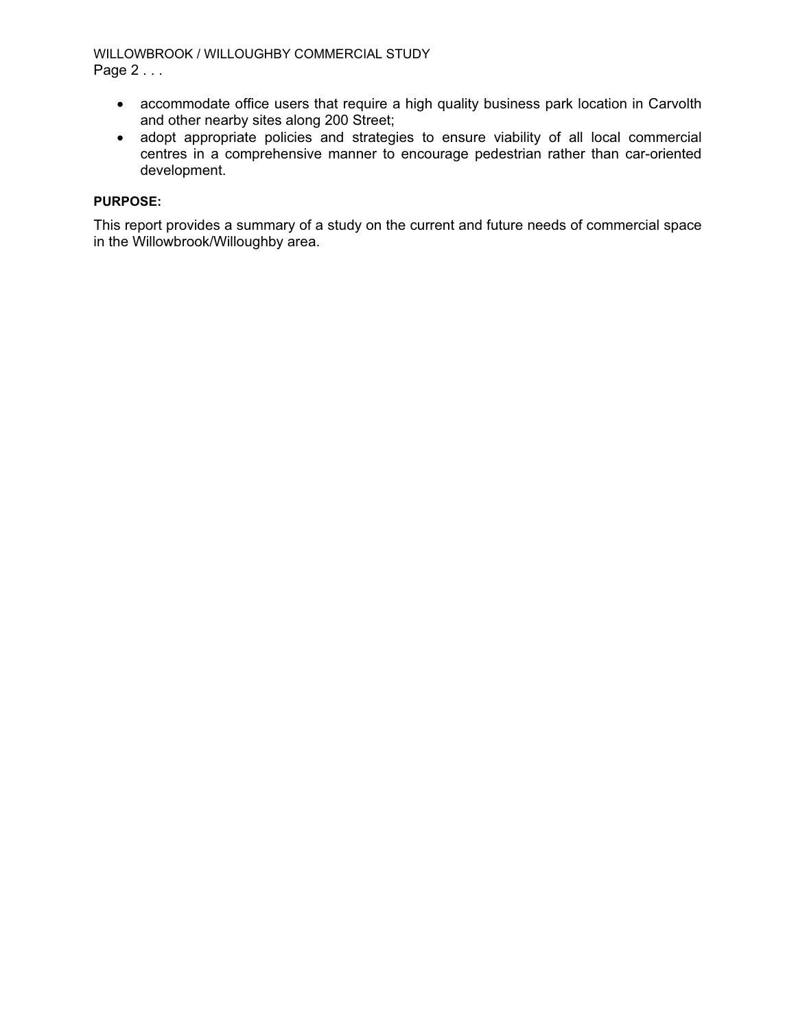- accommodate office users that require a high quality business park location in Carvolth and other nearby sites along 200 Street;
- adopt appropriate policies and strategies to ensure viability of all local commercial centres in a comprehensive manner to encourage pedestrian rather than car-oriented development.

**PURPOSE:**

This report provides a summary of a study on the current and future needs of commercial space in the Willowbrook/Willoughby area.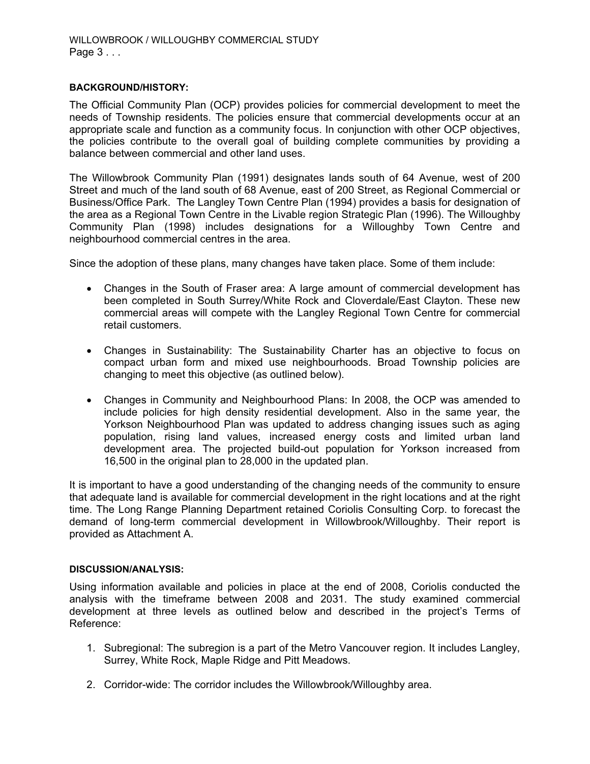**BACKGROUND/HISTORY:**

The Official Community Plan (OCP) provides policies for commercial development to meet the needs of Township residents. The policies ensure that commercial developments occur at an appropriate scale and function as a community focus. In conjunction with other OCP objectives, the policies contribute to the overall goal of building complete communities by providing a balance between commercial and other land uses.

The Willowbrook Community Plan (1991) designates lands south of 64 Avenue, west of 200 Street and much of the land south of 68 Avenue, east of 200 Street, as Regional Commercial or Business/Office Park. The Langley Town Centre Plan (1994) provides a basis for designation of the area as a Regional Town Centre in the Livable region Strategic Plan (1996). The Willoughby Community Plan (1998) includes designations for a Willoughby Town Centre and neighbourhood commercial centres in the area.

Since the adoption of these plans, many changes have taken place. Some of them include:

- Changes in the South of Fraser area: A large amount of commercial development has been completed in South Surrey/White Rock and Cloverdale/East Clayton. These new commercial areas will compete with the Langley Regional Town Centre for commercial retail customers.
- Changes in Sustainability: The Sustainability Charter has an objective to focus on compact urban form and mixed use neighbourhoods. Broad Township policies are changing to meet this objective (as outlined below).
- Changes in Community and Neighbourhood Plans: In 2008, the OCP was amended to include policies for high density residential development. Also in the same year, the Yorkson Neighbourhood Plan was updated to address changing issues such as aging population, rising land values, increased energy costs and limited urban land development area. The projected build-out population for Yorkson increased from 16,500 in the original plan to 28,000 in the updated plan.

It is important to have a good understanding of the changing needs of the community to ensure that adequate land is available for commercial development in the right locations and at the right time. The Long Range Planning Department retained Coriolis Consulting Corp. to forecast the demand of long-term commercial development in Willowbrook/Willoughby. Their report is provided as Attachment A.

**DISCUSSION/ANALYSIS:**

Using information available and policies in place at the end of 2008, Coriolis conducted the analysis with the timeframe between 2008 and 2031. The study examined commercial development at three levels as outlined below and described in the project's Terms of Reference:

1. Subregional: The subregion is a part of the Metro Vancouver region. It includes Langley, Surrey, White Rock, Maple Ridge and Pitt Meadows.
2. Corridor-wide: The corridor includes the Willowbrook/Willoughby area.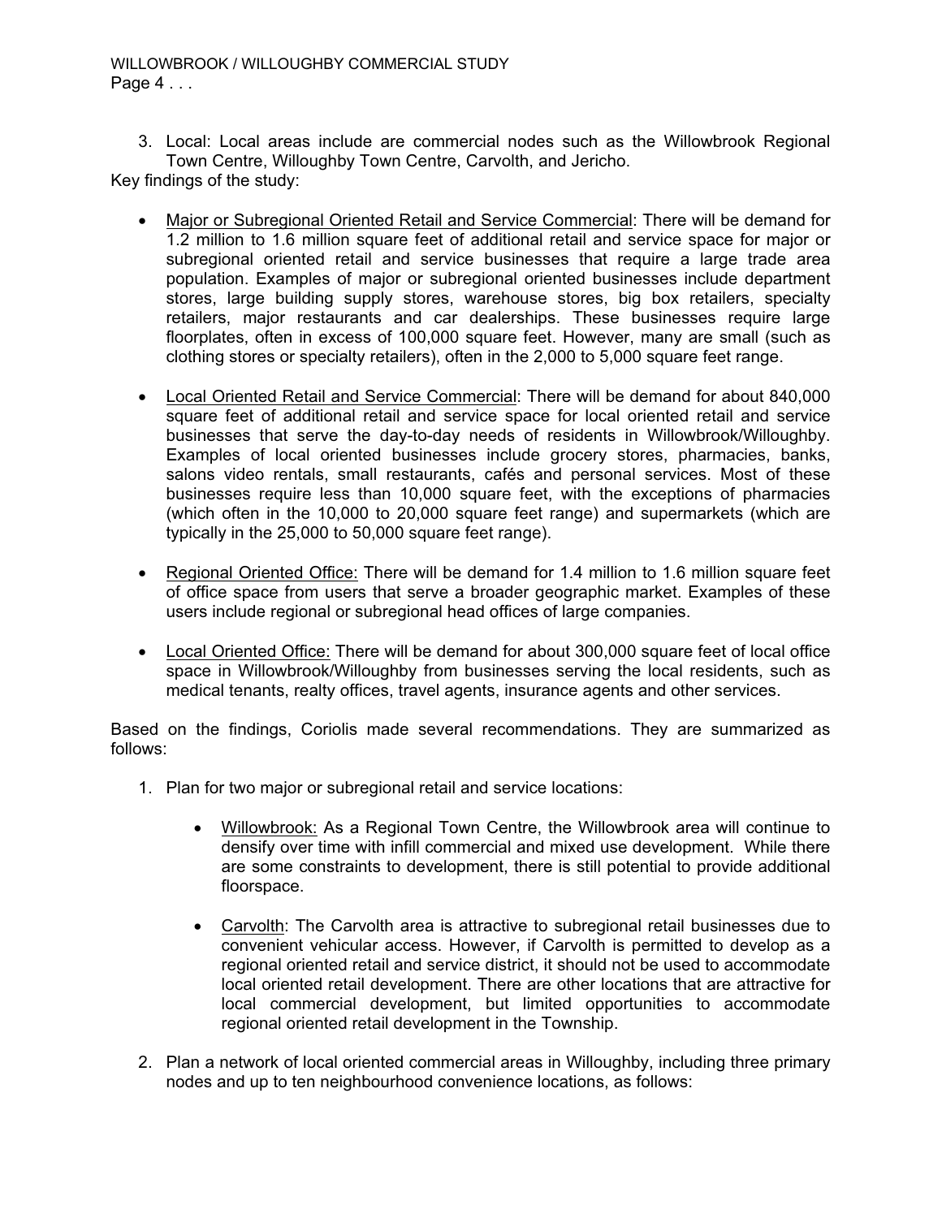3. Local: Local areas include are commercial nodes such as the Willowbrook Regional Town Centre, Willoughby Town Centre, Carvolth, and Jericho.

Key findings of the study:

- Major or Subregional Oriented Retail and Service Commercial: There will be demand for 1.2 million to 1.6 million square feet of additional retail and service space for major or subregional oriented retail and service businesses that require a large trade area population. Examples of major or subregional oriented businesses include department stores, large building supply stores, warehouse stores, big box retailers, specialty retailers, major restaurants and car dealerships. These businesses require large floorplates, often in excess of 100,000 square feet. However, many are small (such as clothing stores or specialty retailers), often in the 2,000 to 5,000 square feet range.

- Local Oriented Retail and Service Commercial: There will be demand for about 840,000 square feet of additional retail and service space for local oriented retail and service businesses that serve the day-to-day needs of residents in Willowbrook/Willoughby. Examples of local oriented businesses include grocery stores, pharmacies, banks, salons video rentals, small restaurants, cafés and personal services. Most of these businesses require less than 10,000 square feet, with the exceptions of pharmacies (which often in the 10,000 to 20,000 square feet range) and supermarkets (which are typically in the 25,000 to 50,000 square feet range).

- Regional Oriented Office: There will be demand for 1.4 million to 1.6 million square feet of office space from users that serve a broader geographic market. Examples of these users include regional or subregional head offices of large companies.

- Local Oriented Office: There will be demand for about 300,000 square feet of local office space in Willowbrook/Willoughby from businesses serving the local residents, such as medical tenants, realty offices, travel agents, insurance agents and other services.

Based on the findings, Coriolis made several recommendations. They are summarized as follows:

1. Plan for two major or subregional retail and service locations:

   - Willowbrook: As a Regional Town Centre, the Willowbrook area will continue to densify over time with infill commercial and mixed use development. While there are some constraints to development, there is still potential to provide additional floorspace.

   - Carvolth: The Carvolth area is attractive to subregional retail businesses due to convenient vehicular access. However, if Carvolth is permitted to develop as a regional oriented retail and service district, it should not be used to accommodate local oriented retail development. There are other locations that are attractive for local commercial development, but limited opportunities to accommodate regional oriented retail development in the Township.

2. Plan a network of local oriented commercial areas in Willoughby, including three primary nodes and up to ten neighbourhood convenience locations, as follows: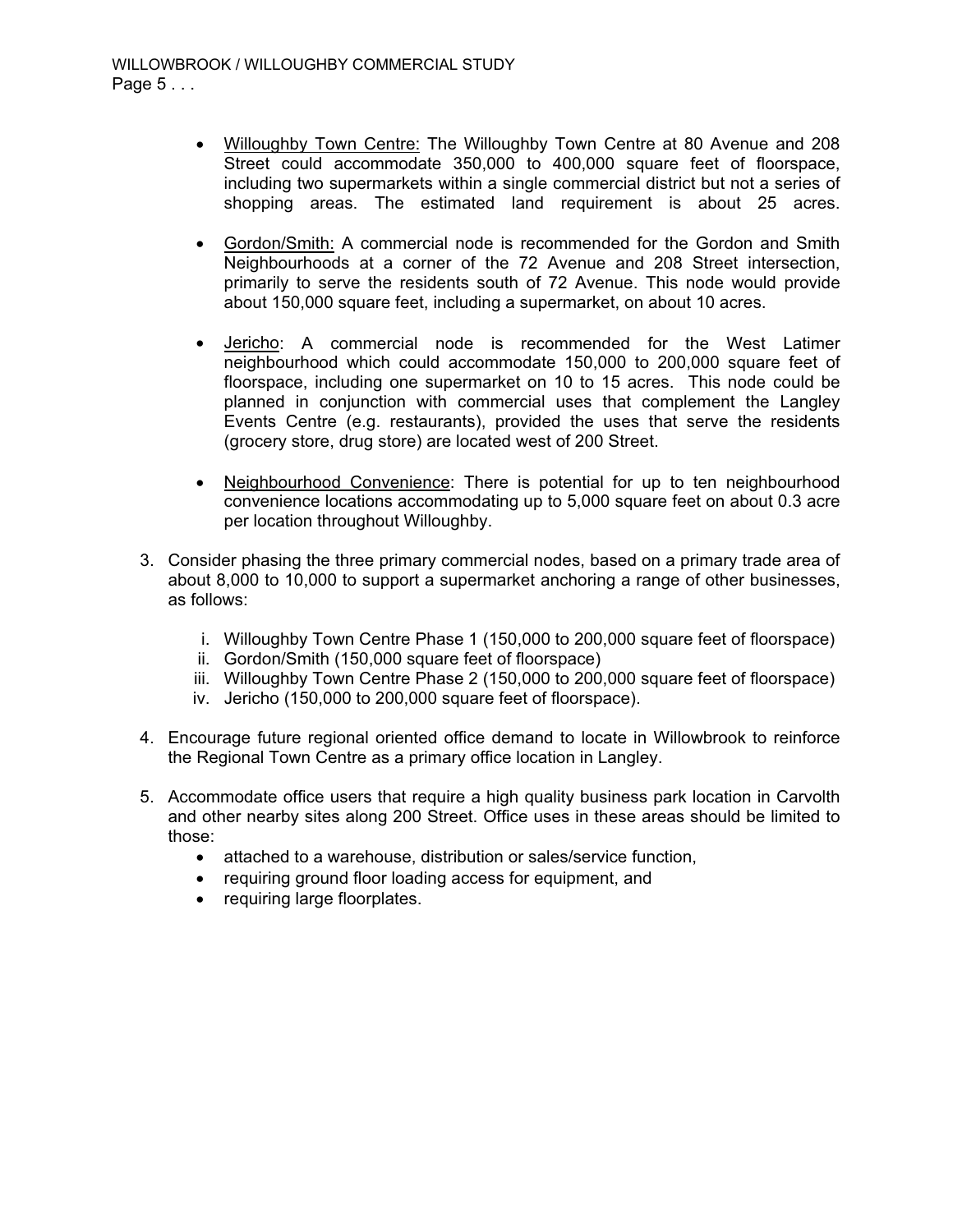- Willoughby Town Centre: The Willoughby Town Centre at 80 Avenue and 208 Street could accommodate 350,000 to 400,000 square feet of floorspace, including two supermarkets within a single commercial district but not a series of shopping areas. The estimated land requirement is about 25 acres.

- Gordon/Smith: A commercial node is recommended for the Gordon and Smith Neighbourhoods at a corner of the 72 Avenue and 208 Street intersection, primarily to serve the residents south of 72 Avenue. This node would provide about 150,000 square feet, including a supermarket, on about 10 acres.

- Jericho: A commercial node is recommended for the West Latimer neighbourhood which could accommodate 150,000 to 200,000 square feet of floorspace, including one supermarket on 10 to 15 acres. This node could be planned in conjunction with commercial uses that complement the Langley Events Centre (e.g. restaurants), provided the uses that serve the residents (grocery store, drug store) are located west of 200 Street.

- Neighbourhood Convenience: There is potential for up to ten neighbourhood convenience locations accommodating up to 5,000 square feet on about 0.3 acre per location throughout Willoughby.

3. Consider phasing the three primary commercial nodes, based on a primary trade area of about 8,000 to 10,000 to support a supermarket anchoring a range of other businesses, as follows:

   i. Willoughby Town Centre Phase 1 (150,000 to 200,000 square feet of floorspace)
   ii. Gordon/Smith (150,000 square feet of floorspace)
   iii. Willoughby Town Centre Phase 2 (150,000 to 200,000 square feet of floorspace)
   iv. Jericho (150,000 to 200,000 square feet of floorspace).

4. Encourage future regional oriented office demand to locate in Willowbrook to reinforce the Regional Town Centre as a primary office location in Langley.

5. Accommodate office users that require a high quality business park location in Carvolth and other nearby sites along 200 Street. Office uses in these areas should be limited to those:
   - attached to a warehouse, distribution or sales/service function,
   - requiring ground floor loading access for equipment, and
   - requiring large floorplates.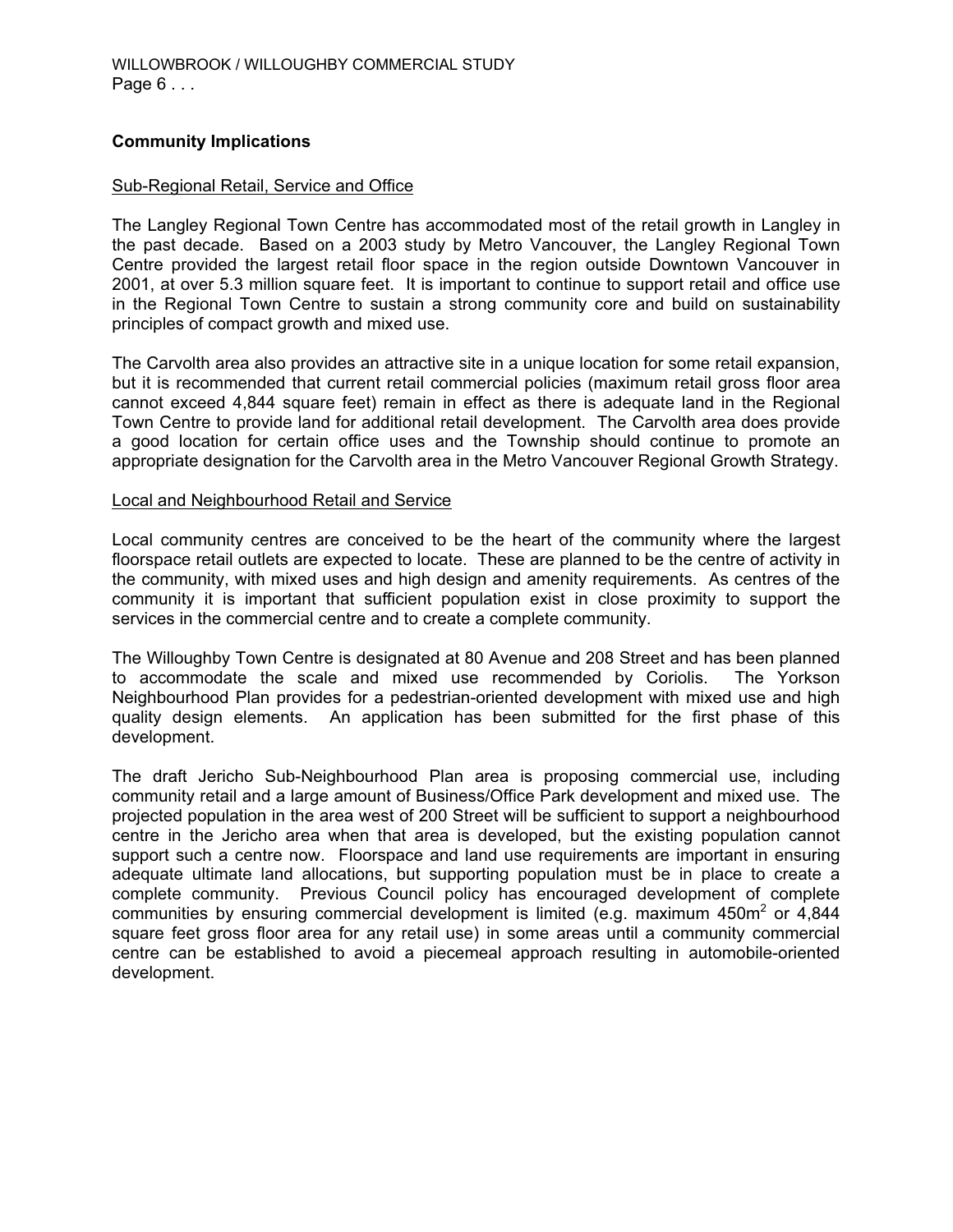## Community Implications

### Sub-Regional Retail, Service and Office

The Langley Regional Town Centre has accommodated most of the retail growth in Langley in the past decade. Based on a 2003 study by Metro Vancouver, the Langley Regional Town Centre provided the largest retail floor space in the region outside Downtown Vancouver in 2001, at over 5.3 million square feet. It is important to continue to support retail and office use in the Regional Town Centre to sustain a strong community core and build on sustainability principles of compact growth and mixed use.

The Carvolth area also provides an attractive site in a unique location for some retail expansion, but it is recommended that current retail commercial policies (maximum retail gross floor area cannot exceed 4,844 square feet) remain in effect as there is adequate land in the Regional Town Centre to provide land for additional retail development. The Carvolth area does provide a good location for certain office uses and the Township should continue to promote an appropriate designation for the Carvolth area in the Metro Vancouver Regional Growth Strategy.

### Local and Neighbourhood Retail and Service

Local community centres are conceived to be the heart of the community where the largest floorspace retail outlets are expected to locate. These are planned to be the centre of activity in the community, with mixed uses and high design and amenity requirements. As centres of the community it is important that sufficient population exist in close proximity to support the services in the commercial centre and to create a complete community.

The Willoughby Town Centre is designated at 80 Avenue and 208 Street and has been planned to accommodate the scale and mixed use recommended by Coriolis. The Yorkson Neighbourhood Plan provides for a pedestrian-oriented development with mixed use and high quality design elements. An application has been submitted for the first phase of this development.

The draft Jericho Sub-Neighbourhood Plan area is proposing commercial use, including community retail and a large amount of Business/Office Park development and mixed use. The projected population in the area west of 200 Street will be sufficient to support a neighbourhood centre in the Jericho area when that area is developed, but the existing population cannot support such a centre now. Floorspace and land use requirements are important in ensuring adequate ultimate land allocations, but supporting population must be in place to create a complete community. Previous Council policy has encouraged development of complete communities by ensuring commercial development is limited (e.g. maximum 450m$^2$ or 4,844 square feet gross floor area for any retail use) in some areas until a community commercial centre can be established to avoid a piecemeal approach resulting in automobile-oriented development.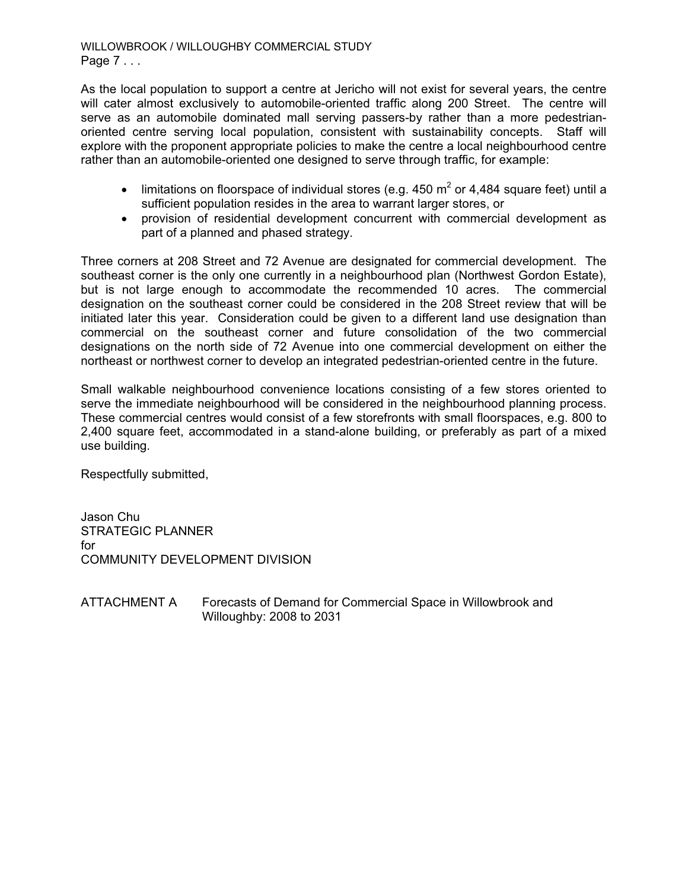As the local population to support a centre at Jericho will not exist for several years, the centre will cater almost exclusively to automobile-oriented traffic along 200 Street. The centre will serve as an automobile dominated mall serving passers-by rather than a more pedestrian-oriented centre serving local population, consistent with sustainability concepts. Staff will explore with the proponent appropriate policies to make the centre a local neighbourhood centre rather than an automobile-oriented one designed to serve through traffic, for example:

- limitations on floorspace of individual stores (e.g. 450 $m^2$ or 4,484 square feet) until a sufficient population resides in the area to warrant larger stores, or
- provision of residential development concurrent with commercial development as part of a planned and phased strategy.

Three corners at 208 Street and 72 Avenue are designated for commercial development. The southeast corner is the only one currently in a neighbourhood plan (Northwest Gordon Estate), but is not large enough to accommodate the recommended 10 acres. The commercial designation on the southeast corner could be considered in the 208 Street review that will be initiated later this year. Consideration could be given to a different land use designation than commercial on the southeast corner and future consolidation of the two commercial designations on the north side of 72 Avenue into one commercial development on either the northeast or northwest corner to develop an integrated pedestrian-oriented centre in the future.

Small walkable neighbourhood convenience locations consisting of a few stores oriented to serve the immediate neighbourhood will be considered in the neighbourhood planning process. These commercial centres would consist of a few storefronts with small floorspaces, e.g. 800 to 2,400 square feet, accommodated in a stand-alone building, or preferably as part of a mixed use building.

Respectfully submitted,

Jason Chu
STRATEGIC PLANNER
for
COMMUNITY DEVELOPMENT DIVISION

ATTACHMENT A Forecasts of Demand for Commercial Space in Willowbrook and Willoughby: 2008 to 2031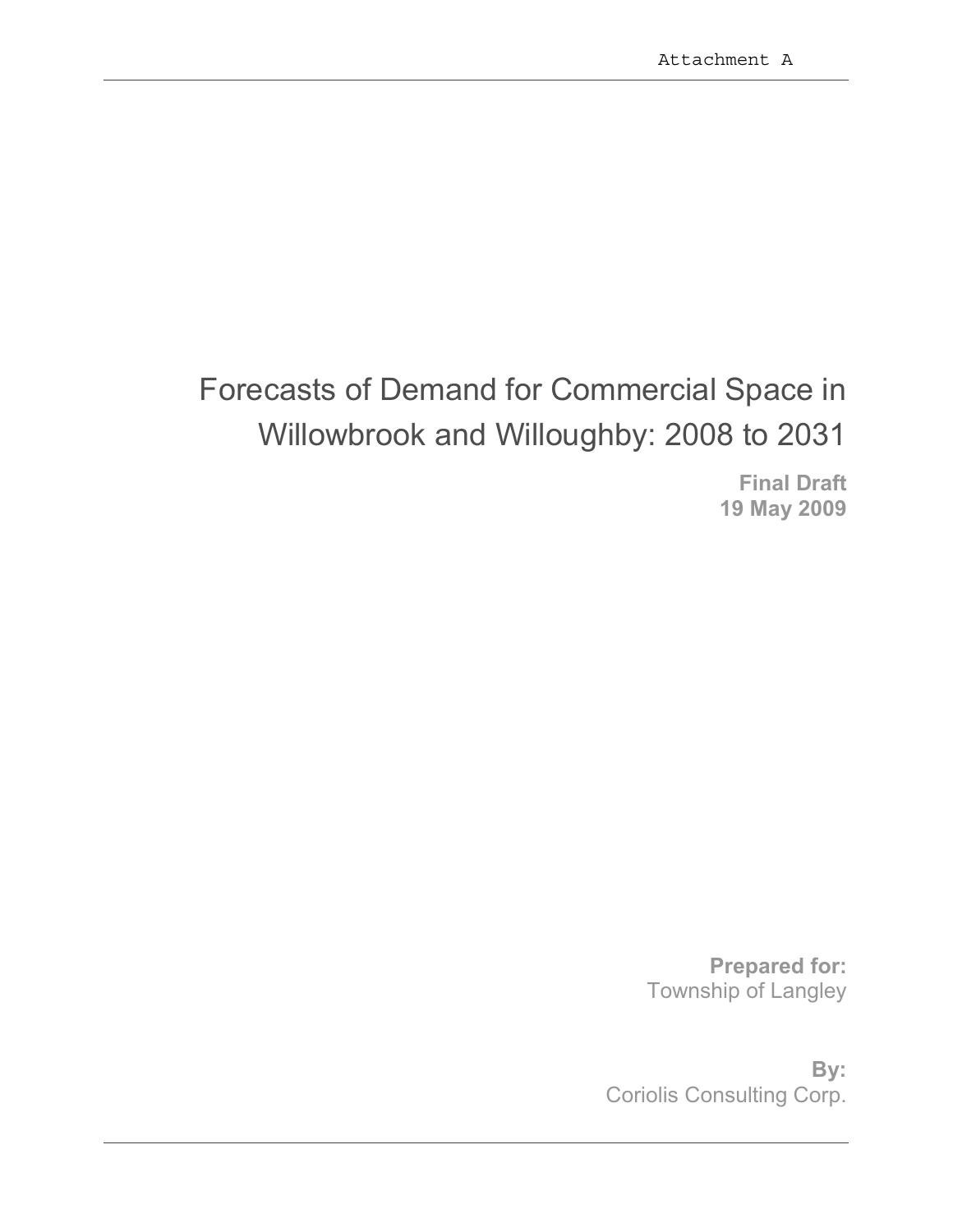Attachment A

# Forecasts of Demand for Commercial Space in Willowbrook and Willoughby: 2008 to 2031

**Final Draft**
**19 May 2009**

**Prepared for:**
Township of Langley

**By:**
Coriolis Consulting Corp.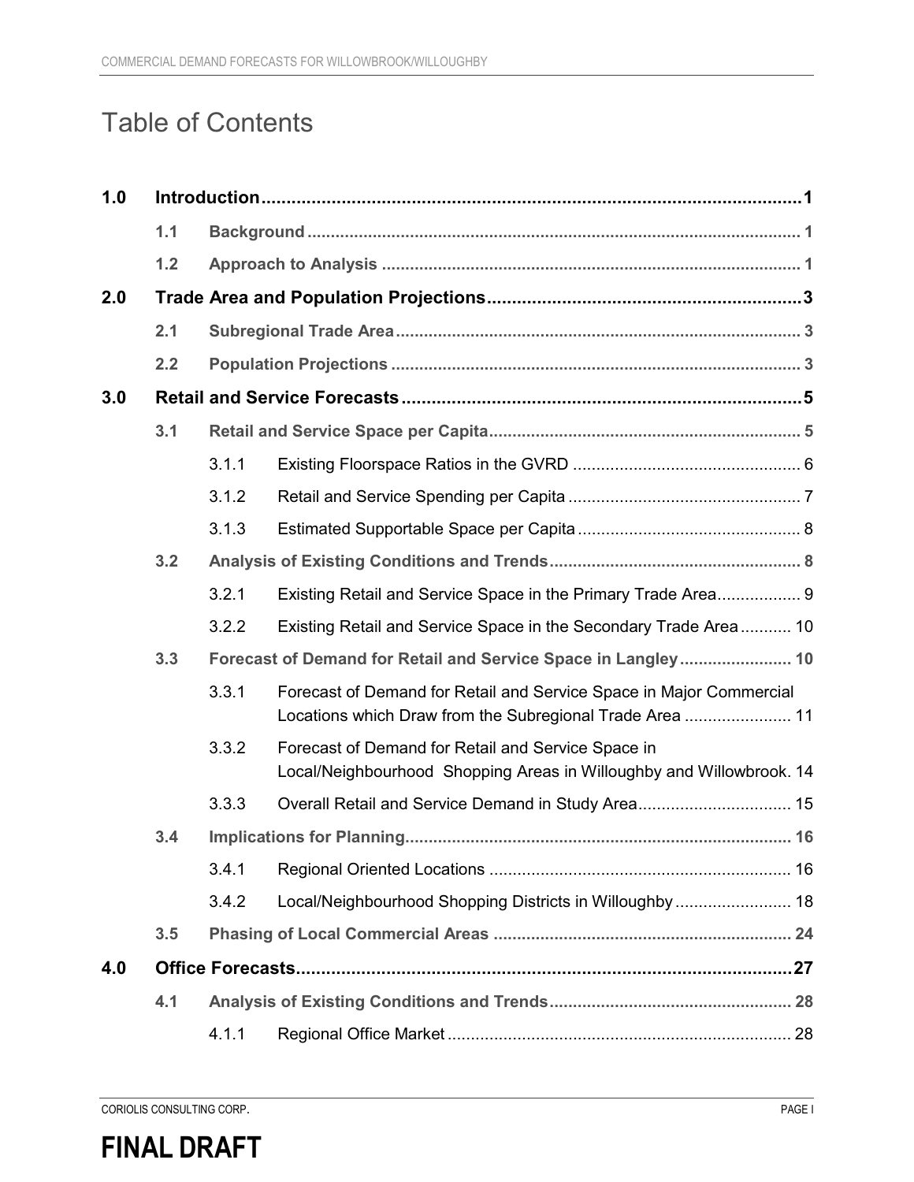# Table of Contents

| | | | |
|---|---|---|---|
| **1.0** | **Introduction** | | **1** |
| | **1.1** | **Background** | **1** |
| | **1.2** | **Approach to Analysis** | **1** |
| **2.0** | **Trade Area and Population Projections** | | **3** |
| | **2.1** | **Subregional Trade Area** | **3** |
| | **2.2** | **Population Projections** | **3** |
| **3.0** | **Retail and Service Forecasts** | | **5** |
| | **3.1** | **Retail and Service Space per Capita** | **5** |
| | 3.1.1 | Existing Floorspace Ratios in the GVRD | 6 |
| | 3.1.2 | Retail and Service Spending per Capita | 7 |
| | 3.1.3 | Estimated Supportable Space per Capita | 8 |
| | **3.2** | **Analysis of Existing Conditions and Trends** | **8** |
| | 3.2.1 | Existing Retail and Service Space in the Primary Trade Area | 9 |
| | 3.2.2 | Existing Retail and Service Space in the Secondary Trade Area | 10 |
| | **3.3** | **Forecast of Demand for Retail and Service Space in Langley** | **10** |
| | 3.3.1 | Forecast of Demand for Retail and Service Space in Major Commercial Locations which Draw from the Subregional Trade Area | 11 |
| | 3.3.2 | Forecast of Demand for Retail and Service Space in Local/Neighbourhood Shopping Areas in Willoughby and Willowbrook | 14 |
| | 3.3.3 | Overall Retail and Service Demand in Study Area | 15 |
| | **3.4** | **Implications for Planning** | **16** |
| | 3.4.1 | Regional Oriented Locations | 16 |
| | 3.4.2 | Local/Neighbourhood Shopping Districts in Willoughby | 18 |
| | **3.5** | **Phasing of Local Commercial Areas** | **24** |
| **4.0** | **Office Forecasts** | | **27** |
| | **4.1** | **Analysis of Existing Conditions and Trends** | **28** |
| | 4.1.1 | Regional Office Market | 28 |

**FINAL DRAFT**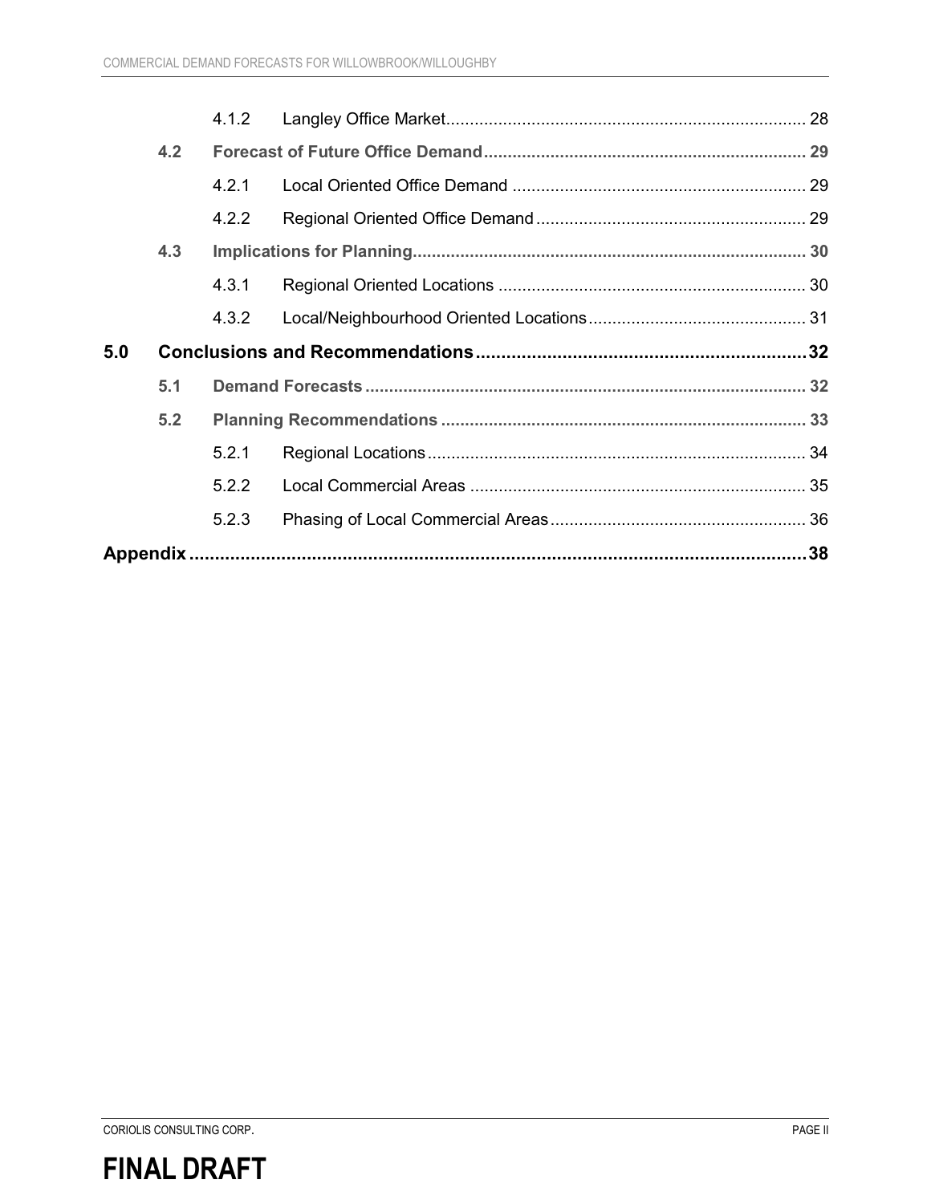4.1.2 Langley Office Market ... 28

4.2 **Forecast of Future Office Demand** ... 29

4.2.1 Local Oriented Office Demand ... 29

4.2.2 Regional Oriented Office Demand ... 29

4.3 **Implications for Planning** ... 30

4.3.1 Regional Oriented Locations ... 30

4.3.2 Local/Neighbourhood Oriented Locations ... 31

**5.0 Conclusions and Recommendations ... 32**

5.1 **Demand Forecasts** ... 32

5.2 **Planning Recommendations** ... 33

5.2.1 Regional Locations ... 34

5.2.2 Local Commercial Areas ... 35

5.2.3 Phasing of Local Commercial Areas ... 36

**Appendix ... 38**

**FINAL DRAFT**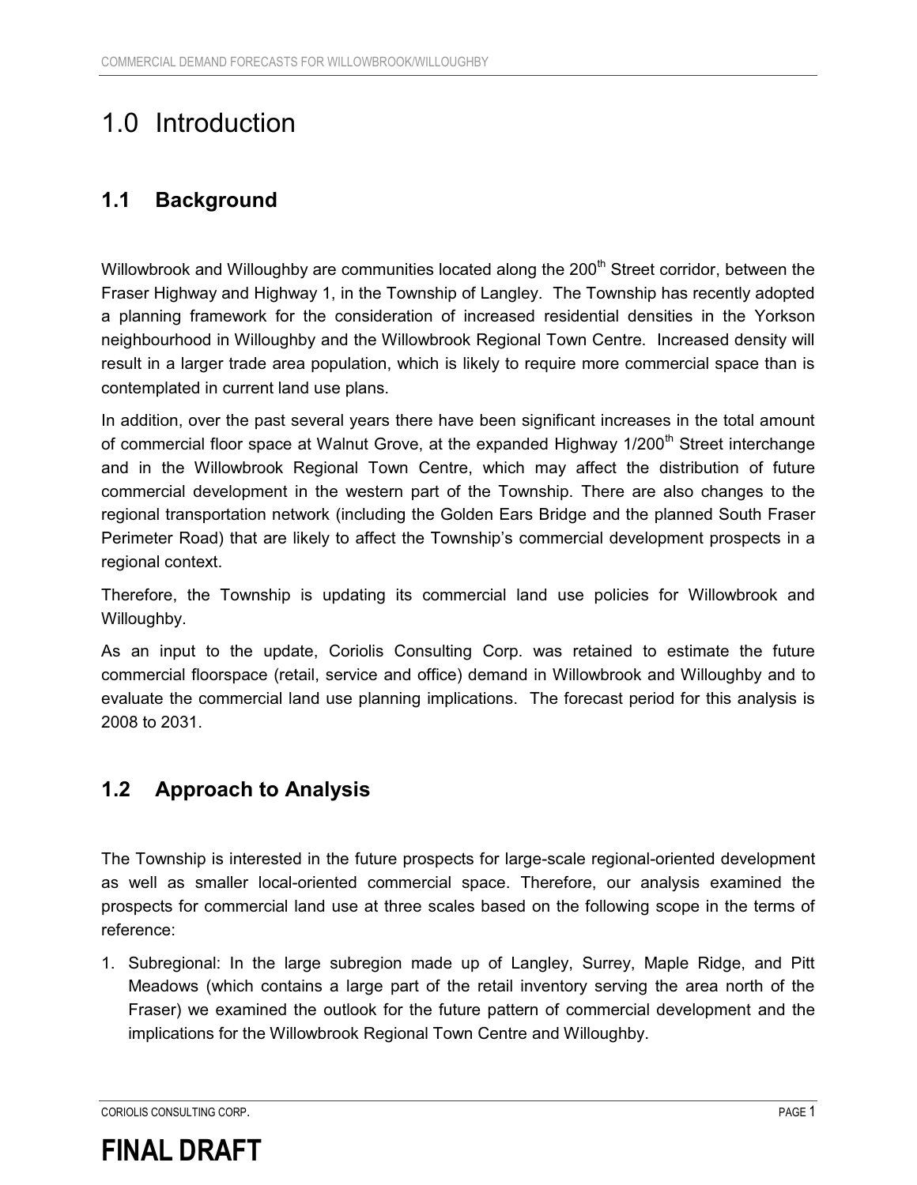# 1.0 Introduction

## 1.1 Background

Willowbrook and Willoughby are communities located along the 200th Street corridor, between the Fraser Highway and Highway 1, in the Township of Langley. The Township has recently adopted a planning framework for the consideration of increased residential densities in the Yorkson neighbourhood in Willoughby and the Willowbrook Regional Town Centre. Increased density will result in a larger trade area population, which is likely to require more commercial space than is contemplated in current land use plans.

In addition, over the past several years there have been significant increases in the total amount of commercial floor space at Walnut Grove, at the expanded Highway 1/200th Street interchange and in the Willowbrook Regional Town Centre, which may affect the distribution of future commercial development in the western part of the Township. There are also changes to the regional transportation network (including the Golden Ears Bridge and the planned South Fraser Perimeter Road) that are likely to affect the Township's commercial development prospects in a regional context.

Therefore, the Township is updating its commercial land use policies for Willowbrook and Willoughby.

As an input to the update, Coriolis Consulting Corp. was retained to estimate the future commercial floorspace (retail, service and office) demand in Willowbrook and Willoughby and to evaluate the commercial land use planning implications. The forecast period for this analysis is 2008 to 2031.

## 1.2 Approach to Analysis

The Township is interested in the future prospects for large-scale regional-oriented development as well as smaller local-oriented commercial space. Therefore, our analysis examined the prospects for commercial land use at three scales based on the following scope in the terms of reference:

1. Subregional: In the large subregion made up of Langley, Surrey, Maple Ridge, and Pitt Meadows (which contains a large part of the retail inventory serving the area north of the Fraser) we examined the outlook for the future pattern of commercial development and the implications for the Willowbrook Regional Town Centre and Willoughby.

**FINAL DRAFT**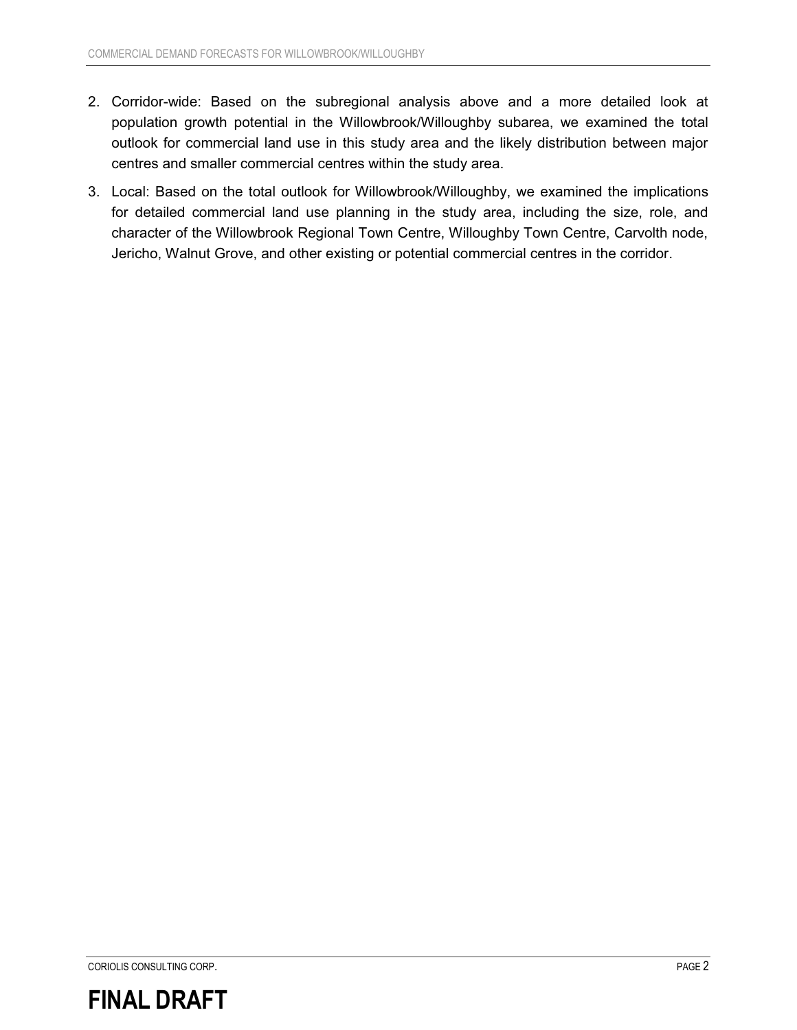2. Corridor-wide: Based on the subregional analysis above and a more detailed look at population growth potential in the Willowbrook/Willoughby subarea, we examined the total outlook for commercial land use in this study area and the likely distribution between major centres and smaller commercial centres within the study area.
3. Local: Based on the total outlook for Willowbrook/Willoughby, we examined the implications for detailed commercial land use planning in the study area, including the size, role, and character of the Willowbrook Regional Town Centre, Willoughby Town Centre, Carvolth node, Jericho, Walnut Grove, and other existing or potential commercial centres in the corridor.

**FINAL DRAFT**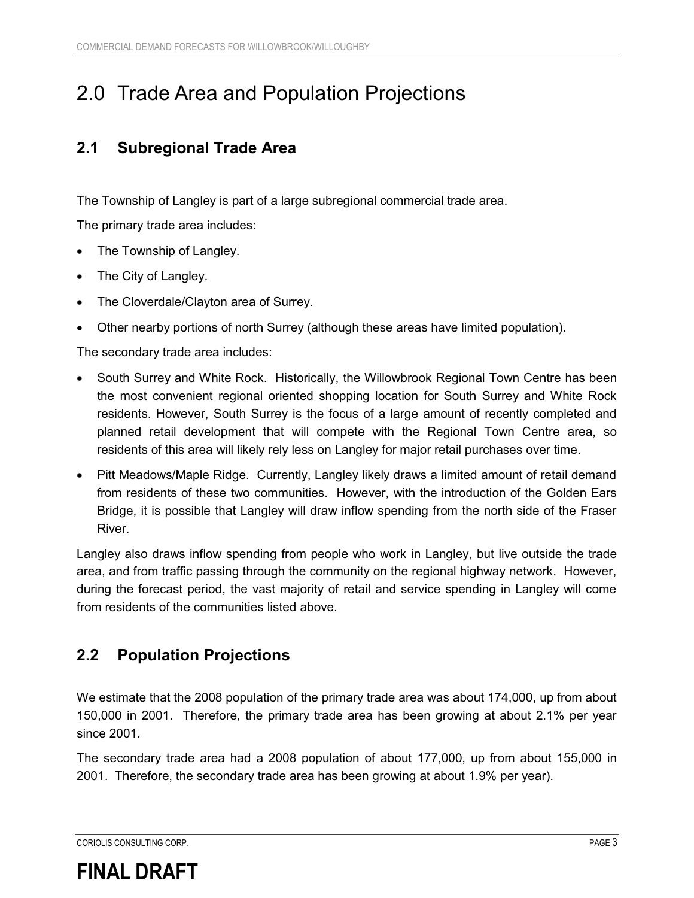# 2.0 Trade Area and Population Projections

## 2.1 Subregional Trade Area

The Township of Langley is part of a large subregional commercial trade area.

The primary trade area includes:

- The Township of Langley.
- The City of Langley.
- The Cloverdale/Clayton area of Surrey.
- Other nearby portions of north Surrey (although these areas have limited population).

The secondary trade area includes:

- South Surrey and White Rock. Historically, the Willowbrook Regional Town Centre has been the most convenient regional oriented shopping location for South Surrey and White Rock residents. However, South Surrey is the focus of a large amount of recently completed and planned retail development that will compete with the Regional Town Centre area, so residents of this area will likely rely less on Langley for major retail purchases over time.
- Pitt Meadows/Maple Ridge. Currently, Langley likely draws a limited amount of retail demand from residents of these two communities. However, with the introduction of the Golden Ears Bridge, it is possible that Langley will draw inflow spending from the north side of the Fraser River.

Langley also draws inflow spending from people who work in Langley, but live outside the trade area, and from traffic passing through the community on the regional highway network. However, during the forecast period, the vast majority of retail and service spending in Langley will come from residents of the communities listed above.

## 2.2 Population Projections

We estimate that the 2008 population of the primary trade area was about 174,000, up from about 150,000 in 2001. Therefore, the primary trade area has been growing at about 2.1% per year since 2001.

The secondary trade area had a 2008 population of about 177,000, up from about 155,000 in 2001. Therefore, the secondary trade area has been growing at about 1.9% per year).

**FINAL DRAFT**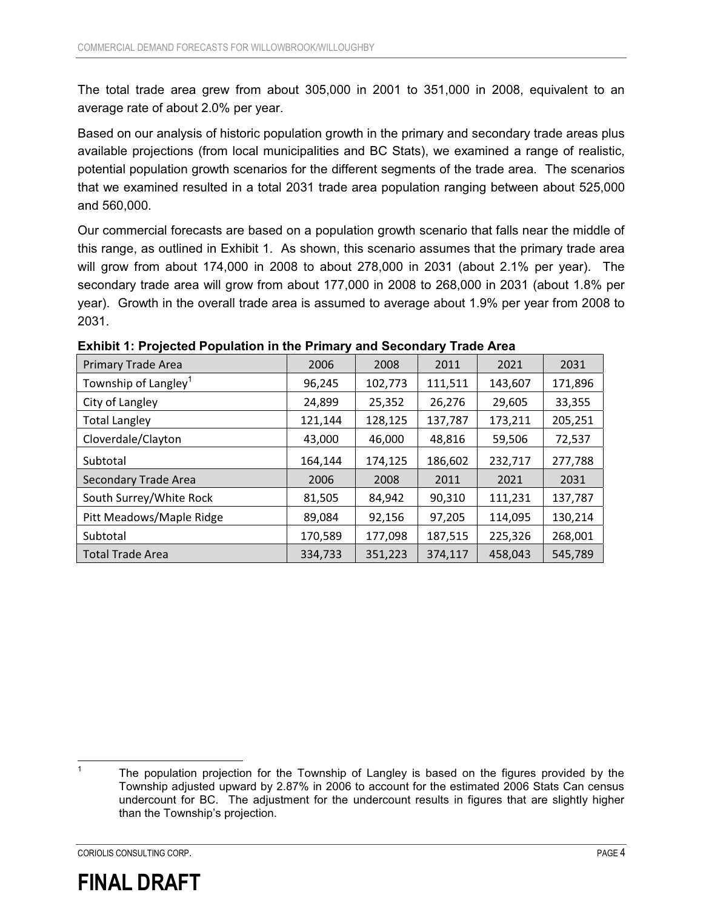The total trade area grew from about 305,000 in 2001 to 351,000 in 2008, equivalent to an average rate of about 2.0% per year.

Based on our analysis of historic population growth in the primary and secondary trade areas plus available projections (from local municipalities and BC Stats), we examined a range of realistic, potential population growth scenarios for the different segments of the trade area. The scenarios that we examined resulted in a total 2031 trade area population ranging between about 525,000 and 560,000.

Our commercial forecasts are based on a population growth scenario that falls near the middle of this range, as outlined in Exhibit 1. As shown, this scenario assumes that the primary trade area will grow from about 174,000 in 2008 to about 278,000 in 2031 (about 2.1% per year). The secondary trade area will grow from about 177,000 in 2008 to 268,000 in 2031 (about 1.8% per year). Growth in the overall trade area is assumed to average about 1.9% per year from 2008 to 2031.

**Exhibit 1: Projected Population in the Primary and Secondary Trade Area**

| Primary Trade Area | 2006 | 2008 | 2011 | 2021 | 2031 |
|---|---|---|---|---|---|
| Township of Langley[1] | 96,245 | 102,773 | 111,511 | 143,607 | 171,896 |
| City of Langley | 24,899 | 25,352 | 26,276 | 29,605 | 33,355 |
| Total Langley | 121,144 | 128,125 | 137,787 | 173,211 | 205,251 |
| Cloverdale/Clayton | 43,000 | 46,000 | 48,816 | 59,506 | 72,537 |
| Subtotal | 164,144 | 174,125 | 186,602 | 232,717 | 277,788 |
| **Secondary Trade Area** | **2006** | **2008** | **2011** | **2021** | **2031** |
| South Surrey/White Rock | 81,505 | 84,942 | 90,310 | 111,231 | 137,787 |
| Pitt Meadows/Maple Ridge | 89,084 | 92,156 | 97,205 | 114,095 | 130,214 |
| Subtotal | 170,589 | 177,098 | 187,515 | 225,326 | 268,001 |
| Total Trade Area | 334,733 | 351,223 | 374,117 | 458,043 | 545,789 |

[1] The population projection for the Township of Langley is based on the figures provided by the Township adjusted upward by 2.87% in 2006 to account for the estimated 2006 Stats Can census undercount for BC. The adjustment for the undercount results in figures that are slightly higher than the Township's projection.

**FINAL DRAFT**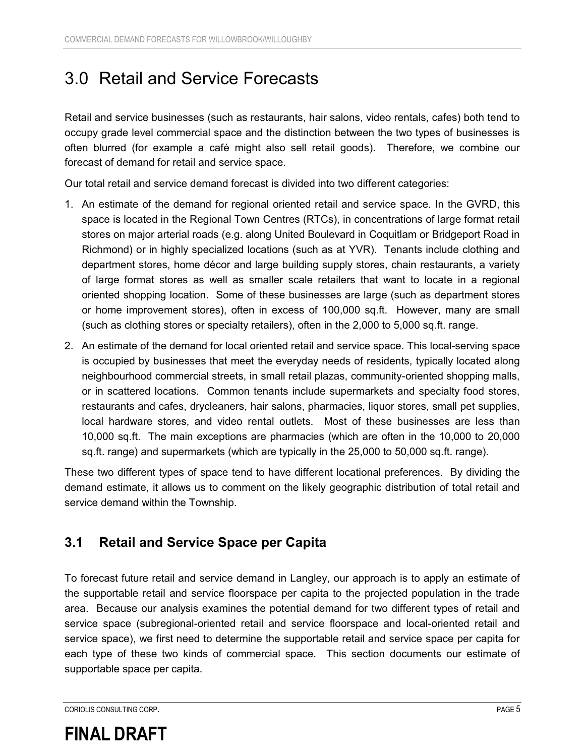# 3.0 Retail and Service Forecasts

Retail and service businesses (such as restaurants, hair salons, video rentals, cafes) both tend to occupy grade level commercial space and the distinction between the two types of businesses is often blurred (for example a café might also sell retail goods). Therefore, we combine our forecast of demand for retail and service space.

Our total retail and service demand forecast is divided into two different categories:

1. An estimate of the demand for regional oriented retail and service space. In the GVRD, this space is located in the Regional Town Centres (RTCs), in concentrations of large format retail stores on major arterial roads (e.g. along United Boulevard in Coquitlam or Bridgeport Road in Richmond) or in highly specialized locations (such as at YVR). Tenants include clothing and department stores, home décor and large building supply stores, chain restaurants, a variety of large format stores as well as smaller scale retailers that want to locate in a regional oriented shopping location. Some of these businesses are large (such as department stores or home improvement stores), often in excess of 100,000 sq.ft. However, many are small (such as clothing stores or specialty retailers), often in the 2,000 to 5,000 sq.ft. range.
2. An estimate of the demand for local oriented retail and service space. This local-serving space is occupied by businesses that meet the everyday needs of residents, typically located along neighbourhood commercial streets, in small retail plazas, community-oriented shopping malls, or in scattered locations. Common tenants include supermarkets and specialty food stores, restaurants and cafes, drycleaners, hair salons, pharmacies, liquor stores, small pet supplies, local hardware stores, and video rental outlets. Most of these businesses are less than 10,000 sq.ft. The main exceptions are pharmacies (which are often in the 10,000 to 20,000 sq.ft. range) and supermarkets (which are typically in the 25,000 to 50,000 sq.ft. range).

These two different types of space tend to have different locational preferences. By dividing the demand estimate, it allows us to comment on the likely geographic distribution of total retail and service demand within the Township.

## 3.1 Retail and Service Space per Capita

To forecast future retail and service demand in Langley, our approach is to apply an estimate of the supportable retail and service floorspace per capita to the projected population in the trade area. Because our analysis examines the potential demand for two different types of retail and service space (subregional-oriented retail and service floorspace and local-oriented retail and service space), we first need to determine the supportable retail and service space per capita for each type of these two kinds of commercial space. This section documents our estimate of supportable space per capita.

**FINAL DRAFT**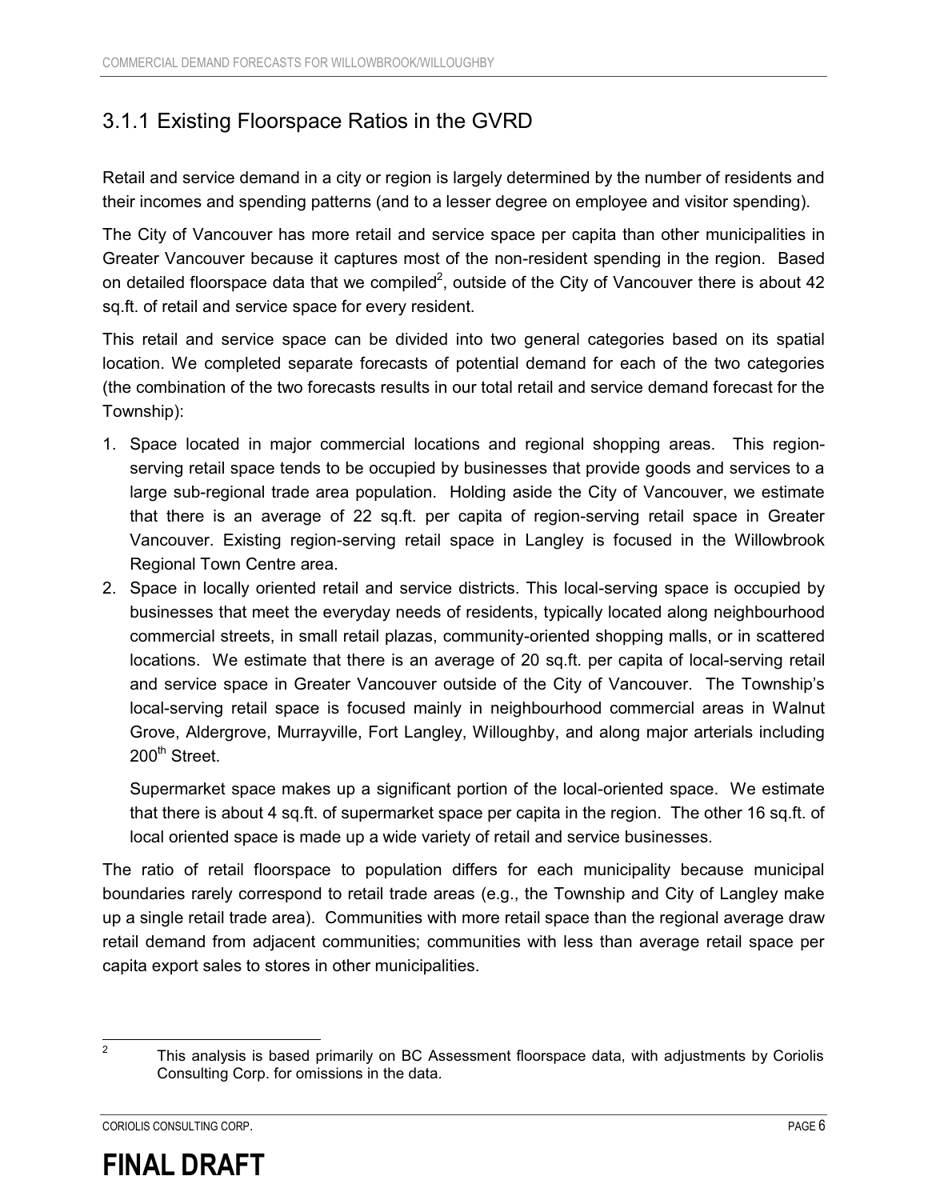### 3.1.1 Existing Floorspace Ratios in the GVRD

Retail and service demand in a city or region is largely determined by the number of residents and their incomes and spending patterns (and to a lesser degree on employee and visitor spending).

The City of Vancouver has more retail and service space per capita than other municipalities in Greater Vancouver because it captures most of the non-resident spending in the region. Based on detailed floorspace data that we compiled[2], outside of the City of Vancouver there is about 42 sq.ft. of retail and service space for every resident.

This retail and service space can be divided into two general categories based on its spatial location. We completed separate forecasts of potential demand for each of the two categories (the combination of the two forecasts results in our total retail and service demand forecast for the Township):

1. Space located in major commercial locations and regional shopping areas. This region-serving retail space tends to be occupied by businesses that provide goods and services to a large sub-regional trade area population. Holding aside the City of Vancouver, we estimate that there is an average of 22 sq.ft. per capita of region-serving retail space in Greater Vancouver. Existing region-serving retail space in Langley is focused in the Willowbrook Regional Town Centre area.
2. Space in locally oriented retail and service districts. This local-serving space is occupied by businesses that meet the everyday needs of residents, typically located along neighbourhood commercial streets, in small retail plazas, community-oriented shopping malls, or in scattered locations. We estimate that there is an average of 20 sq.ft. per capita of local-serving retail and service space in Greater Vancouver outside of the City of Vancouver. The Township's local-serving retail space is focused mainly in neighbourhood commercial areas in Walnut Grove, Aldergrove, Murrayville, Fort Langley, Willoughby, and along major arterials including 200th Street.

   Supermarket space makes up a significant portion of the local-oriented space. We estimate that there is about 4 sq.ft. of supermarket space per capita in the region. The other 16 sq.ft. of local oriented space is made up a wide variety of retail and service businesses.

The ratio of retail floorspace to population differs for each municipality because municipal boundaries rarely correspond to retail trade areas (e.g., the Township and City of Langley make up a single retail trade area). Communities with more retail space than the regional average draw retail demand from adjacent communities; communities with less than average retail space per capita export sales to stores in other municipalities.

[2] This analysis is based primarily on BC Assessment floorspace data, with adjustments by Coriolis Consulting Corp. for omissions in the data.

**FINAL DRAFT**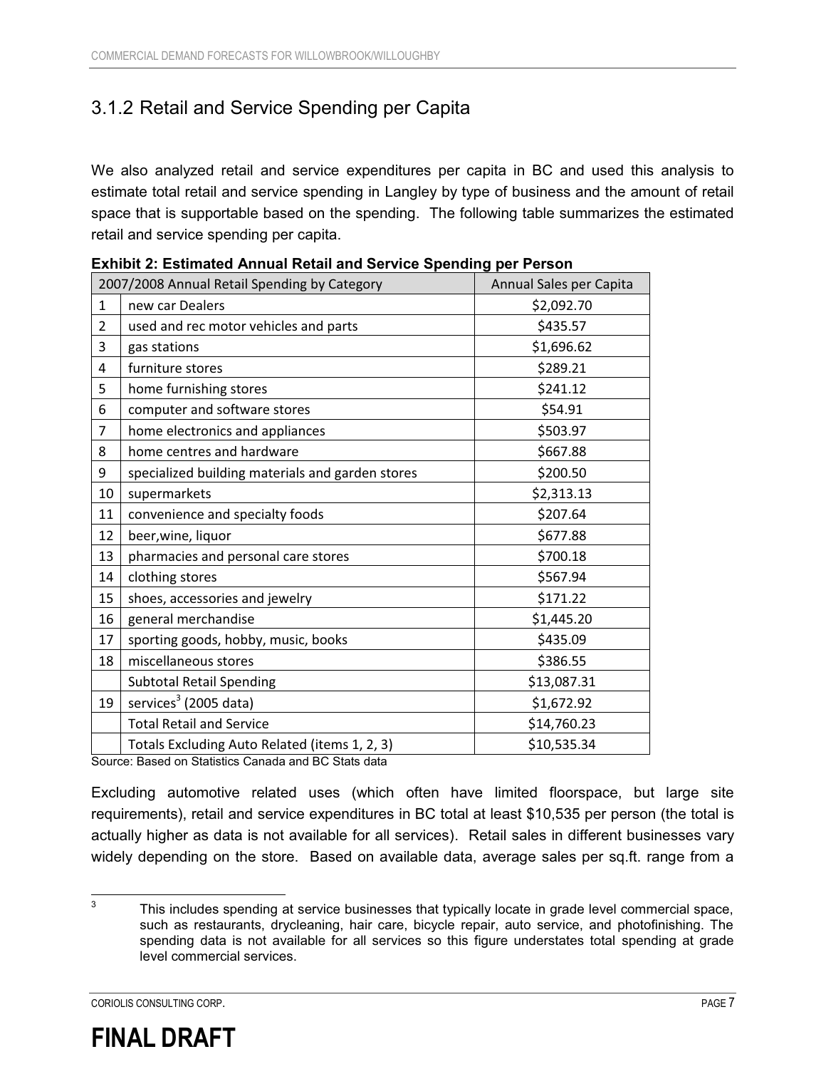### 3.1.2 Retail and Service Spending per Capita

We also analyzed retail and service expenditures per capita in BC and used this analysis to estimate total retail and service spending in Langley by type of business and the amount of retail space that is supportable based on the spending. The following table summarizes the estimated retail and service spending per capita.

**Exhibit 2: Estimated Annual Retail and Service Spending per Person**

| 2007/2008 Annual Retail Spending by Category | | Annual Sales per Capita |
|---|---|---|
| 1 | new car Dealers | $2,092.70 |
| 2 | used and rec motor vehicles and parts | $435.57 |
| 3 | gas stations | $1,696.62 |
| 4 | furniture stores | $289.21 |
| 5 | home furnishing stores | $241.12 |
| 6 | computer and software stores | $54.91 |
| 7 | home electronics and appliances | $503.97 |
| 8 | home centres and hardware | $667.88 |
| 9 | specialized building materials and garden stores | $200.50 |
| 10 | supermarkets | $2,313.13 |
| 11 | convenience and specialty foods | $207.64 |
| 12 | beer,wine, liquor | $677.88 |
| 13 | pharmacies and personal care stores | $700.18 |
| 14 | clothing stores | $567.94 |
| 15 | shoes, accessories and jewelry | $171.22 |
| 16 | general merchandise | $1,445.20 |
| 17 | sporting goods, hobby, music, books | $435.09 |
| 18 | miscellaneous stores | $386.55 |
| | Subtotal Retail Spending | $13,087.31 |
| 19 | services[3] (2005 data) | $1,672.92 |
| | Total Retail and Service | $14,760.23 |
| | Totals Excluding Auto Related (items 1, 2, 3) | $10,535.34 |

Source: Based on Statistics Canada and BC Stats data

Excluding automotive related uses (which often have limited floorspace, but large site requirements), retail and service expenditures in BC total at least $10,535 per person (the total is actually higher as data is not available for all services). Retail sales in different businesses vary widely depending on the store. Based on available data, average sales per sq.ft. range from a

[3] This includes spending at service businesses that typically locate in grade level commercial space, such as restaurants, drycleaning, hair care, bicycle repair, auto service, and photofinishing. The spending data is not available for all services so this figure understates total spending at grade level commercial services.

**FINAL DRAFT**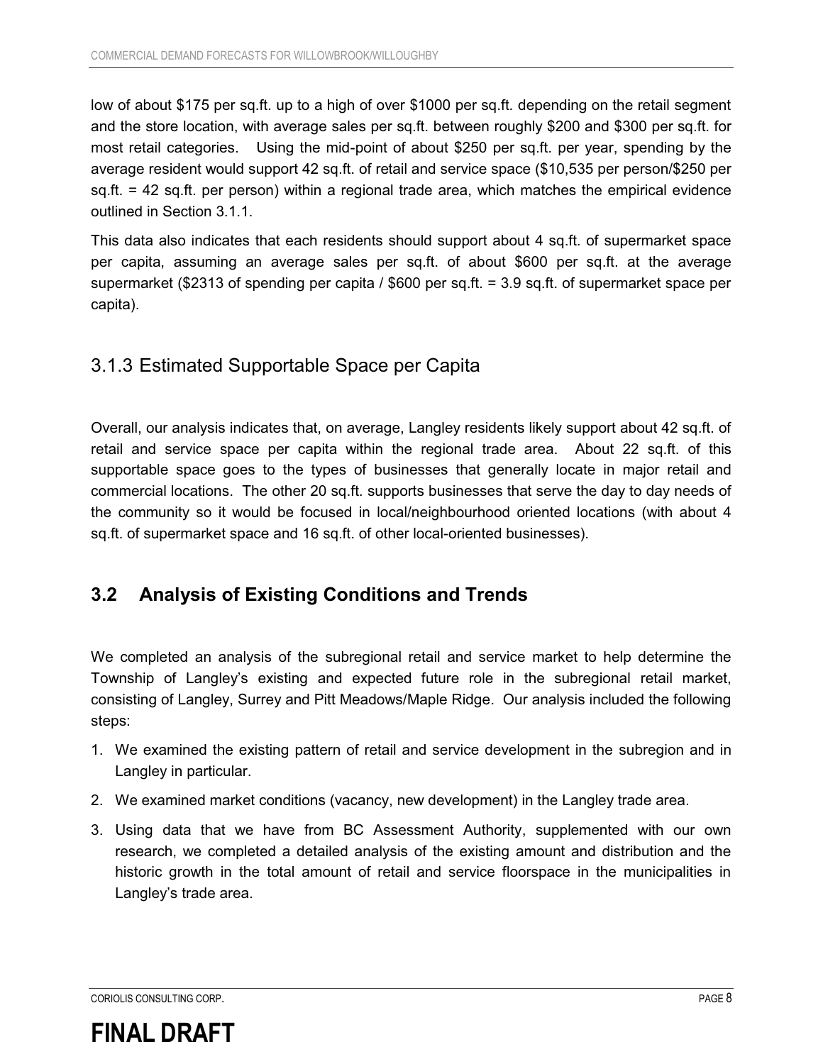low of about \$175 per sq.ft. up to a high of over \$1000 per sq.ft. depending on the retail segment and the store location, with average sales per sq.ft. between roughly \$200 and \$300 per sq.ft. for most retail categories. Using the mid-point of about \$250 per sq.ft. per year, spending by the average resident would support 42 sq.ft. of retail and service space (\$10,535 per person/\$250 per sq.ft. = 42 sq.ft. per person) within a regional trade area, which matches the empirical evidence outlined in Section 3.1.1.

This data also indicates that each residents should support about 4 sq.ft. of supermarket space per capita, assuming an average sales per sq.ft. of about \$600 per sq.ft. at the average supermarket (\$2313 of spending per capita / \$600 per sq.ft. = 3.9 sq.ft. of supermarket space per capita).

### 3.1.3 Estimated Supportable Space per Capita

Overall, our analysis indicates that, on average, Langley residents likely support about 42 sq.ft. of retail and service space per capita within the regional trade area. About 22 sq.ft. of this supportable space goes to the types of businesses that generally locate in major retail and commercial locations. The other 20 sq.ft. supports businesses that serve the day to day needs of the community so it would be focused in local/neighbourhood oriented locations (with about 4 sq.ft. of supermarket space and 16 sq.ft. of other local-oriented businesses).

## 3.2 Analysis of Existing Conditions and Trends

We completed an analysis of the subregional retail and service market to help determine the Township of Langley's existing and expected future role in the subregional retail market, consisting of Langley, Surrey and Pitt Meadows/Maple Ridge. Our analysis included the following steps:

1. We examined the existing pattern of retail and service development in the subregion and in Langley in particular.
2. We examined market conditions (vacancy, new development) in the Langley trade area.
3. Using data that we have from BC Assessment Authority, supplemented with our own research, we completed a detailed analysis of the existing amount and distribution and the historic growth in the total amount of retail and service floorspace in the municipalities in Langley's trade area.

**FINAL DRAFT**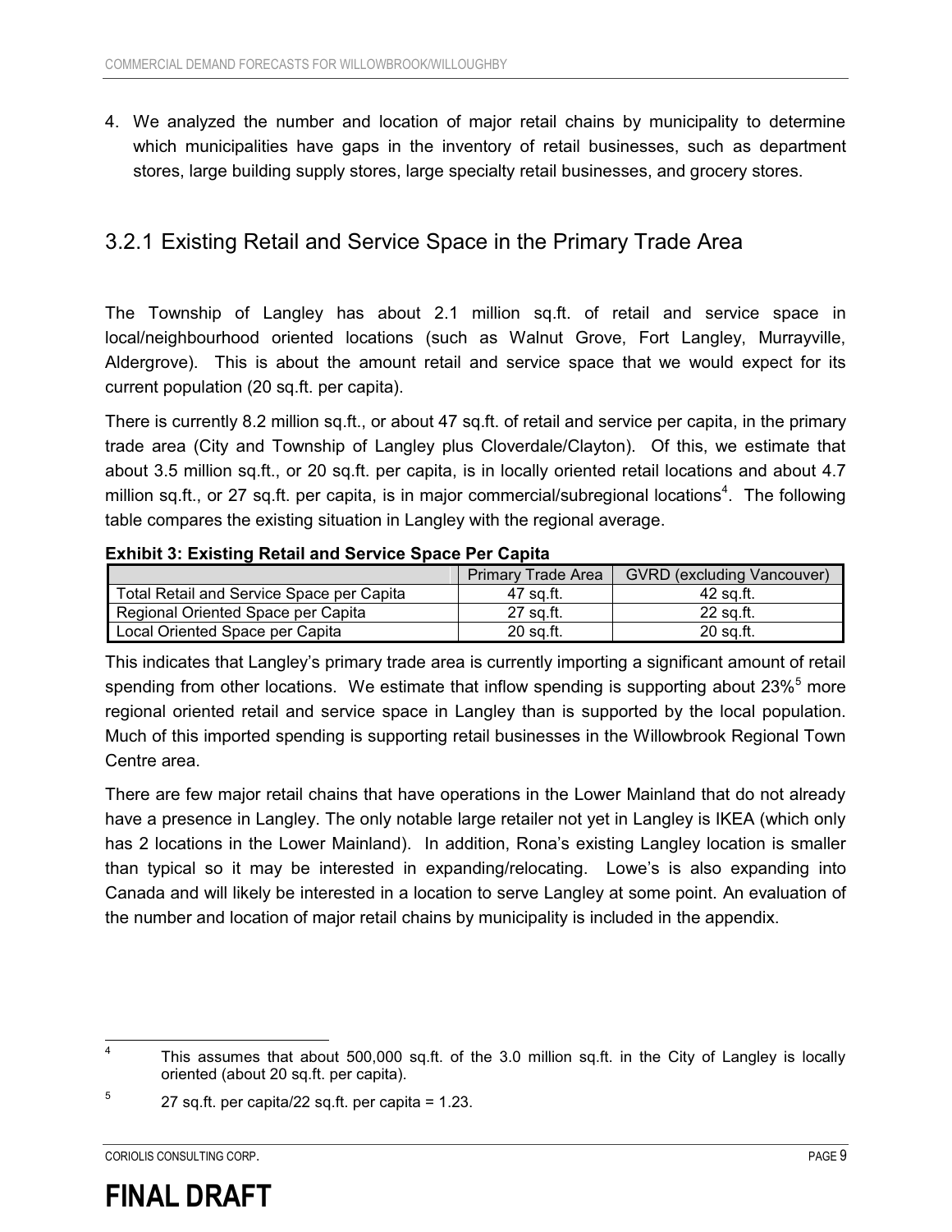4. We analyzed the number and location of major retail chains by municipality to determine which municipalities have gaps in the inventory of retail businesses, such as department stores, large building supply stores, large specialty retail businesses, and grocery stores.

### 3.2.1 Existing Retail and Service Space in the Primary Trade Area

The Township of Langley has about 2.1 million sq.ft. of retail and service space in local/neighbourhood oriented locations (such as Walnut Grove, Fort Langley, Murrayville, Aldergrove). This is about the amount retail and service space that we would expect for its current population (20 sq.ft. per capita).

There is currently 8.2 million sq.ft., or about 47 sq.ft. of retail and service per capita, in the primary trade area (City and Township of Langley plus Cloverdale/Clayton). Of this, we estimate that about 3.5 million sq.ft., or 20 sq.ft. per capita, is in locally oriented retail locations and about 4.7 million sq.ft., or 27 sq.ft. per capita, is in major commercial/subregional locations[4]. The following table compares the existing situation in Langley with the regional average.

**Exhibit 3: Existing Retail and Service Space Per Capita**

| | Primary Trade Area | GVRD (excluding Vancouver) |
|---|---|---|
| Total Retail and Service Space per Capita | 47 sq.ft. | 42 sq.ft. |
| Regional Oriented Space per Capita | 27 sq.ft. | 22 sq.ft. |
| Local Oriented Space per Capita | 20 sq.ft. | 20 sq.ft. |

This indicates that Langley's primary trade area is currently importing a significant amount of retail spending from other locations. We estimate that inflow spending is supporting about 23%[5] more regional oriented retail and service space in Langley than is supported by the local population. Much of this imported spending is supporting retail businesses in the Willowbrook Regional Town Centre area.

There are few major retail chains that have operations in the Lower Mainland that do not already have a presence in Langley. The only notable large retailer not yet in Langley is IKEA (which only has 2 locations in the Lower Mainland). In addition, Rona's existing Langley location is smaller than typical so it may be interested in expanding/relocating. Lowe's is also expanding into Canada and will likely be interested in a location to serve Langley at some point. An evaluation of the number and location of major retail chains by municipality is included in the appendix.

---

[4] This assumes that about 500,000 sq.ft. of the 3.0 million sq.ft. in the City of Langley is locally oriented (about 20 sq.ft. per capita).

[5] 27 sq.ft. per capita/22 sq.ft. per capita = 1.23.

**FINAL DRAFT**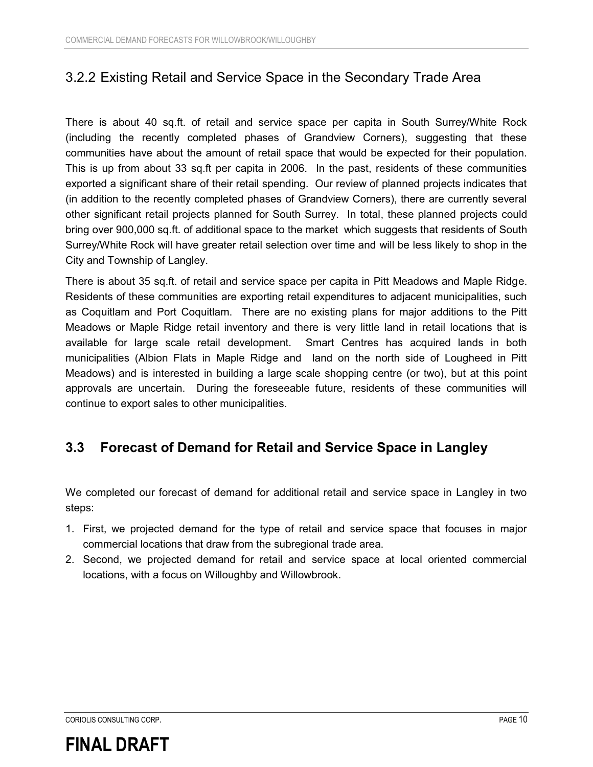### 3.2.2 Existing Retail and Service Space in the Secondary Trade Area

There is about 40 sq.ft. of retail and service space per capita in South Surrey/White Rock (including the recently completed phases of Grandview Corners), suggesting that these communities have about the amount of retail space that would be expected for their population. This is up from about 33 sq.ft per capita in 2006. In the past, residents of these communities exported a significant share of their retail spending. Our review of planned projects indicates that (in addition to the recently completed phases of Grandview Corners), there are currently several other significant retail projects planned for South Surrey. In total, these planned projects could bring over 900,000 sq.ft. of additional space to the market which suggests that residents of South Surrey/White Rock will have greater retail selection over time and will be less likely to shop in the City and Township of Langley.

There is about 35 sq.ft. of retail and service space per capita in Pitt Meadows and Maple Ridge. Residents of these communities are exporting retail expenditures to adjacent municipalities, such as Coquitlam and Port Coquitlam. There are no existing plans for major additions to the Pitt Meadows or Maple Ridge retail inventory and there is very little land in retail locations that is available for large scale retail development. Smart Centres has acquired lands in both municipalities (Albion Flats in Maple Ridge and land on the north side of Lougheed in Pitt Meadows) and is interested in building a large scale shopping centre (or two), but at this point approvals are uncertain. During the foreseeable future, residents of these communities will continue to export sales to other municipalities.

## 3.3 Forecast of Demand for Retail and Service Space in Langley

We completed our forecast of demand for additional retail and service space in Langley in two steps:

1. First, we projected demand for the type of retail and service space that focuses in major commercial locations that draw from the subregional trade area.
2. Second, we projected demand for retail and service space at local oriented commercial locations, with a focus on Willoughby and Willowbrook.

**FINAL DRAFT**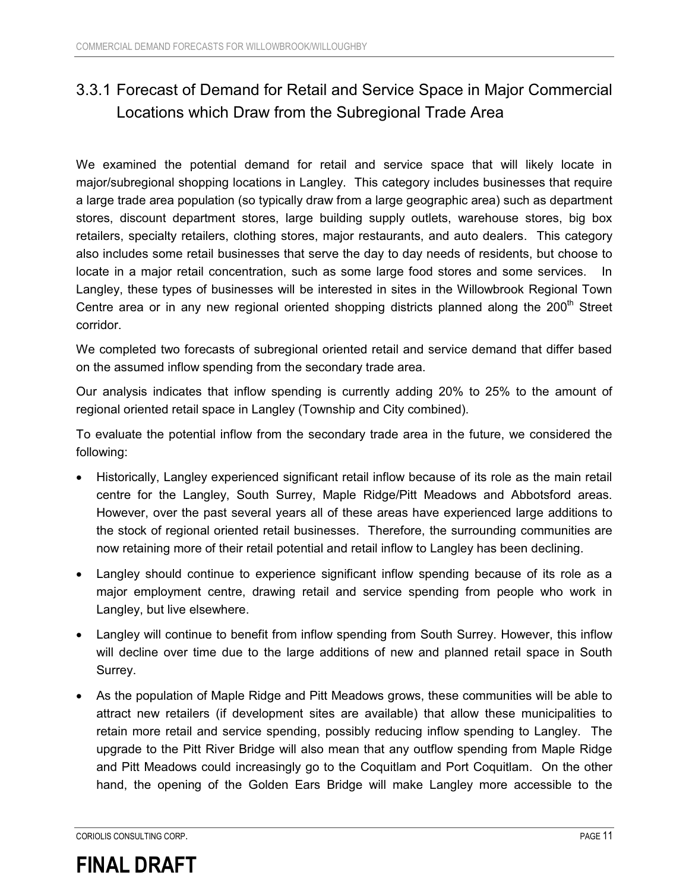### 3.3.1 Forecast of Demand for Retail and Service Space in Major Commercial Locations which Draw from the Subregional Trade Area

We examined the potential demand for retail and service space that will likely locate in major/subregional shopping locations in Langley. This category includes businesses that require a large trade area population (so typically draw from a large geographic area) such as department stores, discount department stores, large building supply outlets, warehouse stores, big box retailers, specialty retailers, clothing stores, major restaurants, and auto dealers. This category also includes some retail businesses that serve the day to day needs of residents, but choose to locate in a major retail concentration, such as some large food stores and some services. In Langley, these types of businesses will be interested in sites in the Willowbrook Regional Town Centre area or in any new regional oriented shopping districts planned along the 200th Street corridor.

We completed two forecasts of subregional oriented retail and service demand that differ based on the assumed inflow spending from the secondary trade area.

Our analysis indicates that inflow spending is currently adding 20% to 25% to the amount of regional oriented retail space in Langley (Township and City combined).

To evaluate the potential inflow from the secondary trade area in the future, we considered the following:

- Historically, Langley experienced significant retail inflow because of its role as the main retail centre for the Langley, South Surrey, Maple Ridge/Pitt Meadows and Abbotsford areas. However, over the past several years all of these areas have experienced large additions to the stock of regional oriented retail businesses. Therefore, the surrounding communities are now retaining more of their retail potential and retail inflow to Langley has been declining.
- Langley should continue to experience significant inflow spending because of its role as a major employment centre, drawing retail and service spending from people who work in Langley, but live elsewhere.
- Langley will continue to benefit from inflow spending from South Surrey. However, this inflow will decline over time due to the large additions of new and planned retail space in South Surrey.
- As the population of Maple Ridge and Pitt Meadows grows, these communities will be able to attract new retailers (if development sites are available) that allow these municipalities to retain more retail and service spending, possibly reducing inflow spending to Langley. The upgrade to the Pitt River Bridge will also mean that any outflow spending from Maple Ridge and Pitt Meadows could increasingly go to the Coquitlam and Port Coquitlam. On the other hand, the opening of the Golden Ears Bridge will make Langley more accessible to the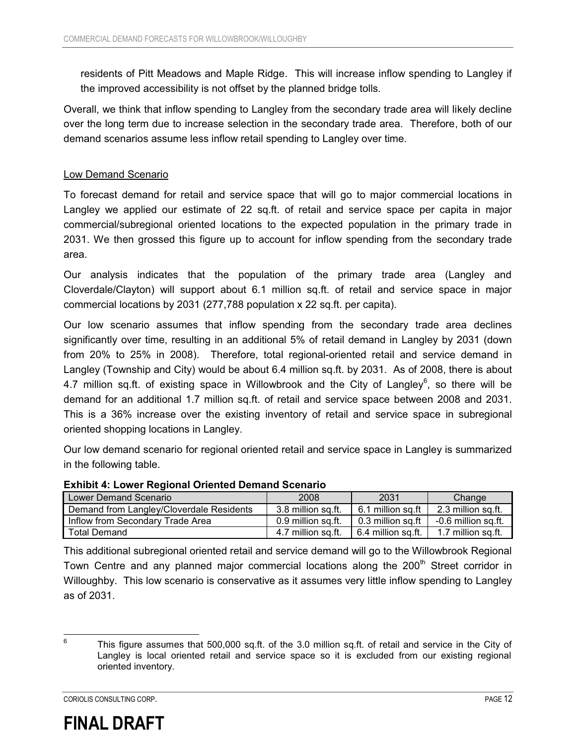residents of Pitt Meadows and Maple Ridge. This will increase inflow spending to Langley if the improved accessibility is not offset by the planned bridge tolls.

Overall, we think that inflow spending to Langley from the secondary trade area will likely decline over the long term due to increase selection in the secondary trade area. Therefore, both of our demand scenarios assume less inflow retail spending to Langley over time.

Low Demand Scenario

To forecast demand for retail and service space that will go to major commercial locations in Langley we applied our estimate of 22 sq.ft. of retail and service space per capita in major commercial/subregional oriented locations to the expected population in the primary trade in 2031. We then grossed this figure up to account for inflow spending from the secondary trade area.

Our analysis indicates that the population of the primary trade area (Langley and Cloverdale/Clayton) will support about 6.1 million sq.ft. of retail and service space in major commercial locations by 2031 (277,788 population x 22 sq.ft. per capita).

Our low scenario assumes that inflow spending from the secondary trade area declines significantly over time, resulting in an additional 5% of retail demand in Langley by 2031 (down from 20% to 25% in 2008). Therefore, total regional-oriented retail and service demand in Langley (Township and City) would be about 6.4 million sq.ft. by 2031. As of 2008, there is about 4.7 million sq.ft. of existing space in Willowbrook and the City of Langley[6], so there will be demand for an additional 1.7 million sq.ft. of retail and service space between 2008 and 2031. This is a 36% increase over the existing inventory of retail and service space in subregional oriented shopping locations in Langley.

Our low demand scenario for regional oriented retail and service space in Langley is summarized in the following table.

**Exhibit 4: Lower Regional Oriented Demand Scenario**

| Lower Demand Scenario | 2008 | 2031 | Change |
|---|---|---|---|
| Demand from Langley/Cloverdale Residents | 3.8 million sq.ft. | 6.1 million sq.ft | 2.3 million sq.ft. |
| Inflow from Secondary Trade Area | 0.9 million sq.ft. | 0.3 million sq.ft | -0.6 million sq.ft. |
| Total Demand | 4.7 million sq.ft. | 6.4 million sq.ft. | 1.7 million sq.ft. |

This additional subregional oriented retail and service demand will go to the Willowbrook Regional Town Centre and any planned major commercial locations along the 200th Street corridor in Willoughby. This low scenario is conservative as it assumes very little inflow spending to Langley as of 2031.

[6] This figure assumes that 500,000 sq.ft. of the 3.0 million sq.ft. of retail and service in the City of Langley is local oriented retail and service space so it is excluded from our existing regional oriented inventory.

**FINAL DRAFT**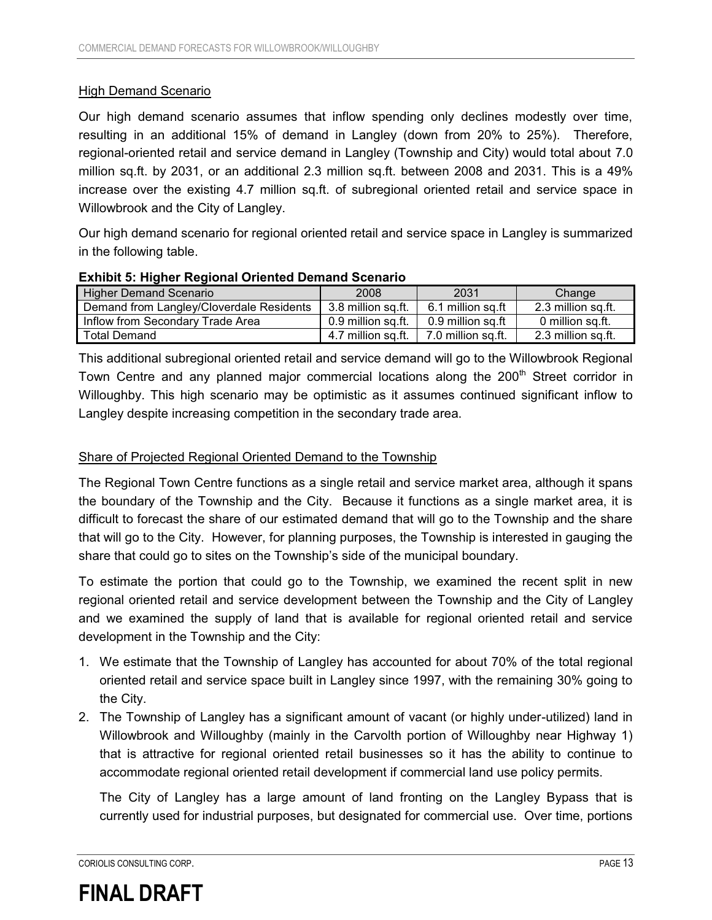High Demand Scenario

Our high demand scenario assumes that inflow spending only declines modestly over time, resulting in an additional 15% of demand in Langley (down from 20% to 25%). Therefore, regional-oriented retail and service demand in Langley (Township and City) would total about 7.0 million sq.ft. by 2031, or an additional 2.3 million sq.ft. between 2008 and 2031. This is a 49% increase over the existing 4.7 million sq.ft. of subregional oriented retail and service space in Willowbrook and the City of Langley.

Our high demand scenario for regional oriented retail and service space in Langley is summarized in the following table.

**Exhibit 5: Higher Regional Oriented Demand Scenario**

| Higher Demand Scenario | 2008 | 2031 | Change |
|---|---|---|---|
| Demand from Langley/Cloverdale Residents | 3.8 million sq.ft. | 6.1 million sq.ft | 2.3 million sq.ft. |
| Inflow from Secondary Trade Area | 0.9 million sq.ft. | 0.9 million sq.ft | 0 million sq.ft. |
| Total Demand | 4.7 million sq.ft. | 7.0 million sq.ft. | 2.3 million sq.ft. |

This additional subregional oriented retail and service demand will go to the Willowbrook Regional Town Centre and any planned major commercial locations along the 200th Street corridor in Willoughby. This high scenario may be optimistic as it assumes continued significant inflow to Langley despite increasing competition in the secondary trade area.

Share of Projected Regional Oriented Demand to the Township

The Regional Town Centre functions as a single retail and service market area, although it spans the boundary of the Township and the City. Because it functions as a single market area, it is difficult to forecast the share of our estimated demand that will go to the Township and the share that will go to the City. However, for planning purposes, the Township is interested in gauging the share that could go to sites on the Township's side of the municipal boundary.

To estimate the portion that could go to the Township, we examined the recent split in new regional oriented retail and service development between the Township and the City of Langley and we examined the supply of land that is available for regional oriented retail and service development in the Township and the City:

1. We estimate that the Township of Langley has accounted for about 70% of the total regional oriented retail and service space built in Langley since 1997, with the remaining 30% going to the City.
2. The Township of Langley has a significant amount of vacant (or highly under-utilized) land in Willowbrook and Willoughby (mainly in the Carvolth portion of Willoughby near Highway 1) that is attractive for regional oriented retail businesses so it has the ability to continue to accommodate regional oriented retail development if commercial land use policy permits.

   The City of Langley has a large amount of land fronting on the Langley Bypass that is currently used for industrial purposes, but designated for commercial use. Over time, portions

**FINAL DRAFT**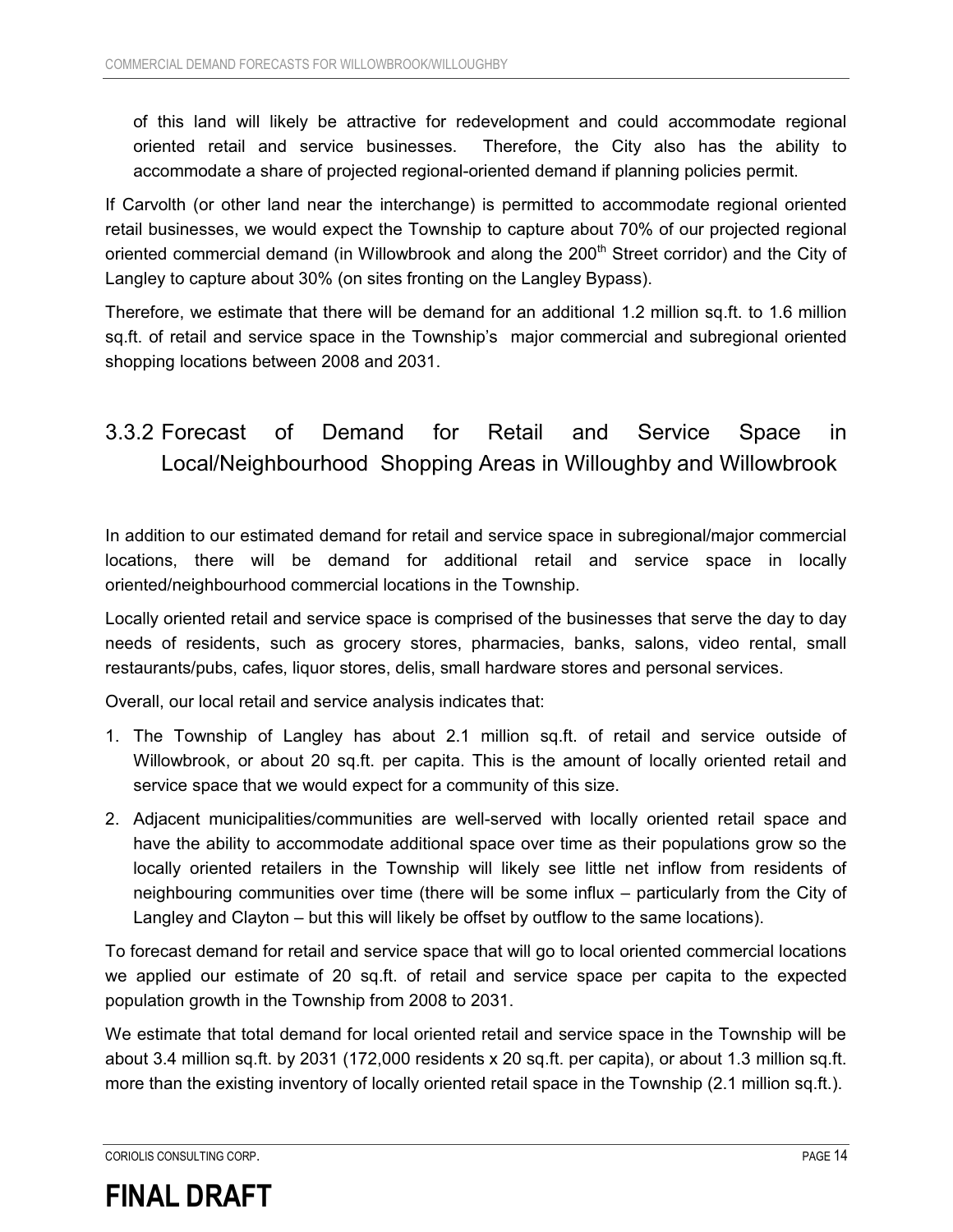of this land will likely be attractive for redevelopment and could accommodate regional oriented retail and service businesses. Therefore, the City also has the ability to accommodate a share of projected regional-oriented demand if planning policies permit.

If Carvolth (or other land near the interchange) is permitted to accommodate regional oriented retail businesses, we would expect the Township to capture about 70% of our projected regional oriented commercial demand (in Willowbrook and along the 200th Street corridor) and the City of Langley to capture about 30% (on sites fronting on the Langley Bypass).

Therefore, we estimate that there will be demand for an additional 1.2 million sq.ft. to 1.6 million sq.ft. of retail and service space in the Township's major commercial and subregional oriented shopping locations between 2008 and 2031.

### 3.3.2 Forecast of Demand for Retail and Service Space in Local/Neighbourhood Shopping Areas in Willoughby and Willowbrook

In addition to our estimated demand for retail and service space in subregional/major commercial locations, there will be demand for additional retail and service space in locally oriented/neighbourhood commercial locations in the Township.

Locally oriented retail and service space is comprised of the businesses that serve the day to day needs of residents, such as grocery stores, pharmacies, banks, salons, video rental, small restaurants/pubs, cafes, liquor stores, delis, small hardware stores and personal services.

Overall, our local retail and service analysis indicates that:

1. The Township of Langley has about 2.1 million sq.ft. of retail and service outside of Willowbrook, or about 20 sq.ft. per capita. This is the amount of locally oriented retail and service space that we would expect for a community of this size.
2. Adjacent municipalities/communities are well-served with locally oriented retail space and have the ability to accommodate additional space over time as their populations grow so the locally oriented retailers in the Township will likely see little net inflow from residents of neighbouring communities over time (there will be some influx – particularly from the City of Langley and Clayton – but this will likely be offset by outflow to the same locations).

To forecast demand for retail and service space that will go to local oriented commercial locations we applied our estimate of 20 sq.ft. of retail and service space per capita to the expected population growth in the Township from 2008 to 2031.

We estimate that total demand for local oriented retail and service space in the Township will be about 3.4 million sq.ft. by 2031 (172,000 residents x 20 sq.ft. per capita), or about 1.3 million sq.ft. more than the existing inventory of locally oriented retail space in the Township (2.1 million sq.ft.).

**FINAL DRAFT**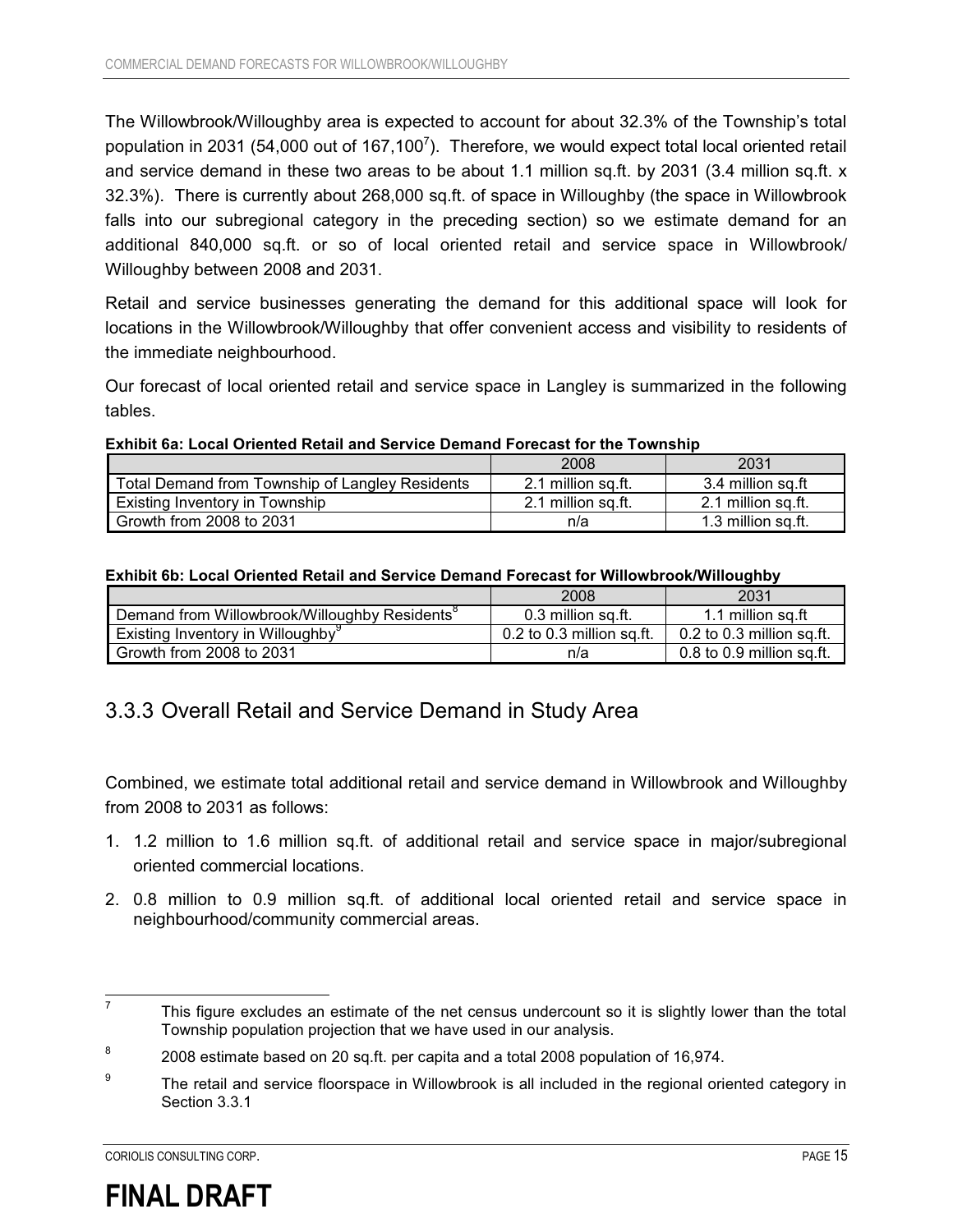The Willowbrook/Willoughby area is expected to account for about 32.3% of the Township's total population in 2031 (54,000 out of 167,100[7]). Therefore, we would expect total local oriented retail and service demand in these two areas to be about 1.1 million sq.ft. by 2031 (3.4 million sq.ft. x 32.3%). There is currently about 268,000 sq.ft. of space in Willoughby (the space in Willowbrook falls into our subregional category in the preceding section) so we estimate demand for an additional 840,000 sq.ft. or so of local oriented retail and service space in Willowbrook/ Willoughby between 2008 and 2031.

Retail and service businesses generating the demand for this additional space will look for locations in the Willowbrook/Willoughby that offer convenient access and visibility to residents of the immediate neighbourhood.

Our forecast of local oriented retail and service space in Langley is summarized in the following tables.

**Exhibit 6a: Local Oriented Retail and Service Demand Forecast for the Township**

| | 2008 | 2031 |
|---|---|---|
| Total Demand from Township of Langley Residents | 2.1 million sq.ft. | 3.4 million sq.ft |
| Existing Inventory in Township | 2.1 million sq.ft. | 2.1 million sq.ft. |
| Growth from 2008 to 2031 | n/a | 1.3 million sq.ft. |

**Exhibit 6b: Local Oriented Retail and Service Demand Forecast for Willowbrook/Willoughby**

| | 2008 | 2031 |
|---|---|---|
| Demand from Willowbrook/Willoughby Residents[8] | 0.3 million sq.ft. | 1.1 million sq.ft |
| Existing Inventory in Willoughby[9] | 0.2 to 0.3 million sq.ft. | 0.2 to 0.3 million sq.ft. |
| Growth from 2008 to 2031 | n/a | 0.8 to 0.9 million sq.ft. |

### 3.3.3 Overall Retail and Service Demand in Study Area

Combined, we estimate total additional retail and service demand in Willowbrook and Willoughby from 2008 to 2031 as follows:

1. 1.2 million to 1.6 million sq.ft. of additional retail and service space in major/subregional oriented commercial locations.
2. 0.8 million to 0.9 million sq.ft. of additional local oriented retail and service space in neighbourhood/community commercial areas.

---

[7] This figure excludes an estimate of the net census undercount so it is slightly lower than the total Township population projection that we have used in our analysis.

[8] 2008 estimate based on 20 sq.ft. per capita and a total 2008 population of 16,974.

[9] The retail and service floorspace in Willowbrook is all included in the regional oriented category in Section 3.3.1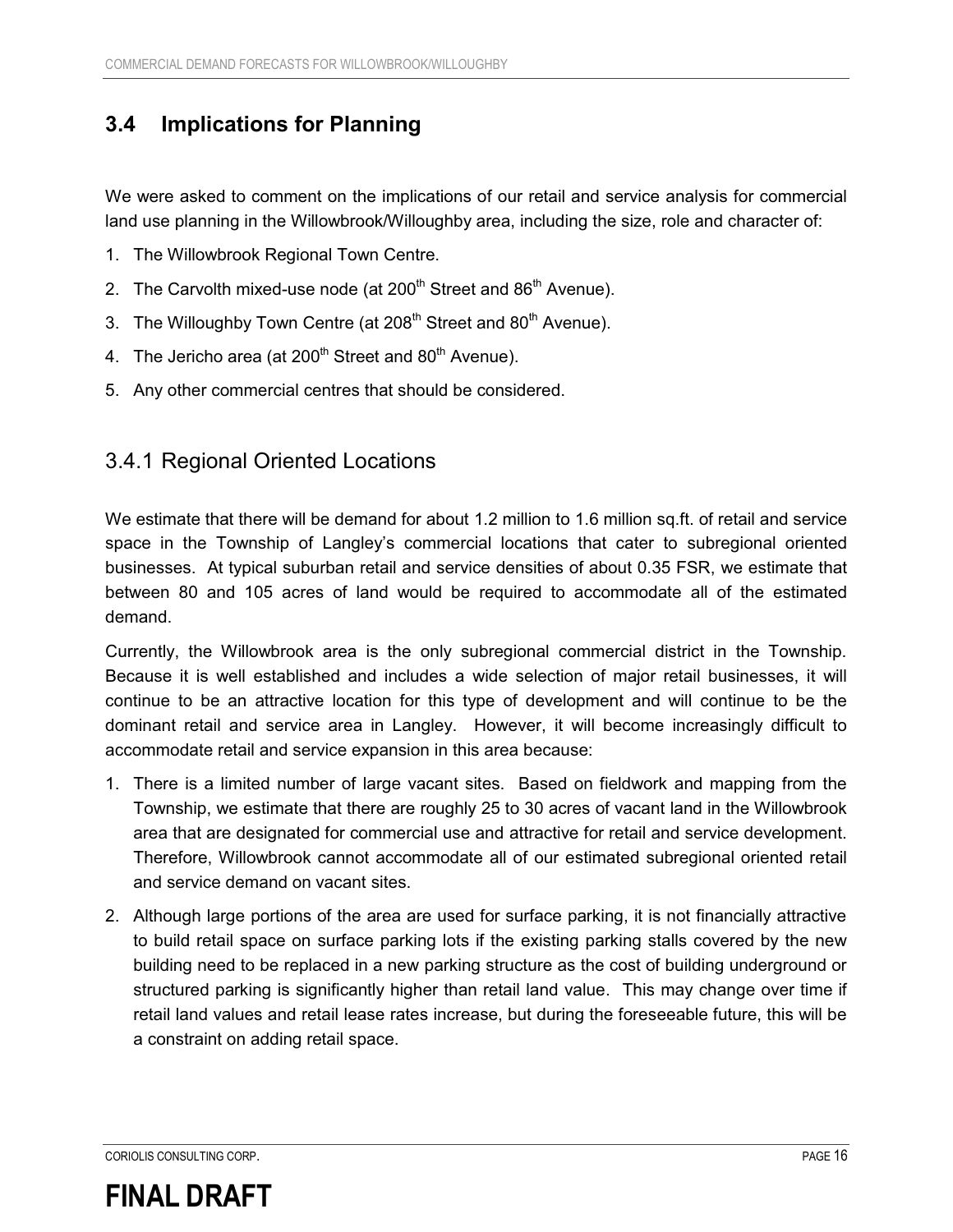## 3.4 Implications for Planning

We were asked to comment on the implications of our retail and service analysis for commercial land use planning in the Willowbrook/Willoughby area, including the size, role and character of:

1. The Willowbrook Regional Town Centre.
2. The Carvolth mixed-use node (at 200th Street and 86th Avenue).
3. The Willoughby Town Centre (at 208th Street and 80th Avenue).
4. The Jericho area (at 200th Street and 80th Avenue).
5. Any other commercial centres that should be considered.

### 3.4.1 Regional Oriented Locations

We estimate that there will be demand for about 1.2 million to 1.6 million sq.ft. of retail and service space in the Township of Langley's commercial locations that cater to subregional oriented businesses. At typical suburban retail and service densities of about 0.35 FSR, we estimate that between 80 and 105 acres of land would be required to accommodate all of the estimated demand.

Currently, the Willowbrook area is the only subregional commercial district in the Township. Because it is well established and includes a wide selection of major retail businesses, it will continue to be an attractive location for this type of development and will continue to be the dominant retail and service area in Langley. However, it will become increasingly difficult to accommodate retail and service expansion in this area because:

1. There is a limited number of large vacant sites. Based on fieldwork and mapping from the Township, we estimate that there are roughly 25 to 30 acres of vacant land in the Willowbrook area that are designated for commercial use and attractive for retail and service development. Therefore, Willowbrook cannot accommodate all of our estimated subregional oriented retail and service demand on vacant sites.
2. Although large portions of the area are used for surface parking, it is not financially attractive to build retail space on surface parking lots if the existing parking stalls covered by the new building need to be replaced in a new parking structure as the cost of building underground or structured parking is significantly higher than retail land value. This may change over time if retail land values and retail lease rates increase, but during the foreseeable future, this will be a constraint on adding retail space.

**FINAL DRAFT**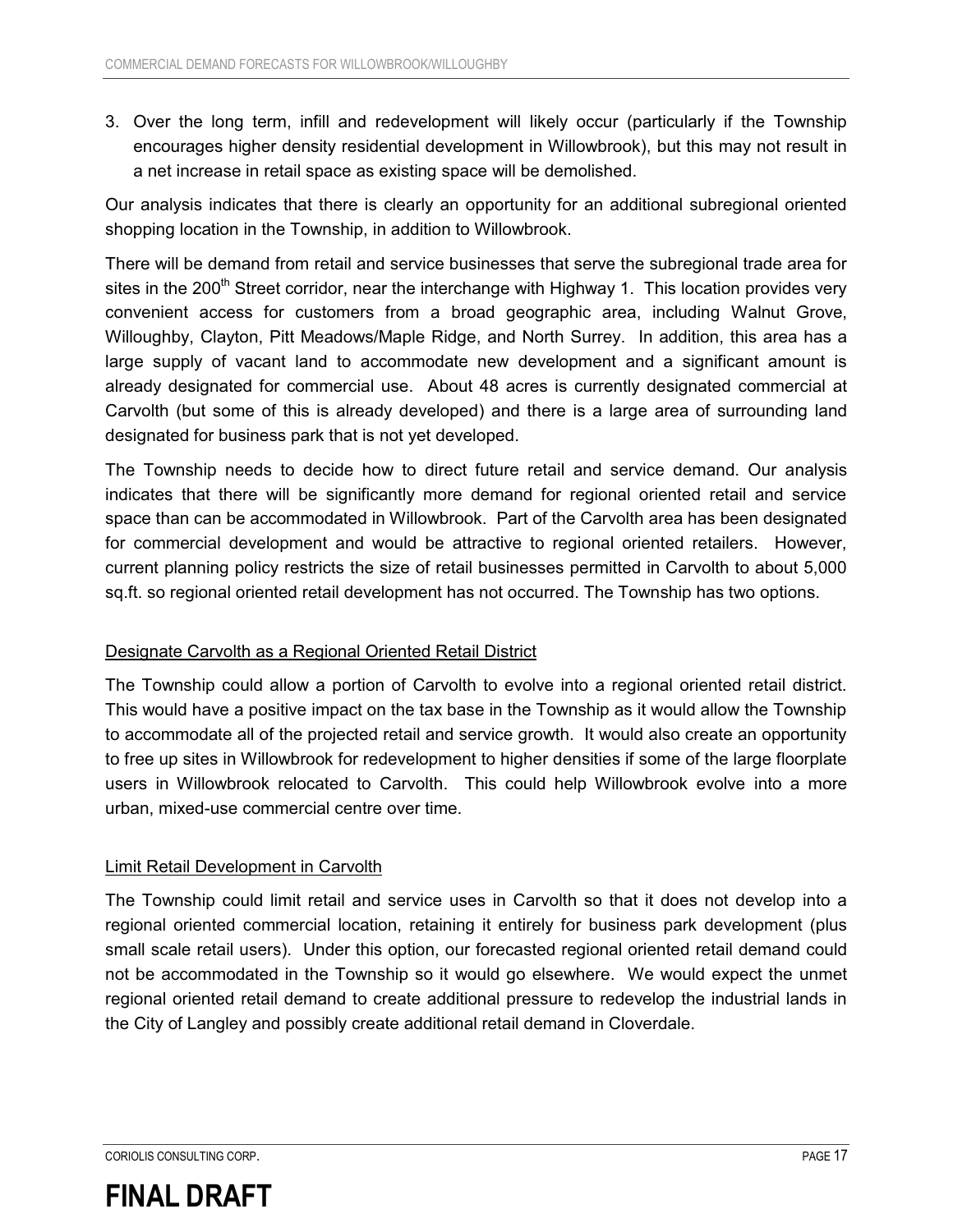3. Over the long term, infill and redevelopment will likely occur (particularly if the Township encourages higher density residential development in Willowbrook), but this may not result in a net increase in retail space as existing space will be demolished.

Our analysis indicates that there is clearly an opportunity for an additional subregional oriented shopping location in the Township, in addition to Willowbrook.

There will be demand from retail and service businesses that serve the subregional trade area for sites in the 200th Street corridor, near the interchange with Highway 1. This location provides very convenient access for customers from a broad geographic area, including Walnut Grove, Willoughby, Clayton, Pitt Meadows/Maple Ridge, and North Surrey. In addition, this area has a large supply of vacant land to accommodate new development and a significant amount is already designated for commercial use. About 48 acres is currently designated commercial at Carvolth (but some of this is already developed) and there is a large area of surrounding land designated for business park that is not yet developed.

The Township needs to decide how to direct future retail and service demand. Our analysis indicates that there will be significantly more demand for regional oriented retail and service space than can be accommodated in Willowbrook. Part of the Carvolth area has been designated for commercial development and would be attractive to regional oriented retailers. However, current planning policy restricts the size of retail businesses permitted in Carvolth to about 5,000 sq.ft. so regional oriented retail development has not occurred. The Township has two options.

<u>Designate Carvolth as a Regional Oriented Retail District</u>

The Township could allow a portion of Carvolth to evolve into a regional oriented retail district. This would have a positive impact on the tax base in the Township as it would allow the Township to accommodate all of the projected retail and service growth. It would also create an opportunity to free up sites in Willowbrook for redevelopment to higher densities if some of the large floorplate users in Willowbrook relocated to Carvolth. This could help Willowbrook evolve into a more urban, mixed-use commercial centre over time.

<u>Limit Retail Development in Carvolth</u>

The Township could limit retail and service uses in Carvolth so that it does not develop into a regional oriented commercial location, retaining it entirely for business park development (plus small scale retail users). Under this option, our forecasted regional oriented retail demand could not be accommodated in the Township so it would go elsewhere. We would expect the unmet regional oriented retail demand to create additional pressure to redevelop the industrial lands in the City of Langley and possibly create additional retail demand in Cloverdale.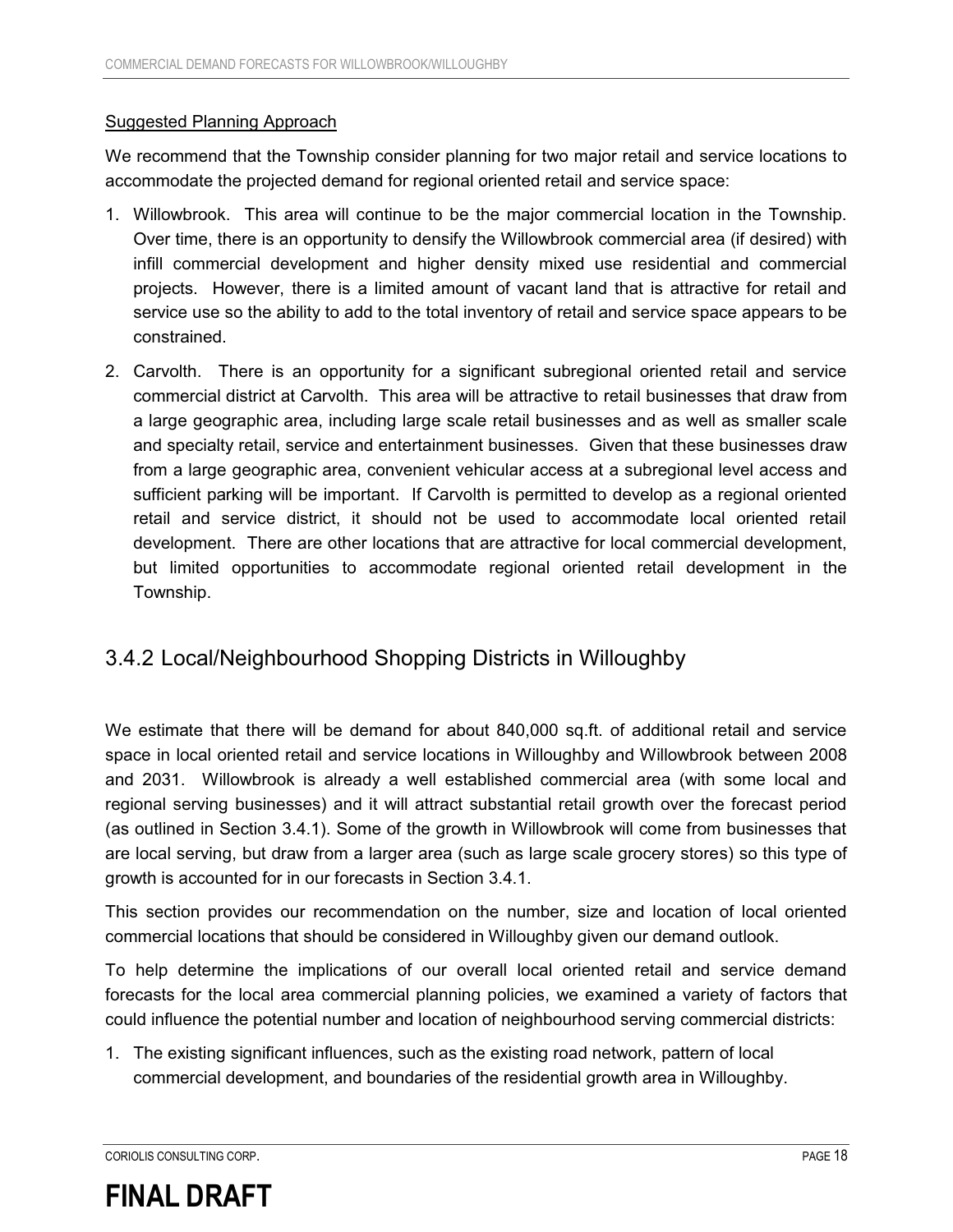Suggested Planning Approach

We recommend that the Township consider planning for two major retail and service locations to accommodate the projected demand for regional oriented retail and service space:

1. Willowbrook. This area will continue to be the major commercial location in the Township. Over time, there is an opportunity to densify the Willowbrook commercial area (if desired) with infill commercial development and higher density mixed use residential and commercial projects. However, there is a limited amount of vacant land that is attractive for retail and service use so the ability to add to the total inventory of retail and service space appears to be constrained.
2. Carvolth. There is an opportunity for a significant subregional oriented retail and service commercial district at Carvolth. This area will be attractive to retail businesses that draw from a large geographic area, including large scale retail businesses and as well as smaller scale and specialty retail, service and entertainment businesses. Given that these businesses draw from a large geographic area, convenient vehicular access at a subregional level access and sufficient parking will be important. If Carvolth is permitted to develop as a regional oriented retail and service district, it should not be used to accommodate local oriented retail development. There are other locations that are attractive for local commercial development, but limited opportunities to accommodate regional oriented retail development in the Township.

### 3.4.2 Local/Neighbourhood Shopping Districts in Willoughby

We estimate that there will be demand for about 840,000 sq.ft. of additional retail and service space in local oriented retail and service locations in Willoughby and Willowbrook between 2008 and 2031. Willowbrook is already a well established commercial area (with some local and regional serving businesses) and it will attract substantial retail growth over the forecast period (as outlined in Section 3.4.1). Some of the growth in Willowbrook will come from businesses that are local serving, but draw from a larger area (such as large scale grocery stores) so this type of growth is accounted for in our forecasts in Section 3.4.1.

This section provides our recommendation on the number, size and location of local oriented commercial locations that should be considered in Willoughby given our demand outlook.

To help determine the implications of our overall local oriented retail and service demand forecasts for the local area commercial planning policies, we examined a variety of factors that could influence the potential number and location of neighbourhood serving commercial districts:

1. The existing significant influences, such as the existing road network, pattern of local commercial development, and boundaries of the residential growth area in Willoughby.

**FINAL DRAFT**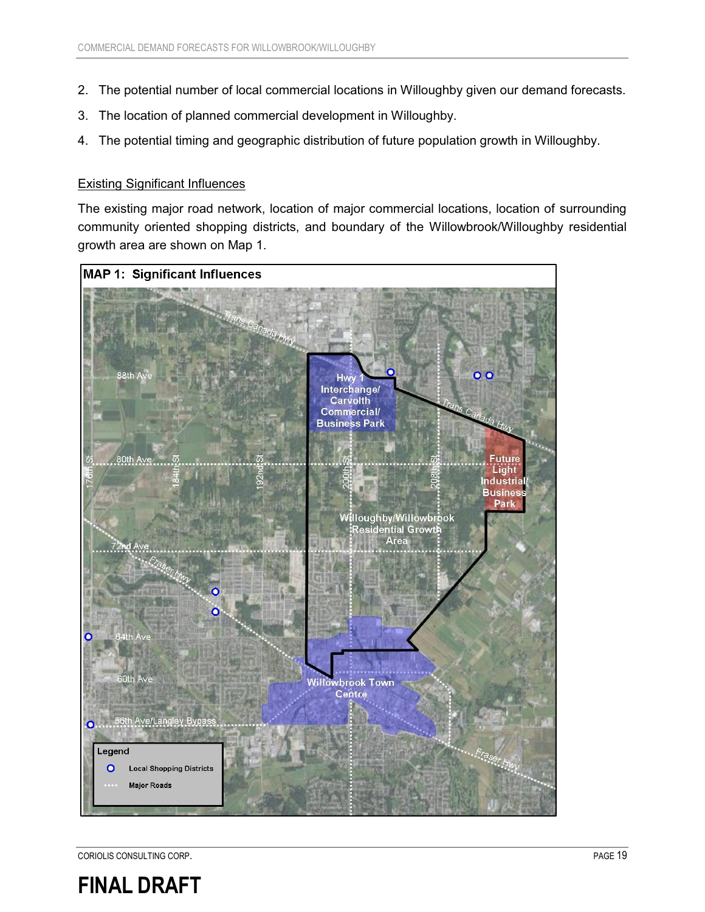2. The potential number of local commercial locations in Willoughby given our demand forecasts.
3. The location of planned commercial development in Willoughby.
4. The potential timing and geographic distribution of future population growth in Willoughby.

Existing Significant Influences

The existing major road network, location of major commercial locations, location of surrounding community oriented shopping districts, and boundary of the Willowbrook/Willoughby residential growth area are shown on Map 1.

**MAP 1: Significant Influences**

Trans Canada Hwy
88th Ave
80th Ave
72nd Ave
64th Ave
60th Ave
56th Ave/Langley Bypass
176th St
184th St
192nd St
200th St
208th St
Fraser Hwy

Hwy 1 Interchange/ Carvolth Commercial/ Business Park

Future Light Industrial/ Business Park

Willoughby/Willowbrook Residential Growth Area

Willowbrook Town Centre

Legend
- Local Shopping Districts
- Major Roads

**FINAL DRAFT**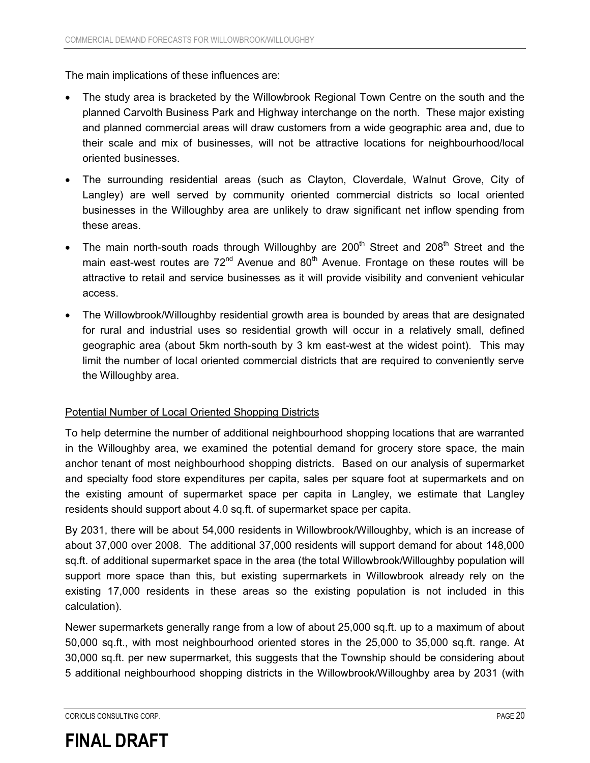The main implications of these influences are:

- The study area is bracketed by the Willowbrook Regional Town Centre on the south and the planned Carvolth Business Park and Highway interchange on the north. These major existing and planned commercial areas will draw customers from a wide geographic area and, due to their scale and mix of businesses, will not be attractive locations for neighbourhood/local oriented businesses.
- The surrounding residential areas (such as Clayton, Cloverdale, Walnut Grove, City of Langley) are well served by community oriented commercial districts so local oriented businesses in the Willoughby area are unlikely to draw significant net inflow spending from these areas.
- The main north-south roads through Willoughby are 200th Street and 208th Street and the main east-west routes are 72nd Avenue and 80th Avenue. Frontage on these routes will be attractive to retail and service businesses as it will provide visibility and convenient vehicular access.
- The Willowbrook/Willoughby residential growth area is bounded by areas that are designated for rural and industrial uses so residential growth will occur in a relatively small, defined geographic area (about 5km north-south by 3 km east-west at the widest point). This may limit the number of local oriented commercial districts that are required to conveniently serve the Willoughby area.

<u>Potential Number of Local Oriented Shopping Districts</u>

To help determine the number of additional neighbourhood shopping locations that are warranted in the Willoughby area, we examined the potential demand for grocery store space, the main anchor tenant of most neighbourhood shopping districts. Based on our analysis of supermarket and specialty food store expenditures per capita, sales per square foot at supermarkets and on the existing amount of supermarket space per capita in Langley, we estimate that Langley residents should support about 4.0 sq.ft. of supermarket space per capita.

By 2031, there will be about 54,000 residents in Willowbrook/Willoughby, which is an increase of about 37,000 over 2008. The additional 37,000 residents will support demand for about 148,000 sq.ft. of additional supermarket space in the area (the total Willowbrook/Willoughby population will support more space than this, but existing supermarkets in Willowbrook already rely on the existing 17,000 residents in these areas so the existing population is not included in this calculation).

Newer supermarkets generally range from a low of about 25,000 sq.ft. up to a maximum of about 50,000 sq.ft., with most neighbourhood oriented stores in the 25,000 to 35,000 sq.ft. range. At 30,000 sq.ft. per new supermarket, this suggests that the Township should be considering about 5 additional neighbourhood shopping districts in the Willowbrook/Willoughby area by 2031 (with

**FINAL DRAFT**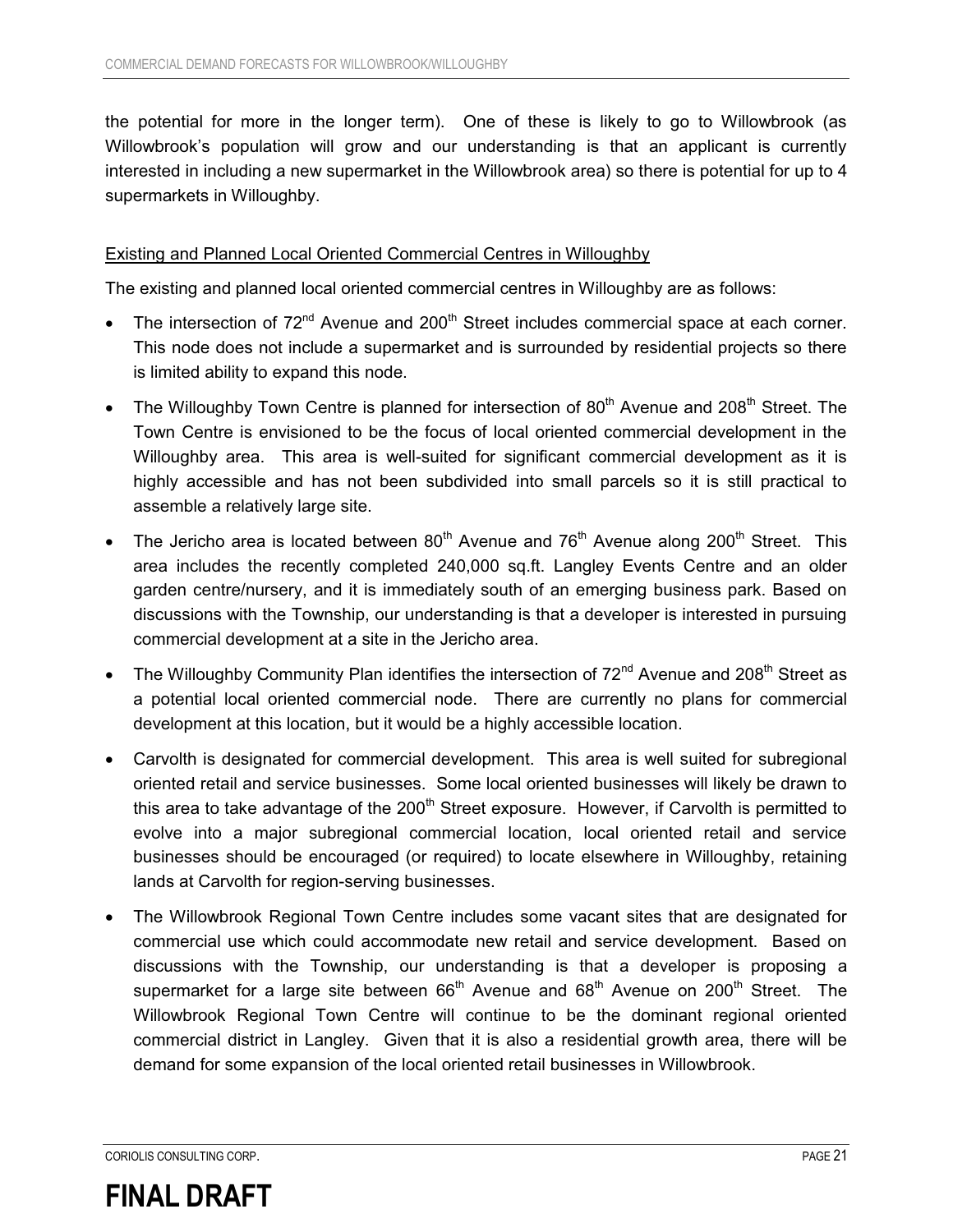the potential for more in the longer term). One of these is likely to go to Willowbrook (as Willowbrook's population will grow and our understanding is that an applicant is currently interested in including a new supermarket in the Willowbrook area) so there is potential for up to 4 supermarkets in Willoughby.

Existing and Planned Local Oriented Commercial Centres in Willoughby

The existing and planned local oriented commercial centres in Willoughby are as follows:

- The intersection of 72nd Avenue and 200th Street includes commercial space at each corner. This node does not include a supermarket and is surrounded by residential projects so there is limited ability to expand this node.
- The Willoughby Town Centre is planned for intersection of 80th Avenue and 208th Street. The Town Centre is envisioned to be the focus of local oriented commercial development in the Willoughby area. This area is well-suited for significant commercial development as it is highly accessible and has not been subdivided into small parcels so it is still practical to assemble a relatively large site.
- The Jericho area is located between 80th Avenue and 76th Avenue along 200th Street. This area includes the recently completed 240,000 sq.ft. Langley Events Centre and an older garden centre/nursery, and it is immediately south of an emerging business park. Based on discussions with the Township, our understanding is that a developer is interested in pursuing commercial development at a site in the Jericho area.
- The Willoughby Community Plan identifies the intersection of 72nd Avenue and 208th Street as a potential local oriented commercial node. There are currently no plans for commercial development at this location, but it would be a highly accessible location.
- Carvolth is designated for commercial development. This area is well suited for subregional oriented retail and service businesses. Some local oriented businesses will likely be drawn to this area to take advantage of the 200th Street exposure. However, if Carvolth is permitted to evolve into a major subregional commercial location, local oriented retail and service businesses should be encouraged (or required) to locate elsewhere in Willoughby, retaining lands at Carvolth for region-serving businesses.
- The Willowbrook Regional Town Centre includes some vacant sites that are designated for commercial use which could accommodate new retail and service development. Based on discussions with the Township, our understanding is that a developer is proposing a supermarket for a large site between 66th Avenue and 68th Avenue on 200th Street. The Willowbrook Regional Town Centre will continue to be the dominant regional oriented commercial district in Langley. Given that it is also a residential growth area, there will be demand for some expansion of the local oriented retail businesses in Willowbrook.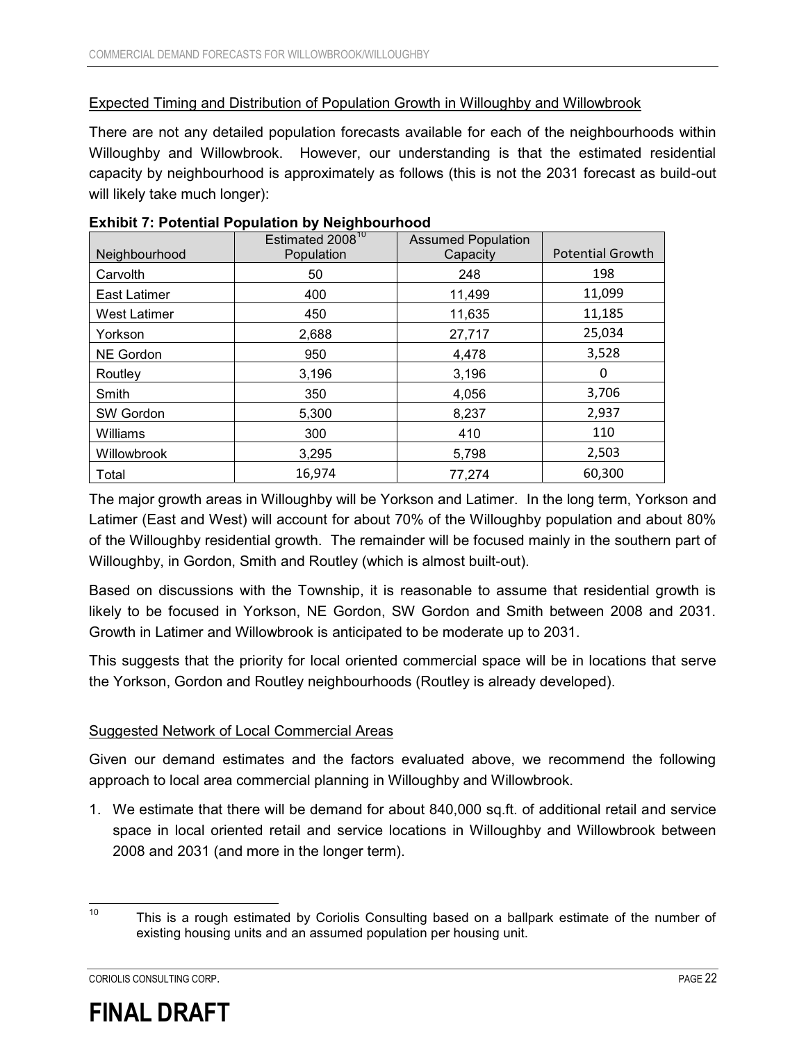Expected Timing and Distribution of Population Growth in Willoughby and Willowbrook

There are not any detailed population forecasts available for each of the neighbourhoods within Willoughby and Willowbrook. However, our understanding is that the estimated residential capacity by neighbourhood is approximately as follows (this is not the 2031 forecast as build-out will likely take much longer):

**Exhibit 7: Potential Population by Neighbourhood**

| Neighbourhood | Estimated 2008[10] Population | Assumed Population Capacity | Potential Growth |
|---|---|---|---|
| Carvolth | 50 | 248 | 198 |
| East Latimer | 400 | 11,499 | 11,099 |
| West Latimer | 450 | 11,635 | 11,185 |
| Yorkson | 2,688 | 27,717 | 25,034 |
| NE Gordon | 950 | 4,478 | 3,528 |
| Routley | 3,196 | 3,196 | 0 |
| Smith | 350 | 4,056 | 3,706 |
| SW Gordon | 5,300 | 8,237 | 2,937 |
| Williams | 300 | 410 | 110 |
| Willowbrook | 3,295 | 5,798 | 2,503 |
| Total | 16,974 | 77,274 | 60,300 |

The major growth areas in Willoughby will be Yorkson and Latimer. In the long term, Yorkson and Latimer (East and West) will account for about 70% of the Willoughby population and about 80% of the Willoughby residential growth. The remainder will be focused mainly in the southern part of Willoughby, in Gordon, Smith and Routley (which is almost built-out).

Based on discussions with the Township, it is reasonable to assume that residential growth is likely to be focused in Yorkson, NE Gordon, SW Gordon and Smith between 2008 and 2031. Growth in Latimer and Willowbrook is anticipated to be moderate up to 2031.

This suggests that the priority for local oriented commercial space will be in locations that serve the Yorkson, Gordon and Routley neighbourhoods (Routley is already developed).

Suggested Network of Local Commercial Areas

Given our demand estimates and the factors evaluated above, we recommend the following approach to local area commercial planning in Willoughby and Willowbrook.

1. We estimate that there will be demand for about 840,000 sq.ft. of additional retail and service space in local oriented retail and service locations in Willoughby and Willowbrook between 2008 and 2031 (and more in the longer term).

[10] This is a rough estimated by Coriolis Consulting based on a ballpark estimate of the number of existing housing units and an assumed population per housing unit.

**FINAL DRAFT**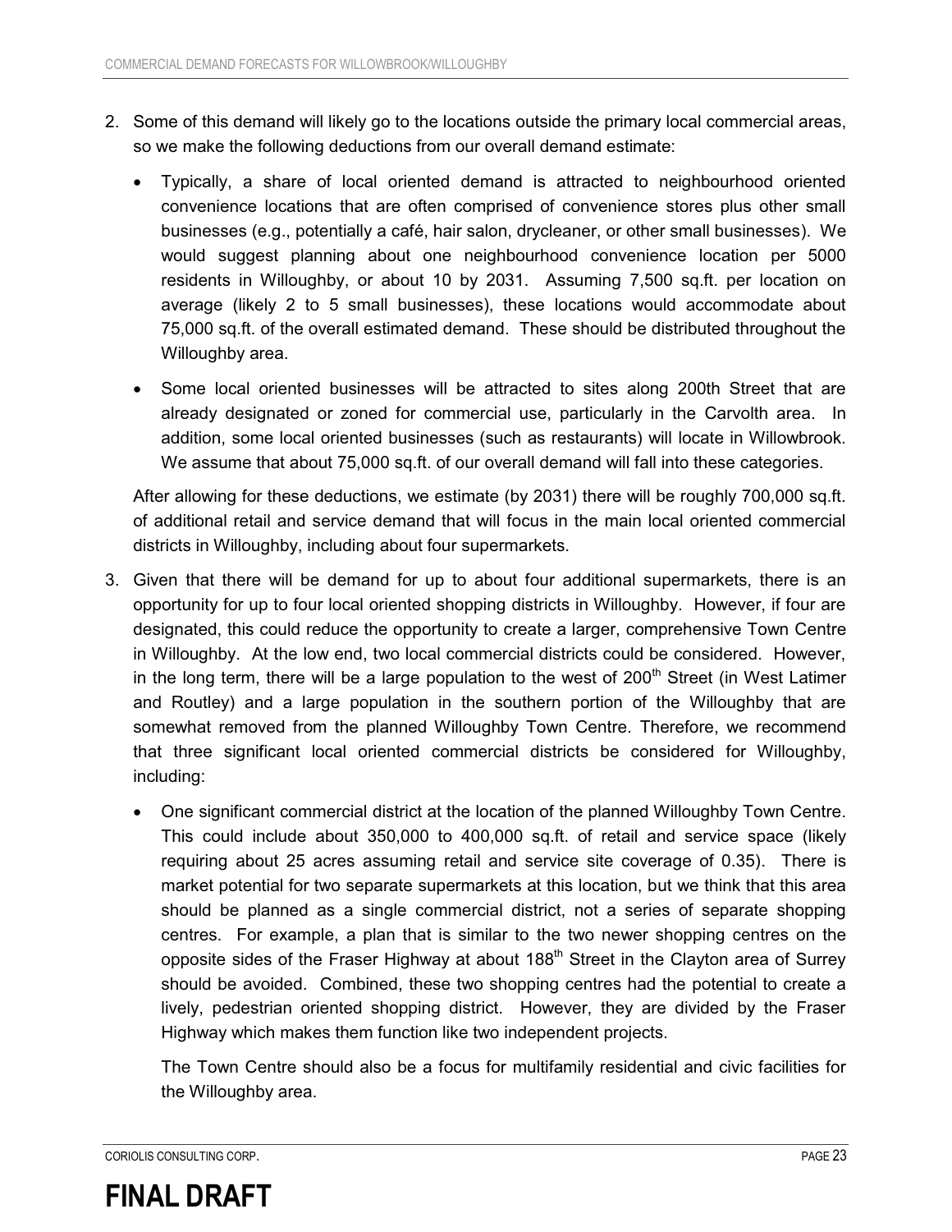2. Some of this demand will likely go to the locations outside the primary local commercial areas, so we make the following deductions from our overall demand estimate:

   - Typically, a share of local oriented demand is attracted to neighbourhood oriented convenience locations that are often comprised of convenience stores plus other small businesses (e.g., potentially a café, hair salon, drycleaner, or other small businesses). We would suggest planning about one neighbourhood convenience location per 5000 residents in Willoughby, or about 10 by 2031. Assuming 7,500 sq.ft. per location on average (likely 2 to 5 small businesses), these locations would accommodate about 75,000 sq.ft. of the overall estimated demand. These should be distributed throughout the Willoughby area.

   - Some local oriented businesses will be attracted to sites along 200th Street that are already designated or zoned for commercial use, particularly in the Carvolth area. In addition, some local oriented businesses (such as restaurants) will locate in Willowbrook. We assume that about 75,000 sq.ft. of our overall demand will fall into these categories.

   After allowing for these deductions, we estimate (by 2031) there will be roughly 700,000 sq.ft. of additional retail and service demand that will focus in the main local oriented commercial districts in Willoughby, including about four supermarkets.

3. Given that there will be demand for up to about four additional supermarkets, there is an opportunity for up to four local oriented shopping districts in Willoughby. However, if four are designated, this could reduce the opportunity to create a larger, comprehensive Town Centre in Willoughby. At the low end, two local commercial districts could be considered. However, in the long term, there will be a large population to the west of 200th Street (in West Latimer and Routley) and a large population in the southern portion of the Willoughby that are somewhat removed from the planned Willoughby Town Centre. Therefore, we recommend that three significant local oriented commercial districts be considered for Willoughby, including:

   - One significant commercial district at the location of the planned Willoughby Town Centre. This could include about 350,000 to 400,000 sq.ft. of retail and service space (likely requiring about 25 acres assuming retail and service site coverage of 0.35). There is market potential for two separate supermarkets at this location, but we think that this area should be planned as a single commercial district, not a series of separate shopping centres. For example, a plan that is similar to the two newer shopping centres on the opposite sides of the Fraser Highway at about 188th Street in the Clayton area of Surrey should be avoided. Combined, these two shopping centres had the potential to create a lively, pedestrian oriented shopping district. However, they are divided by the Fraser Highway which makes them function like two independent projects.

     The Town Centre should also be a focus for multifamily residential and civic facilities for the Willoughby area.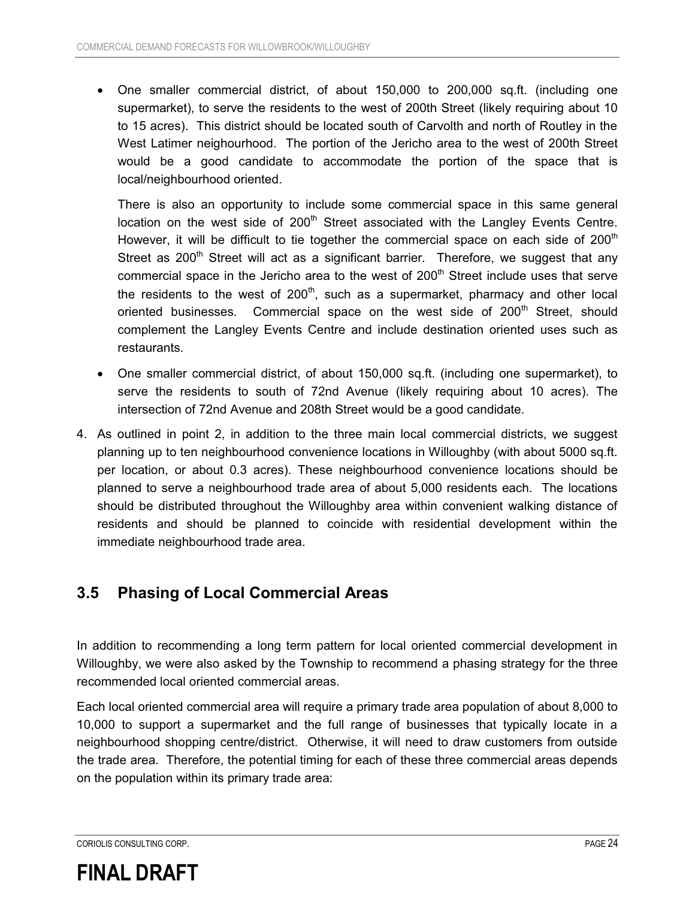- One smaller commercial district, of about 150,000 to 200,000 sq.ft. (including one supermarket), to serve the residents to the west of 200th Street (likely requiring about 10 to 15 acres). This district should be located south of Carvolth and north of Routley in the West Latimer neighourhood. The portion of the Jericho area to the west of 200th Street would be a good candidate to accommodate the portion of the space that is local/neighbourhood oriented.

  There is also an opportunity to include some commercial space in this same general location on the west side of 200th Street associated with the Langley Events Centre. However, it will be difficult to tie together the commercial space on each side of 200th Street as 200th Street will act as a significant barrier. Therefore, we suggest that any commercial space in the Jericho area to the west of 200th Street include uses that serve the residents to the west of 200th, such as a supermarket, pharmacy and other local oriented businesses. Commercial space on the west side of 200th Street, should complement the Langley Events Centre and include destination oriented uses such as restaurants.

- One smaller commercial district, of about 150,000 sq.ft. (including one supermarket), to serve the residents to south of 72nd Avenue (likely requiring about 10 acres). The intersection of 72nd Avenue and 208th Street would be a good candidate.

4. As outlined in point 2, in addition to the three main local commercial districts, we suggest planning up to ten neighbourhood convenience locations in Willoughby (with about 5000 sq.ft. per location, or about 0.3 acres). These neighbourhood convenience locations should be planned to serve a neighbourhood trade area of about 5,000 residents each. The locations should be distributed throughout the Willoughby area within convenient walking distance of residents and should be planned to coincide with residential development within the immediate neighbourhood trade area.

## 3.5 Phasing of Local Commercial Areas

In addition to recommending a long term pattern for local oriented commercial development in Willoughby, we were also asked by the Township to recommend a phasing strategy for the three recommended local oriented commercial areas.

Each local oriented commercial area will require a primary trade area population of about 8,000 to 10,000 to support a supermarket and the full range of businesses that typically locate in a neighbourhood shopping centre/district. Otherwise, it will need to draw customers from outside the trade area. Therefore, the potential timing for each of these three commercial areas depends on the population within its primary trade area: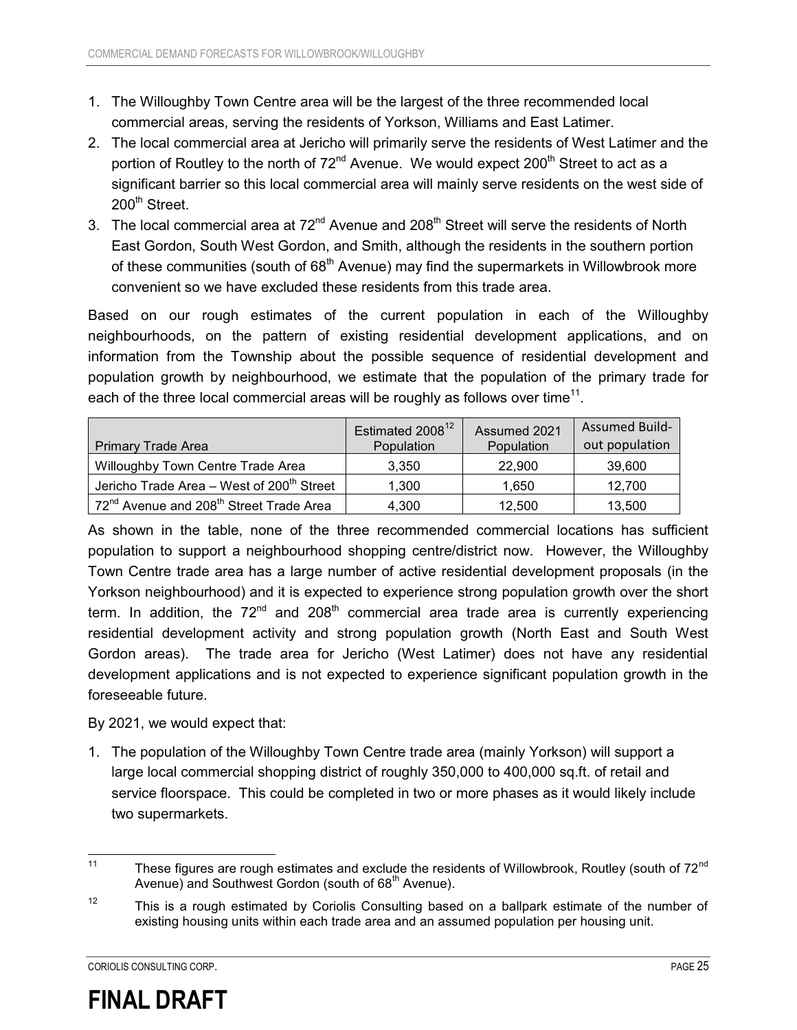1. The Willoughby Town Centre area will be the largest of the three recommended local commercial areas, serving the residents of Yorkson, Williams and East Latimer.
2. The local commercial area at Jericho will primarily serve the residents of West Latimer and the portion of Routley to the north of 72nd Avenue. We would expect 200th Street to act as a significant barrier so this local commercial area will mainly serve residents on the west side of 200th Street.
3. The local commercial area at 72nd Avenue and 208th Street will serve the residents of North East Gordon, South West Gordon, and Smith, although the residents in the southern portion of these communities (south of 68th Avenue) may find the supermarkets in Willowbrook more convenient so we have excluded these residents from this trade area.

Based on our rough estimates of the current population in each of the Willoughby neighbourhoods, on the pattern of existing residential development applications, and on information from the Township about the possible sequence of residential development and population growth by neighbourhood, we estimate that the population of the primary trade for each of the three local commercial areas will be roughly as follows over time[11].

| Primary Trade Area | Estimated 2008[12] Population | Assumed 2021 Population | Assumed Build-out population |
|---|---|---|---|
| Willoughby Town Centre Trade Area | 3,350 | 22,900 | 39,600 |
| Jericho Trade Area – West of 200th Street | 1,300 | 1,650 | 12,700 |
| 72nd Avenue and 208th Street Trade Area | 4,300 | 12,500 | 13,500 |

As shown in the table, none of the three recommended commercial locations has sufficient population to support a neighbourhood shopping centre/district now. However, the Willoughby Town Centre trade area has a large number of active residential development proposals (in the Yorkson neighbourhood) and it is expected to experience strong population growth over the short term. In addition, the 72nd and 208th commercial area trade area is currently experiencing residential development activity and strong population growth (North East and South West Gordon areas). The trade area for Jericho (West Latimer) does not have any residential development applications and is not expected to experience significant population growth in the foreseeable future.

By 2021, we would expect that:

1. The population of the Willoughby Town Centre trade area (mainly Yorkson) will support a large local commercial shopping district of roughly 350,000 to 400,000 sq.ft. of retail and service floorspace. This could be completed in two or more phases as it would likely include two supermarkets.

[11] These figures are rough estimates and exclude the residents of Willowbrook, Routley (south of 72nd Avenue) and Southwest Gordon (south of 68th Avenue).

[12] This is a rough estimated by Coriolis Consulting based on a ballpark estimate of the number of existing housing units within each trade area and an assumed population per housing unit.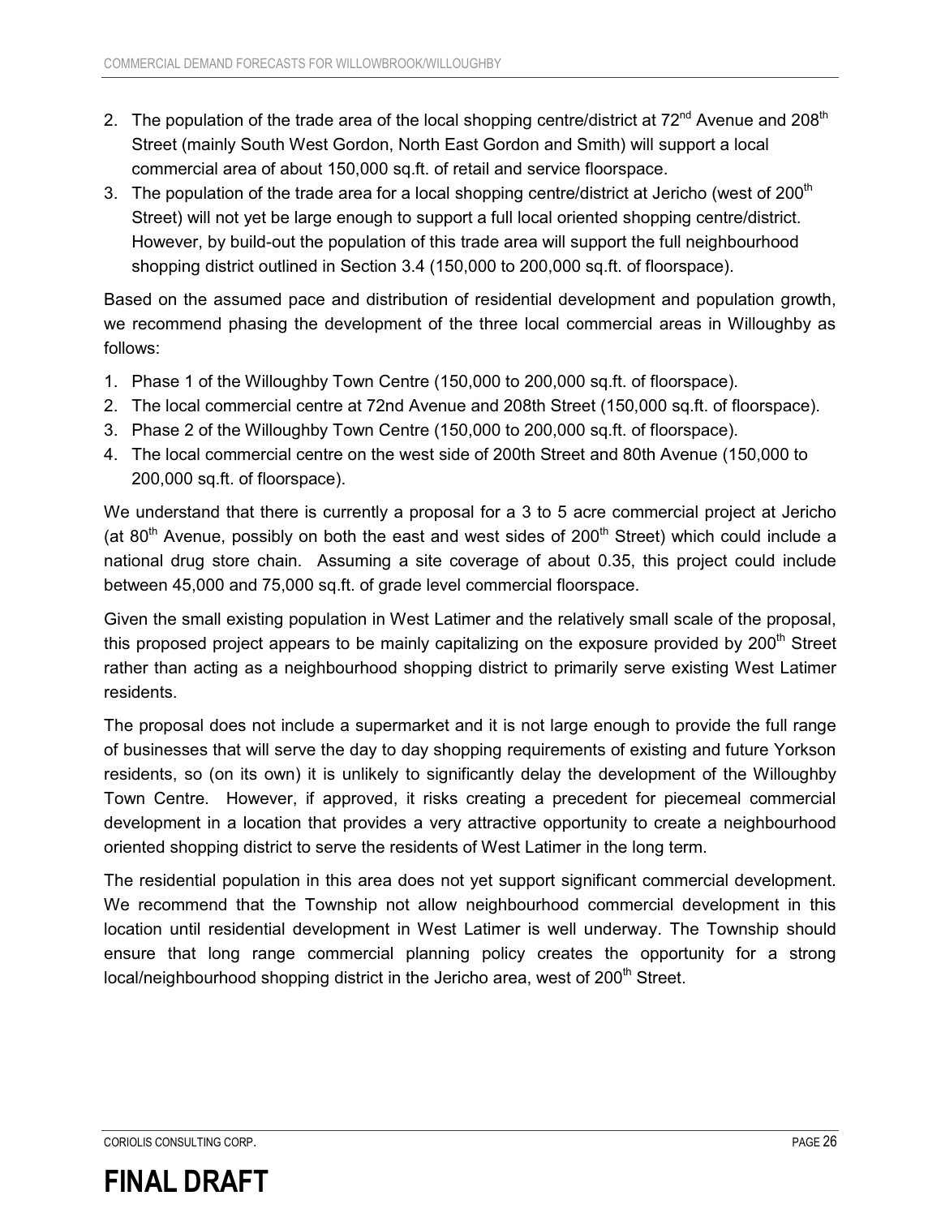2. The population of the trade area of the local shopping centre/district at 72nd Avenue and 208th Street (mainly South West Gordon, North East Gordon and Smith) will support a local commercial area of about 150,000 sq.ft. of retail and service floorspace.
3. The population of the trade area for a local shopping centre/district at Jericho (west of 200th Street) will not yet be large enough to support a full local oriented shopping centre/district. However, by build-out the population of this trade area will support the full neighbourhood shopping district outlined in Section 3.4 (150,000 to 200,000 sq.ft. of floorspace).

Based on the assumed pace and distribution of residential development and population growth, we recommend phasing the development of the three local commercial areas in Willoughby as follows:

1. Phase 1 of the Willoughby Town Centre (150,000 to 200,000 sq.ft. of floorspace).
2. The local commercial centre at 72nd Avenue and 208th Street (150,000 sq.ft. of floorspace).
3. Phase 2 of the Willoughby Town Centre (150,000 to 200,000 sq.ft. of floorspace).
4. The local commercial centre on the west side of 200th Street and 80th Avenue (150,000 to 200,000 sq.ft. of floorspace).

We understand that there is currently a proposal for a 3 to 5 acre commercial project at Jericho (at 80th Avenue, possibly on both the east and west sides of 200th Street) which could include a national drug store chain. Assuming a site coverage of about 0.35, this project could include between 45,000 and 75,000 sq.ft. of grade level commercial floorspace.

Given the small existing population in West Latimer and the relatively small scale of the proposal, this proposed project appears to be mainly capitalizing on the exposure provided by 200th Street rather than acting as a neighbourhood shopping district to primarily serve existing West Latimer residents.

The proposal does not include a supermarket and it is not large enough to provide the full range of businesses that will serve the day to day shopping requirements of existing and future Yorkson residents, so (on its own) it is unlikely to significantly delay the development of the Willoughby Town Centre. However, if approved, it risks creating a precedent for piecemeal commercial development in a location that provides a very attractive opportunity to create a neighbourhood oriented shopping district to serve the residents of West Latimer in the long term.

The residential population in this area does not yet support significant commercial development. We recommend that the Township not allow neighbourhood commercial development in this location until residential development in West Latimer is well underway. The Township should ensure that long range commercial planning policy creates the opportunity for a strong local/neighbourhood shopping district in the Jericho area, west of 200th Street.

**FINAL DRAFT**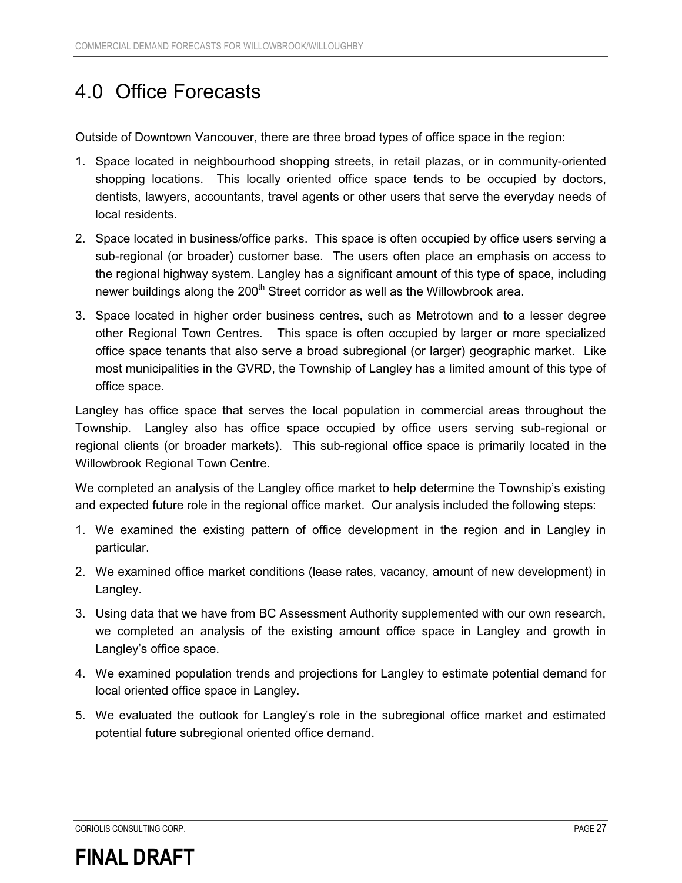# 4.0 Office Forecasts

Outside of Downtown Vancouver, there are three broad types of office space in the region:

1. Space located in neighbourhood shopping streets, in retail plazas, or in community-oriented shopping locations. This locally oriented office space tends to be occupied by doctors, dentists, lawyers, accountants, travel agents or other users that serve the everyday needs of local residents.
2. Space located in business/office parks. This space is often occupied by office users serving a sub-regional (or broader) customer base. The users often place an emphasis on access to the regional highway system. Langley has a significant amount of this type of space, including newer buildings along the 200th Street corridor as well as the Willowbrook area.
3. Space located in higher order business centres, such as Metrotown and to a lesser degree other Regional Town Centres. This space is often occupied by larger or more specialized office space tenants that also serve a broad subregional (or larger) geographic market. Like most municipalities in the GVRD, the Township of Langley has a limited amount of this type of office space.

Langley has office space that serves the local population in commercial areas throughout the Township. Langley also has office space occupied by office users serving sub-regional or regional clients (or broader markets). This sub-regional office space is primarily located in the Willowbrook Regional Town Centre.

We completed an analysis of the Langley office market to help determine the Township's existing and expected future role in the regional office market. Our analysis included the following steps:

1. We examined the existing pattern of office development in the region and in Langley in particular.
2. We examined office market conditions (lease rates, vacancy, amount of new development) in Langley.
3. Using data that we have from BC Assessment Authority supplemented with our own research, we completed an analysis of the existing amount office space in Langley and growth in Langley's office space.
4. We examined population trends and projections for Langley to estimate potential demand for local oriented office space in Langley.
5. We evaluated the outlook for Langley's role in the subregional office market and estimated potential future subregional oriented office demand.

**FINAL DRAFT**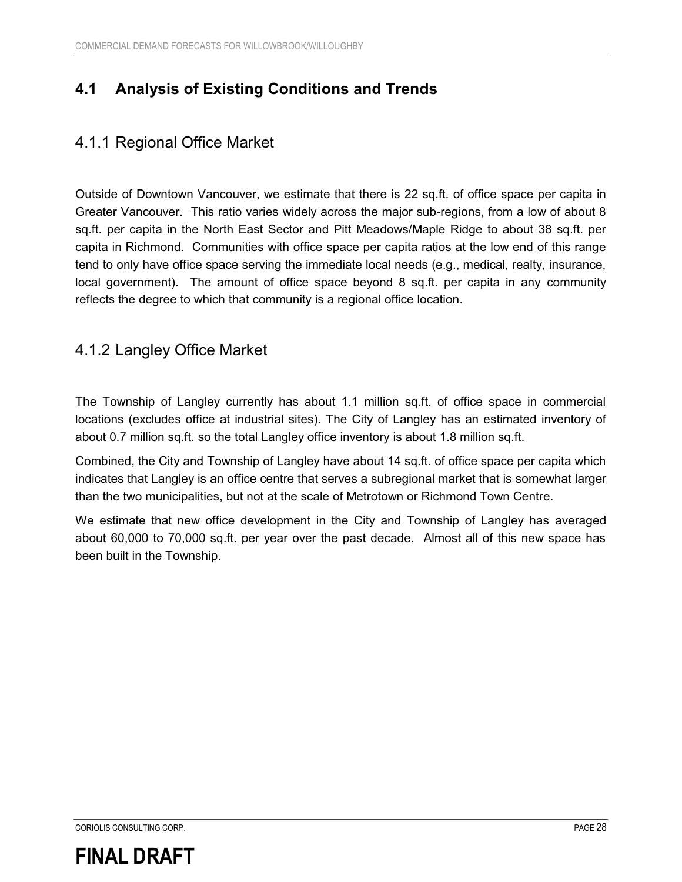## 4.1 Analysis of Existing Conditions and Trends

### 4.1.1 Regional Office Market

Outside of Downtown Vancouver, we estimate that there is 22 sq.ft. of office space per capita in Greater Vancouver. This ratio varies widely across the major sub-regions, from a low of about 8 sq.ft. per capita in the North East Sector and Pitt Meadows/Maple Ridge to about 38 sq.ft. per capita in Richmond. Communities with office space per capita ratios at the low end of this range tend to only have office space serving the immediate local needs (e.g., medical, realty, insurance, local government). The amount of office space beyond 8 sq.ft. per capita in any community reflects the degree to which that community is a regional office location.

### 4.1.2 Langley Office Market

The Township of Langley currently has about 1.1 million sq.ft. of office space in commercial locations (excludes office at industrial sites). The City of Langley has an estimated inventory of about 0.7 million sq.ft. so the total Langley office inventory is about 1.8 million sq.ft.

Combined, the City and Township of Langley have about 14 sq.ft. of office space per capita which indicates that Langley is an office centre that serves a subregional market that is somewhat larger than the two municipalities, but not at the scale of Metrotown or Richmond Town Centre.

We estimate that new office development in the City and Township of Langley has averaged about 60,000 to 70,000 sq.ft. per year over the past decade. Almost all of this new space has been built in the Township.

**FINAL DRAFT**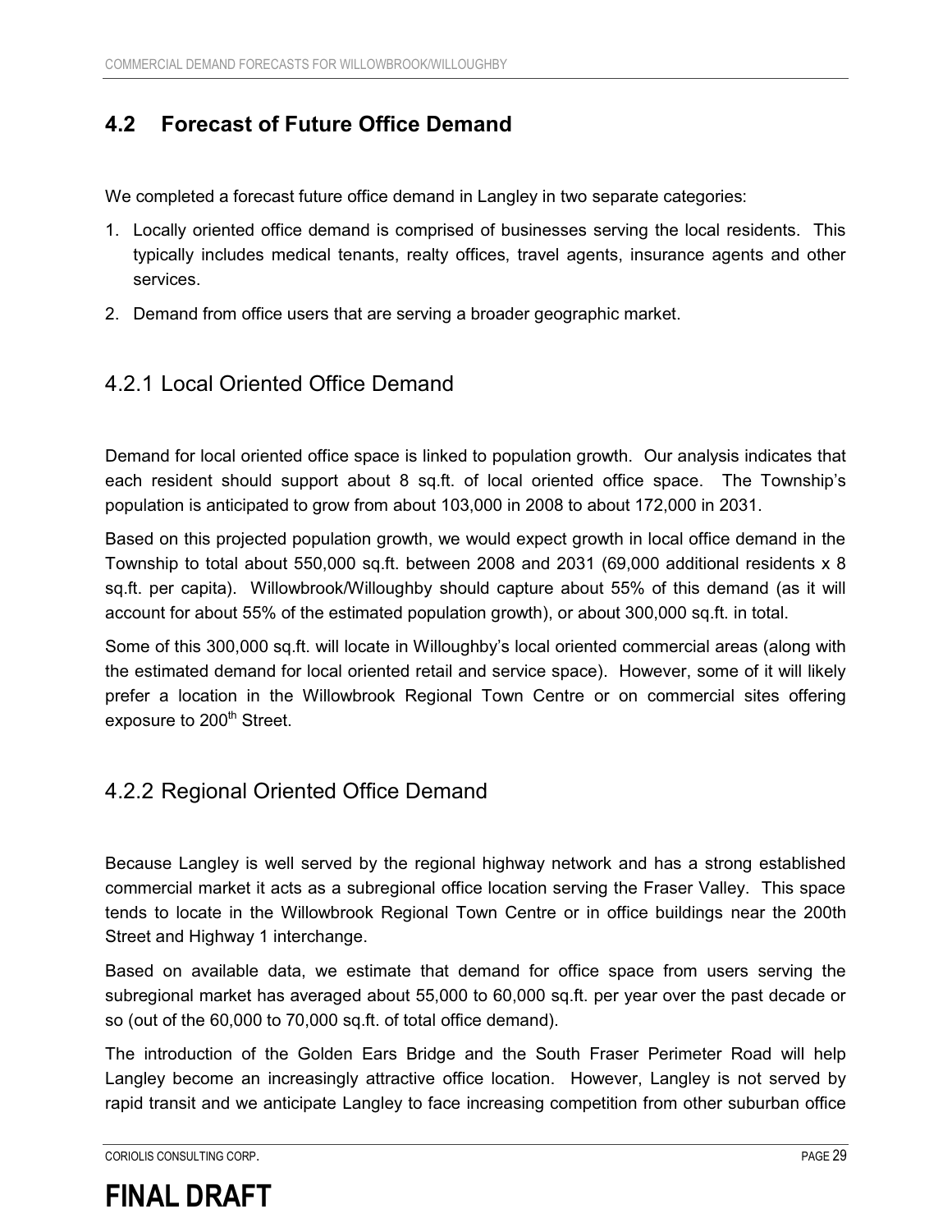## 4.2 Forecast of Future Office Demand

We completed a forecast future office demand in Langley in two separate categories:

1. Locally oriented office demand is comprised of businesses serving the local residents. This typically includes medical tenants, realty offices, travel agents, insurance agents and other services.
2. Demand from office users that are serving a broader geographic market.

### 4.2.1 Local Oriented Office Demand

Demand for local oriented office space is linked to population growth. Our analysis indicates that each resident should support about 8 sq.ft. of local oriented office space. The Township's population is anticipated to grow from about 103,000 in 2008 to about 172,000 in 2031.

Based on this projected population growth, we would expect growth in local office demand in the Township to total about 550,000 sq.ft. between 2008 and 2031 (69,000 additional residents x 8 sq.ft. per capita). Willowbrook/Willoughby should capture about 55% of this demand (as it will account for about 55% of the estimated population growth), or about 300,000 sq.ft. in total.

Some of this 300,000 sq.ft. will locate in Willoughby's local oriented commercial areas (along with the estimated demand for local oriented retail and service space). However, some of it will likely prefer a location in the Willowbrook Regional Town Centre or on commercial sites offering exposure to 200th Street.

### 4.2.2 Regional Oriented Office Demand

Because Langley is well served by the regional highway network and has a strong established commercial market it acts as a subregional office location serving the Fraser Valley. This space tends to locate in the Willowbrook Regional Town Centre or in office buildings near the 200th Street and Highway 1 interchange.

Based on available data, we estimate that demand for office space from users serving the subregional market has averaged about 55,000 to 60,000 sq.ft. per year over the past decade or so (out of the 60,000 to 70,000 sq.ft. of total office demand).

The introduction of the Golden Ears Bridge and the South Fraser Perimeter Road will help Langley become an increasingly attractive office location. However, Langley is not served by rapid transit and we anticipate Langley to face increasing competition from other suburban office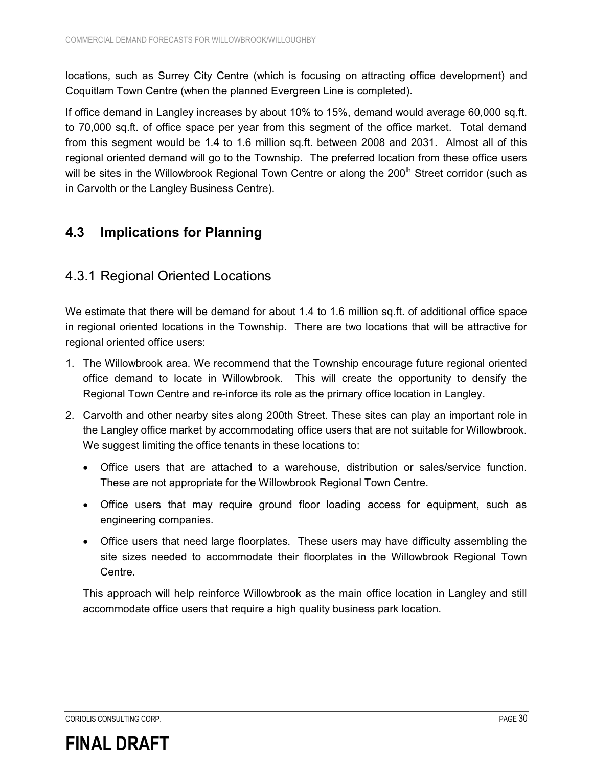locations, such as Surrey City Centre (which is focusing on attracting office development) and Coquitlam Town Centre (when the planned Evergreen Line is completed).

If office demand in Langley increases by about 10% to 15%, demand would average 60,000 sq.ft. to 70,000 sq.ft. of office space per year from this segment of the office market. Total demand from this segment would be 1.4 to 1.6 million sq.ft. between 2008 and 2031. Almost all of this regional oriented demand will go to the Township. The preferred location from these office users will be sites in the Willowbrook Regional Town Centre or along the 200th Street corridor (such as in Carvolth or the Langley Business Centre).

## 4.3 Implications for Planning

### 4.3.1 Regional Oriented Locations

We estimate that there will be demand for about 1.4 to 1.6 million sq.ft. of additional office space in regional oriented locations in the Township. There are two locations that will be attractive for regional oriented office users:

1. The Willowbrook area. We recommend that the Township encourage future regional oriented office demand to locate in Willowbrook. This will create the opportunity to densify the Regional Town Centre and re-inforce its role as the primary office location in Langley.
2. Carvolth and other nearby sites along 200th Street. These sites can play an important role in the Langley office market by accommodating office users that are not suitable for Willowbrook. We suggest limiting the office tenants in these locations to:
   - Office users that are attached to a warehouse, distribution or sales/service function. These are not appropriate for the Willowbrook Regional Town Centre.
   - Office users that may require ground floor loading access for equipment, such as engineering companies.
   - Office users that need large floorplates. These users may have difficulty assembling the site sizes needed to accommodate their floorplates in the Willowbrook Regional Town Centre.

   This approach will help reinforce Willowbrook as the main office location in Langley and still accommodate office users that require a high quality business park location.

**FINAL DRAFT**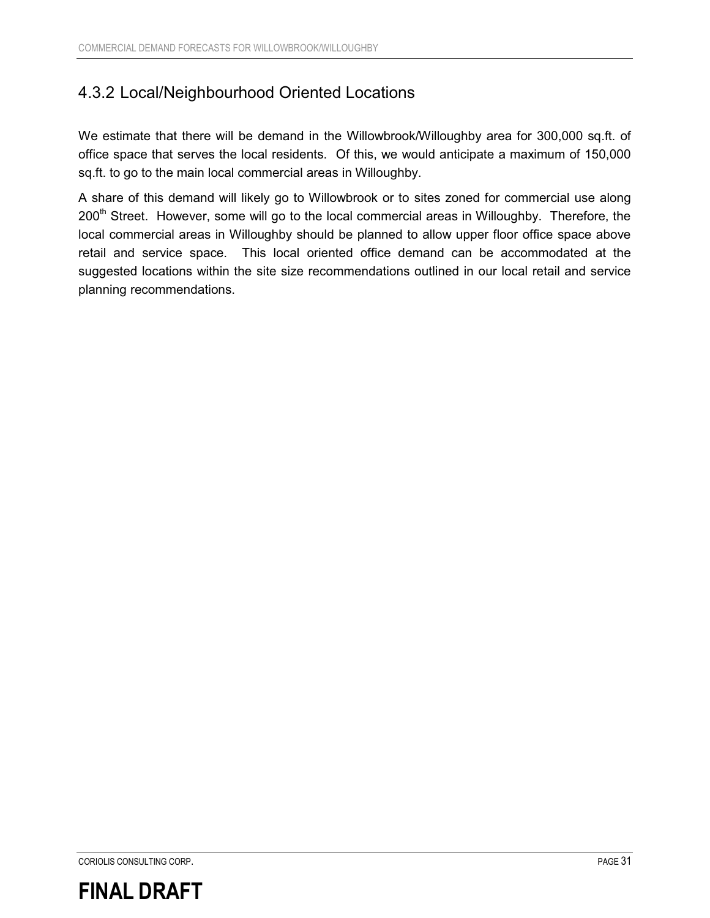### 4.3.2 Local/Neighbourhood Oriented Locations

We estimate that there will be demand in the Willowbrook/Willoughby area for 300,000 sq.ft. of office space that serves the local residents. Of this, we would anticipate a maximum of 150,000 sq.ft. to go to the main local commercial areas in Willoughby.

A share of this demand will likely go to Willowbrook or to sites zoned for commercial use along 200th Street. However, some will go to the local commercial areas in Willoughby. Therefore, the local commercial areas in Willoughby should be planned to allow upper floor office space above retail and service space. This local oriented office demand can be accommodated at the suggested locations within the site size recommendations outlined in our local retail and service planning recommendations.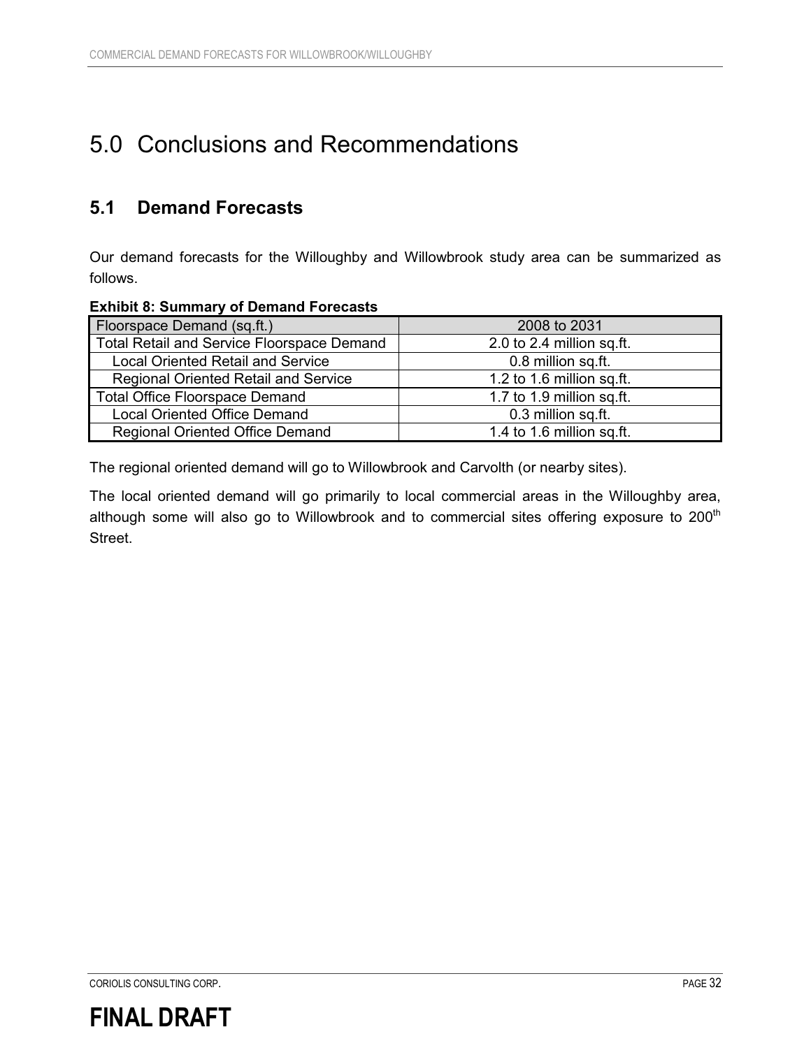# 5.0 Conclusions and Recommendations

## 5.1 Demand Forecasts

Our demand forecasts for the Willoughby and Willowbrook study area can be summarized as follows.

**Exhibit 8: Summary of Demand Forecasts**

| Floorspace Demand (sq.ft.) | 2008 to 2031 |
|---|---|
| Total Retail and Service Floorspace Demand | 2.0 to 2.4 million sq.ft. |
| Local Oriented Retail and Service | 0.8 million sq.ft. |
| Regional Oriented Retail and Service | 1.2 to 1.6 million sq.ft. |
| Total Office Floorspace Demand | 1.7 to 1.9 million sq.ft. |
| Local Oriented Office Demand | 0.3 million sq.ft. |
| Regional Oriented Office Demand | 1.4 to 1.6 million sq.ft. |

The regional oriented demand will go to Willowbrook and Carvolth (or nearby sites).

The local oriented demand will go primarily to local commercial areas in the Willoughby area, although some will also go to Willowbrook and to commercial sites offering exposure to 200th Street.

**FINAL DRAFT**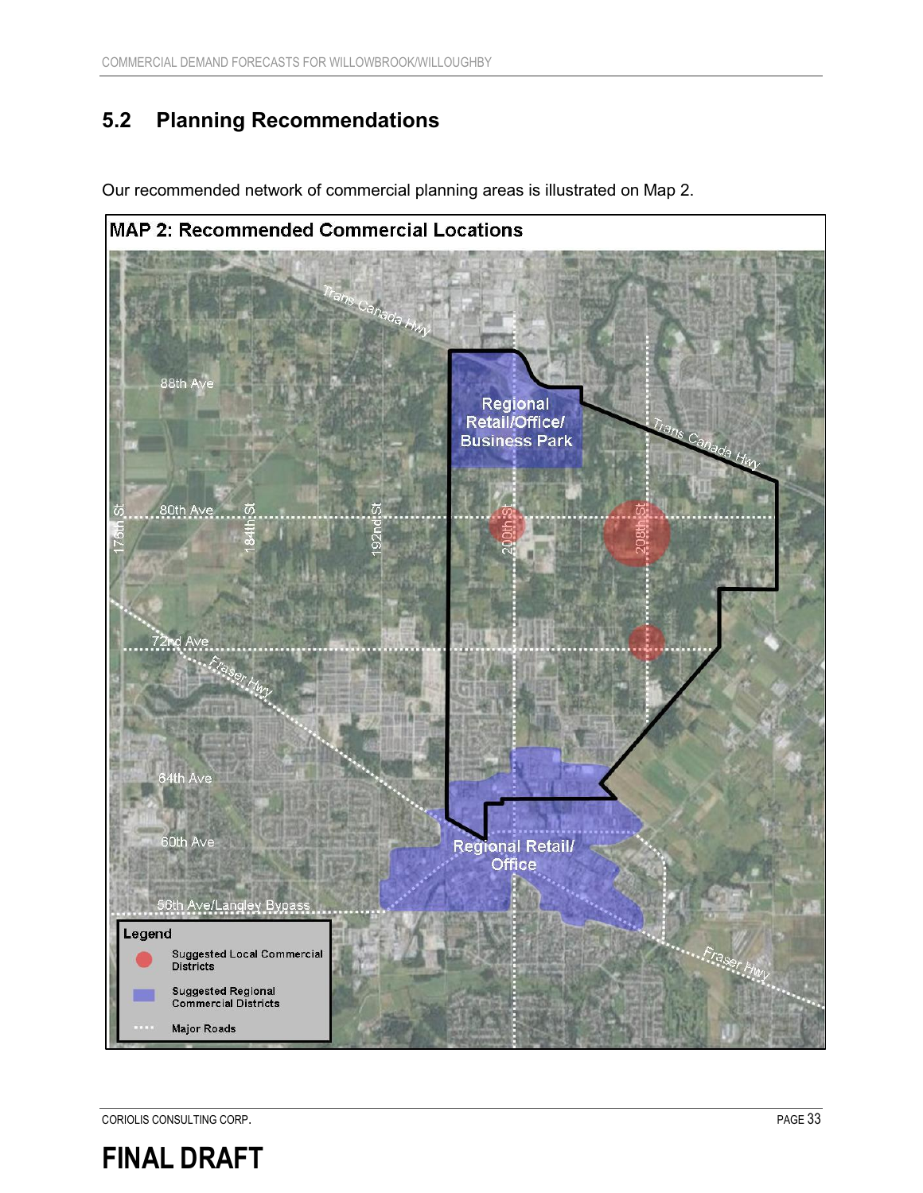## 5.2 Planning Recommendations

Our recommended network of commercial planning areas is illustrated on Map 2.

MAP 2: Recommended Commercial Locations

**FINAL DRAFT**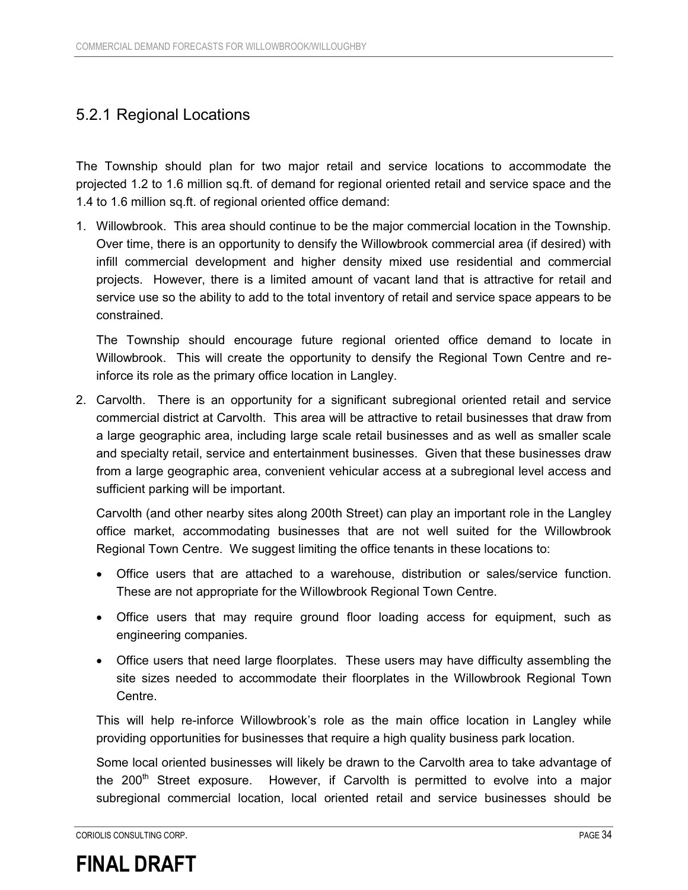### 5.2.1 Regional Locations

The Township should plan for two major retail and service locations to accommodate the projected 1.2 to 1.6 million sq.ft. of demand for regional oriented retail and service space and the 1.4 to 1.6 million sq.ft. of regional oriented office demand:

1. Willowbrook. This area should continue to be the major commercial location in the Township. Over time, there is an opportunity to densify the Willowbrook commercial area (if desired) with infill commercial development and higher density mixed use residential and commercial projects. However, there is a limited amount of vacant land that is attractive for retail and service use so the ability to add to the total inventory of retail and service space appears to be constrained.

   The Township should encourage future regional oriented office demand to locate in Willowbrook. This will create the opportunity to densify the Regional Town Centre and re-inforce its role as the primary office location in Langley.

2. Carvolth. There is an opportunity for a significant subregional oriented retail and service commercial district at Carvolth. This area will be attractive to retail businesses that draw from a large geographic area, including large scale retail businesses and as well as smaller scale and specialty retail, service and entertainment businesses. Given that these businesses draw from a large geographic area, convenient vehicular access at a subregional level access and sufficient parking will be important.

   Carvolth (and other nearby sites along 200th Street) can play an important role in the Langley office market, accommodating businesses that are not well suited for the Willowbrook Regional Town Centre. We suggest limiting the office tenants in these locations to:

   - Office users that are attached to a warehouse, distribution or sales/service function. These are not appropriate for the Willowbrook Regional Town Centre.
   - Office users that may require ground floor loading access for equipment, such as engineering companies.
   - Office users that need large floorplates. These users may have difficulty assembling the site sizes needed to accommodate their floorplates in the Willowbrook Regional Town Centre.

   This will help re-inforce Willowbrook's role as the main office location in Langley while providing opportunities for businesses that require a high quality business park location.

   Some local oriented businesses will likely be drawn to the Carvolth area to take advantage of the 200th Street exposure. However, if Carvolth is permitted to evolve into a major subregional commercial location, local oriented retail and service businesses should be

**FINAL DRAFT**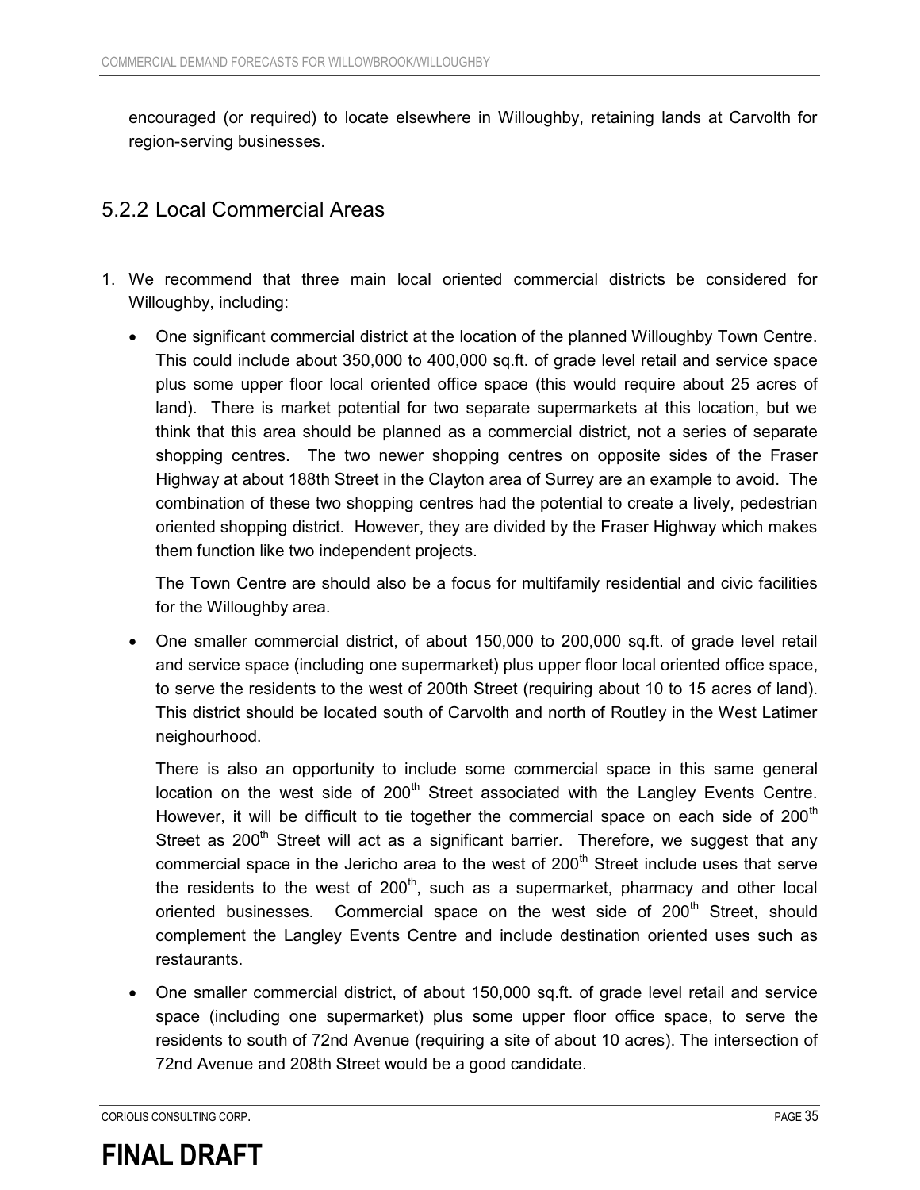encouraged (or required) to locate elsewhere in Willoughby, retaining lands at Carvolth for region-serving businesses.

### 5.2.2 Local Commercial Areas

1. We recommend that three main local oriented commercial districts be considered for Willoughby, including:

   - One significant commercial district at the location of the planned Willoughby Town Centre. This could include about 350,000 to 400,000 sq.ft. of grade level retail and service space plus some upper floor local oriented office space (this would require about 25 acres of land). There is market potential for two separate supermarkets at this location, but we think that this area should be planned as a commercial district, not a series of separate shopping centres. The two newer shopping centres on opposite sides of the Fraser Highway at about 188th Street in the Clayton area of Surrey are an example to avoid. The combination of these two shopping centres had the potential to create a lively, pedestrian oriented shopping district. However, they are divided by the Fraser Highway which makes them function like two independent projects.

     The Town Centre are should also be a focus for multifamily residential and civic facilities for the Willoughby area.

   - One smaller commercial district, of about 150,000 to 200,000 sq.ft. of grade level retail and service space (including one supermarket) plus upper floor local oriented office space, to serve the residents to the west of 200th Street (requiring about 10 to 15 acres of land). This district should be located south of Carvolth and north of Routley in the West Latimer neighourhood.

     There is also an opportunity to include some commercial space in this same general location on the west side of 200th Street associated with the Langley Events Centre. However, it will be difficult to tie together the commercial space on each side of 200th Street as 200th Street will act as a significant barrier. Therefore, we suggest that any commercial space in the Jericho area to the west of 200th Street include uses that serve the residents to the west of 200th, such as a supermarket, pharmacy and other local oriented businesses. Commercial space on the west side of 200th Street, should complement the Langley Events Centre and include destination oriented uses such as restaurants.

   - One smaller commercial district, of about 150,000 sq.ft. of grade level retail and service space (including one supermarket) plus some upper floor office space, to serve the residents to south of 72nd Avenue (requiring a site of about 10 acres). The intersection of 72nd Avenue and 208th Street would be a good candidate.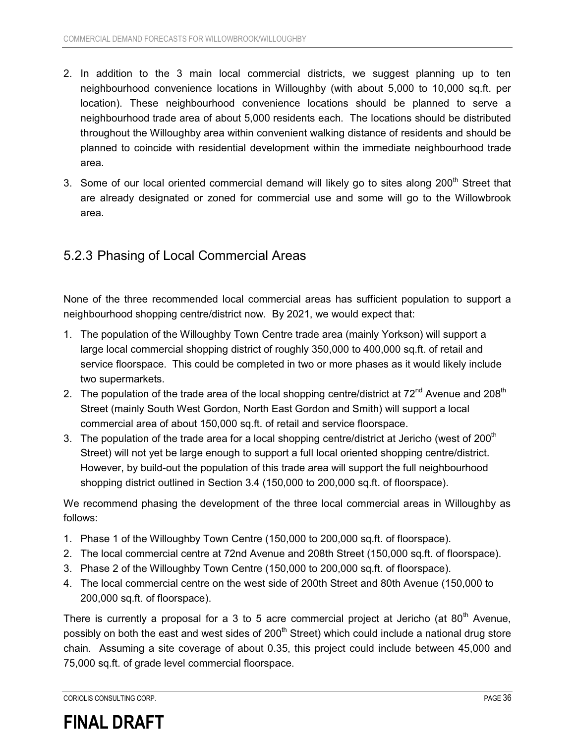2. In addition to the 3 main local commercial districts, we suggest planning up to ten neighbourhood convenience locations in Willoughby (with about 5,000 to 10,000 sq.ft. per location). These neighbourhood convenience locations should be planned to serve a neighbourhood trade area of about 5,000 residents each. The locations should be distributed throughout the Willoughby area within convenient walking distance of residents and should be planned to coincide with residential development within the immediate neighbourhood trade area.
3. Some of our local oriented commercial demand will likely go to sites along 200th Street that are already designated or zoned for commercial use and some will go to the Willowbrook area.

### 5.2.3 Phasing of Local Commercial Areas

None of the three recommended local commercial areas has sufficient population to support a neighbourhood shopping centre/district now. By 2021, we would expect that:

1. The population of the Willoughby Town Centre trade area (mainly Yorkson) will support a large local commercial shopping district of roughly 350,000 to 400,000 sq.ft. of retail and service floorspace. This could be completed in two or more phases as it would likely include two supermarkets.
2. The population of the trade area of the local shopping centre/district at 72nd Avenue and 208th Street (mainly South West Gordon, North East Gordon and Smith) will support a local commercial area of about 150,000 sq.ft. of retail and service floorspace.
3. The population of the trade area for a local shopping centre/district at Jericho (west of 200th Street) will not yet be large enough to support a full local oriented shopping centre/district. However, by build-out the population of this trade area will support the full neighbourhood shopping district outlined in Section 3.4 (150,000 to 200,000 sq.ft. of floorspace).

We recommend phasing the development of the three local commercial areas in Willoughby as follows:

1. Phase 1 of the Willoughby Town Centre (150,000 to 200,000 sq.ft. of floorspace).
2. The local commercial centre at 72nd Avenue and 208th Street (150,000 sq.ft. of floorspace).
3. Phase 2 of the Willoughby Town Centre (150,000 to 200,000 sq.ft. of floorspace).
4. The local commercial centre on the west side of 200th Street and 80th Avenue (150,000 to 200,000 sq.ft. of floorspace).

There is currently a proposal for a 3 to 5 acre commercial project at Jericho (at 80th Avenue, possibly on both the east and west sides of 200th Street) which could include a national drug store chain. Assuming a site coverage of about 0.35, this project could include between 45,000 and 75,000 sq.ft. of grade level commercial floorspace.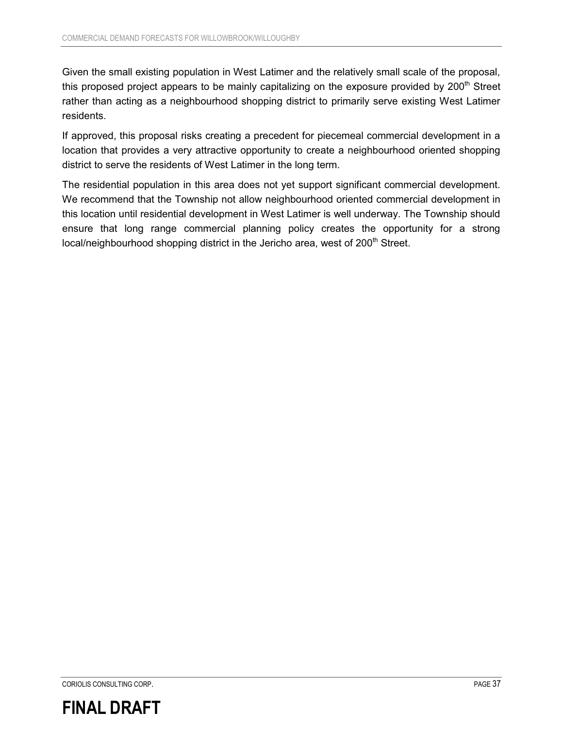Given the small existing population in West Latimer and the relatively small scale of the proposal, this proposed project appears to be mainly capitalizing on the exposure provided by 200th Street rather than acting as a neighbourhood shopping district to primarily serve existing West Latimer residents.

If approved, this proposal risks creating a precedent for piecemeal commercial development in a location that provides a very attractive opportunity to create a neighbourhood oriented shopping district to serve the residents of West Latimer in the long term.

The residential population in this area does not yet support significant commercial development. We recommend that the Township not allow neighbourhood oriented commercial development in this location until residential development in West Latimer is well underway. The Township should ensure that long range commercial planning policy creates the opportunity for a strong local/neighbourhood shopping district in the Jericho area, west of 200th Street.

**FINAL DRAFT**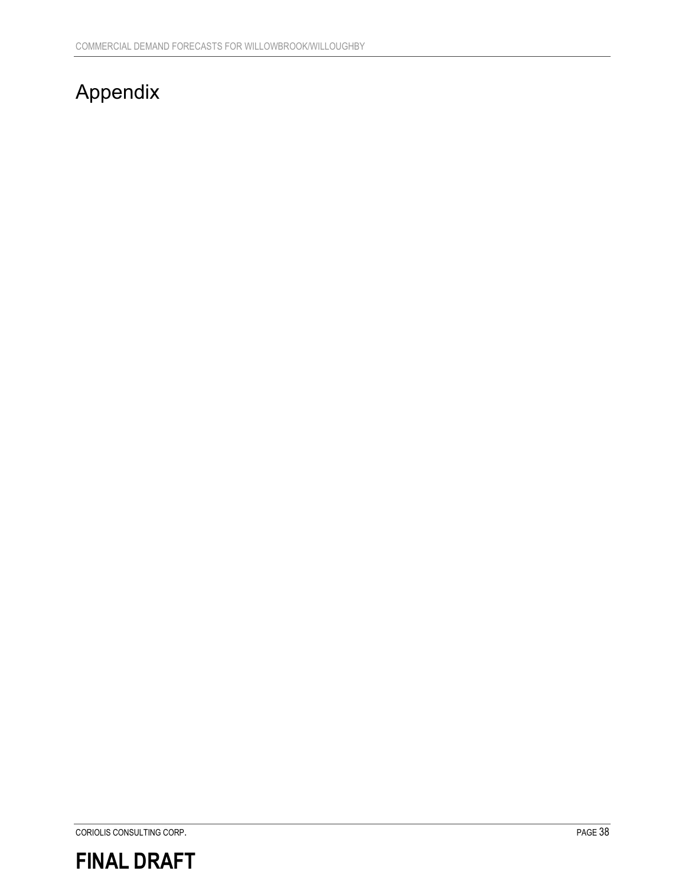# Appendix

**FINAL DRAFT**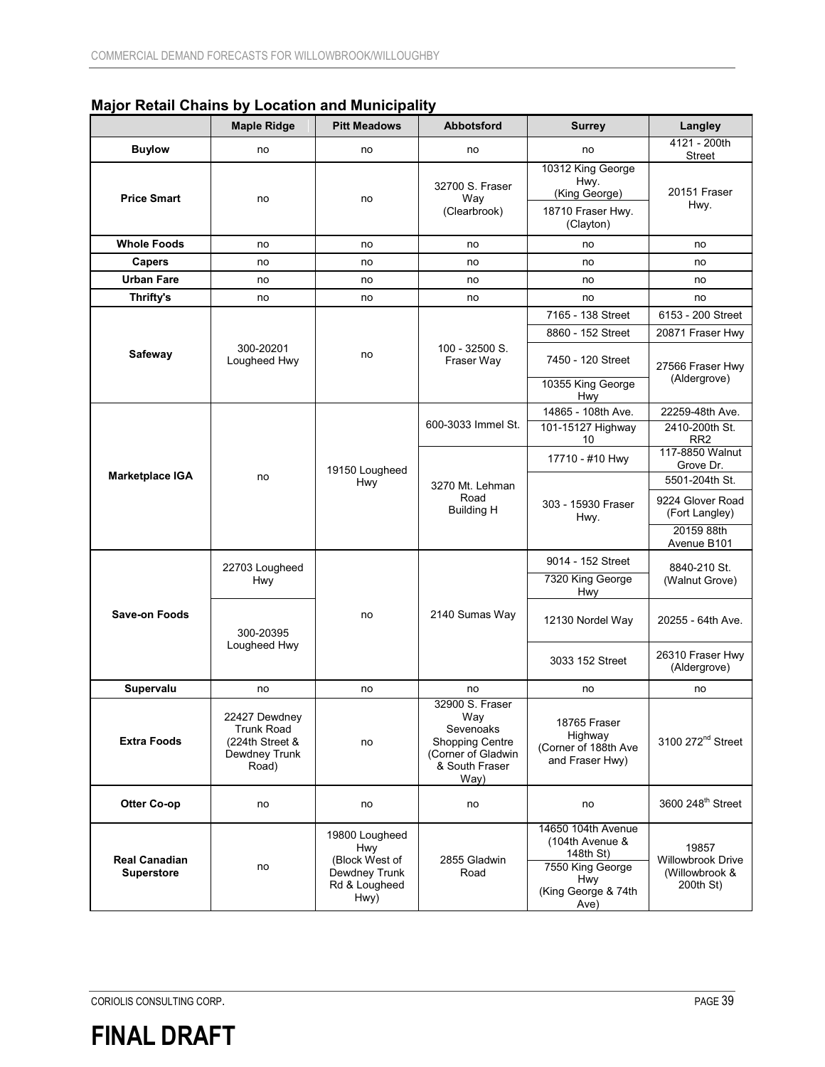## Major Retail Chains by Location and Municipality

| | Maple Ridge | Pitt Meadows | Abbotsford | Surrey | Langley |
|---|---|---|---|---|---|
| **Buylow** | no | no | no | no | 4121 - 200th Street |
| **Price Smart** | no | no | 32700 S. Fraser Way (Clearbrook) | 10312 King George Hwy. (King George) | 20151 Fraser Hwy. |
| | | | | 18710 Fraser Hwy. (Clayton) | |
| **Whole Foods** | no | no | no | no | no |
| **Capers** | no | no | no | no | no |
| **Urban Fare** | no | no | no | no | no |
| **Thrifty's** | no | no | no | no | no |
| **Safeway** | 300-20201 Lougheed Hwy | no | 100 - 32500 S. Fraser Way | 7165 - 138 Street | 6153 - 200 Street |
| | | | | 8860 - 152 Street | 20871 Fraser Hwy |
| | | | | 7450 - 120 Street | 27566 Fraser Hwy (Aldergrove) |
| | | | | 10355 King George Hwy | |
| **Marketplace IGA** | no | 19150 Lougheed Hwy | 600-3033 Immel St. | 14865 - 108th Ave. | 22259-48th Ave. |
| | | | | 101-15127 Highway 10 | 2410-200th St. RR2 |
| | | | 3270 Mt. Lehman Road Building H | 17710 - #10 Hwy | 117-8850 Walnut Grove Dr. |
| | | | | 303 - 15930 Fraser Hwy. | 5501-204th St. |
| | | | | | 9224 Glover Road (Fort Langley) |
| | | | | | 20159 88th Avenue B101 |
| **Save-on Foods** | 22703 Lougheed Hwy | no | 2140 Sumas Way | 9014 - 152 Street | 8840-210 St. (Walnut Grove) |
| | | | | 7320 King George Hwy | |
| | 300-20395 Lougheed Hwy | | | 12130 Nordel Way | 20255 - 64th Ave. |
| | | | | 3033 152 Street | 26310 Fraser Hwy (Aldergrove) |
| **Supervalu** | no | no | no | no | no |
| **Extra Foods** | 22427 Dewdney Trunk Road (224th Street & Dewdney Trunk Road) | no | 32900 S. Fraser Way Sevenoaks Shopping Centre (Corner of Gladwin & South Fraser Way) | 18765 Fraser Highway (Corner of 188th Ave and Fraser Hwy) | 3100 272nd Street |
| **Otter Co-op** | no | no | no | no | 3600 248th Street |
| **Real Canadian Superstore** | no | 19800 Lougheed Hwy (Block West of Dewdney Trunk Rd & Lougheed Hwy) | 2855 Gladwin Road | 14650 104th Avenue (104th Avenue & 148th St) | 19857 Willowbrook Drive (Willowbrook & 200th St) |
| | | | | 7550 King George Hwy (King George & 74th Ave) | |

FINAL DRAFT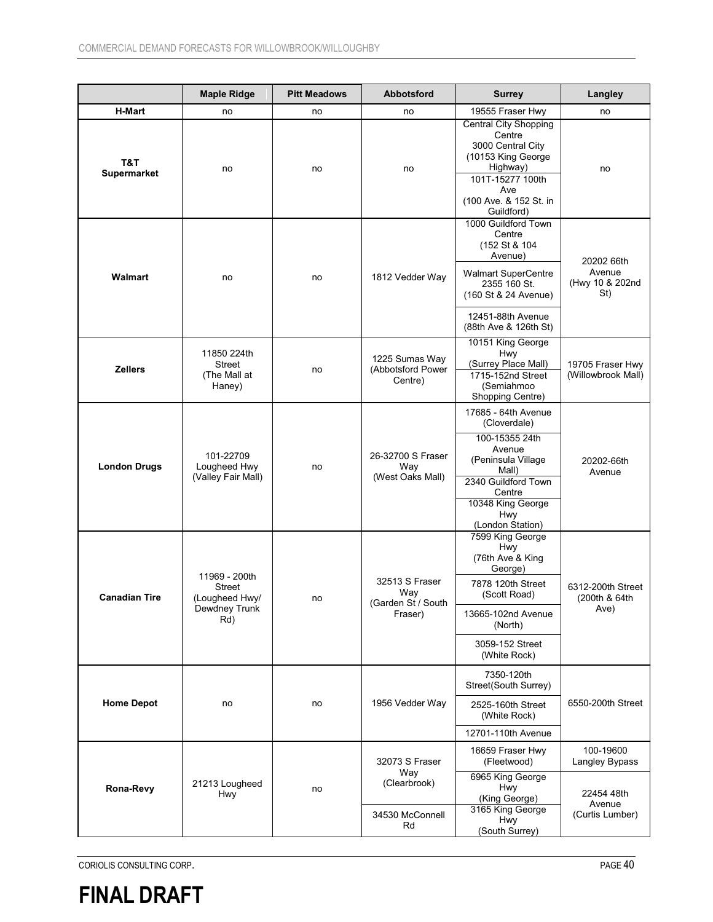| | Maple Ridge | Pitt Meadows | Abbotsford | Surrey | Langley |
|---|---|---|---|---|---|
| **H-Mart** | no | no | no | 19555 Fraser Hwy | no |
| **T&T Supermarket** | no | no | no | Central City Shopping Centre 3000 Central City (10153 King George Highway) | no |
| | | | | 101T-15277 100th Ave (100 Ave. & 152 St. in Guildford) | |
| **Walmart** | no | no | 1812 Vedder Way | 1000 Guildford Town Centre (152 St & 104 Avenue) | 20202 66th Avenue (Hwy 10 & 202nd St) |
| | | | | Walmart SuperCentre 2355 160 St. (160 St & 24 Avenue) | |
| | | | | 12451-88th Avenue (88th Ave & 126th St) | |
| **Zellers** | 11850 224th Street (The Mall at Haney) | no | 1225 Sumas Way (Abbotsford Power Centre) | 10151 King George Hwy (Surrey Place Mall) | 19705 Fraser Hwy (Willowbrook Mall) |
| | | | | 1715-152nd Street (Semiahmoo Shopping Centre) | |
| **London Drugs** | 101-22709 Lougheed Hwy (Valley Fair Mall) | no | 26-32700 S Fraser Way (West Oaks Mall) | 17685 - 64th Avenue (Cloverdale) | 20202-66th Avenue |
| | | | | 100-15355 24th Avenue (Peninsula Village Mall) | |
| | | | | 2340 Guildford Town Centre | |
| | | | | 10348 King George Hwy (London Station) | |
| **Canadian Tire** | 11969 - 200th Street (Lougheed Hwy/ Dewdney Trunk Rd) | no | 32513 S Fraser Way (Garden St / South Fraser) | 7599 King George Hwy (76th Ave & King George) | 6312-200th Street (200th & 64th Ave) |
| | | | | 7878 120th Street (Scott Road) | |
| | | | | 13665-102nd Avenue (North) | |
| | | | | 3059-152 Street (White Rock) | |
| **Home Depot** | no | no | 1956 Vedder Way | 7350-120th Street(South Surrey) | 6550-200th Street |
| | | | | 2525-160th Street (White Rock) | |
| | | | | 12701-110th Avenue | |
| **Rona-Revy** | 21213 Lougheed Hwy | no | 32073 S Fraser Way (Clearbrook) | 16659 Fraser Hwy (Fleetwood) | 100-19600 Langley Bypass |
| | | | | 6965 King George Hwy (King George) | 22454 48th Avenue (Curtis Lumber) |
| | | | 34530 McConnell Rd | 3165 King George Hwy (South Surrey) | |

**FINAL DRAFT**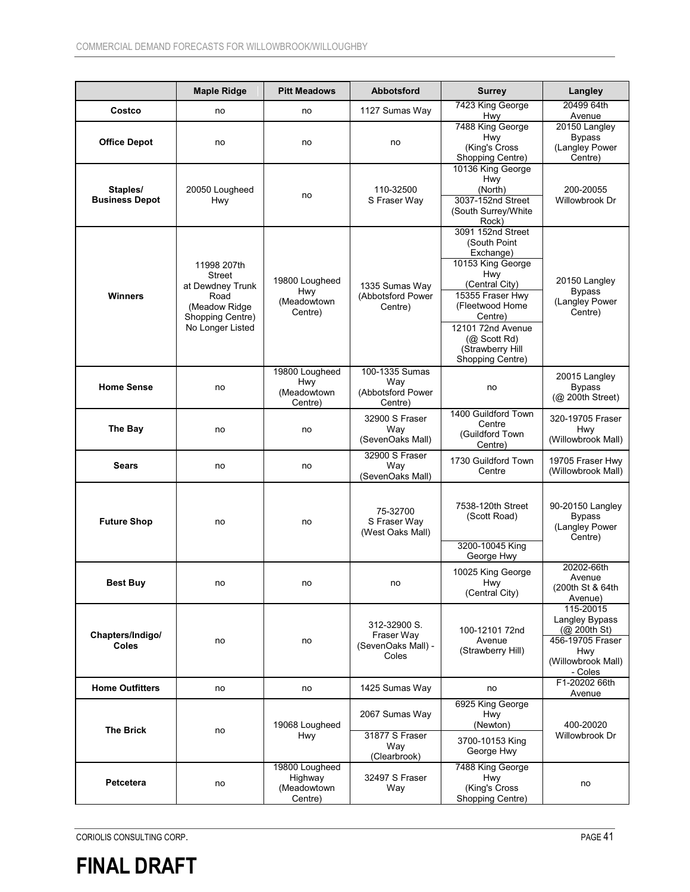| | Maple Ridge | Pitt Meadows | Abbotsford | Surrey | Langley |
|---|---|---|---|---|---|
| **Costco** | no | no | 1127 Sumas Way | 7423 King George Hwy | 20499 64th Avenue |
| **Office Depot** | no | no | no | 7488 King George Hwy (King's Cross Shopping Centre) | 20150 Langley Bypass (Langley Power Centre) |
| **Staples/ Business Depot** | 20050 Lougheed Hwy | no | 110-32500 S Fraser Way | 10136 King George Hwy (North)<br>3037-152nd Street (South Surrey/White Rock) | 200-20055 Willowbrook Dr |
| **Winners** | 11998 207th Street at Dewdney Trunk Road (Meadow Ridge Shopping Centre) No Longer Listed | 19800 Lougheed Hwy (Meadowtown Centre) | 1335 Sumas Way (Abbotsford Power Centre) | 3091 152nd Street (South Point Exchange)<br>10153 King George Hwy (Central City)<br>15355 Fraser Hwy (Fleetwood Home Centre)<br>12101 72nd Avenue (@ Scott Rd) (Strawberry Hill Shopping Centre) | 20150 Langley Bypass (Langley Power Centre) |
| **Home Sense** | no | 19800 Lougheed Hwy (Meadowtown Centre) | 100-1335 Sumas Way (Abbotsford Power Centre) | no | 20015 Langley Bypass (@ 200th Street) |
| **The Bay** | no | no | 32900 S Fraser Way (SevenOaks Mall) | 1400 Guildford Town Centre (Guildford Town Centre) | 320-19705 Fraser Hwy (Willowbrook Mall) |
| **Sears** | no | no | 32900 S Fraser Way (SevenOaks Mall) | 1730 Guildford Town Centre | 19705 Fraser Hwy (Willowbrook Mall) |
| **Future Shop** | no | no | 75-32700 S Fraser Way (West Oaks Mall) | 7538-120th Street (Scott Road)<br>3200-10045 King George Hwy | 90-20150 Langley Bypass (Langley Power Centre) |
| **Best Buy** | no | no | no | 10025 King George Hwy (Central City) | 20202-66th Avenue (200th St & 64th Avenue) |
| **Chapters/Indigo/ Coles** | no | no | 312-32900 S. Fraser Way (SevenOaks Mall) - Coles | 100-12101 72nd Avenue (Strawberry Hill) | 115-20015 Langley Bypass (@ 200th St)<br>456-19705 Fraser Hwy (Willowbrook Mall) - Coles |
| **Home Outfitters** | no | no | 1425 Sumas Way | no | F1-20202 66th Avenue |
| **The Brick** | no | 19068 Lougheed Hwy | 2067 Sumas Way<br>31877 S Fraser Way (Clearbrook) | 6925 King George Hwy (Newton)<br>3700-10153 King George Hwy | 400-20020 Willowbrook Dr |
| **Petcetera** | no | 19800 Lougheed Highway (Meadowtown Centre) | 32497 S Fraser Way | 7488 King George Hwy (King's Cross Shopping Centre) | no |

**FINAL DRAFT**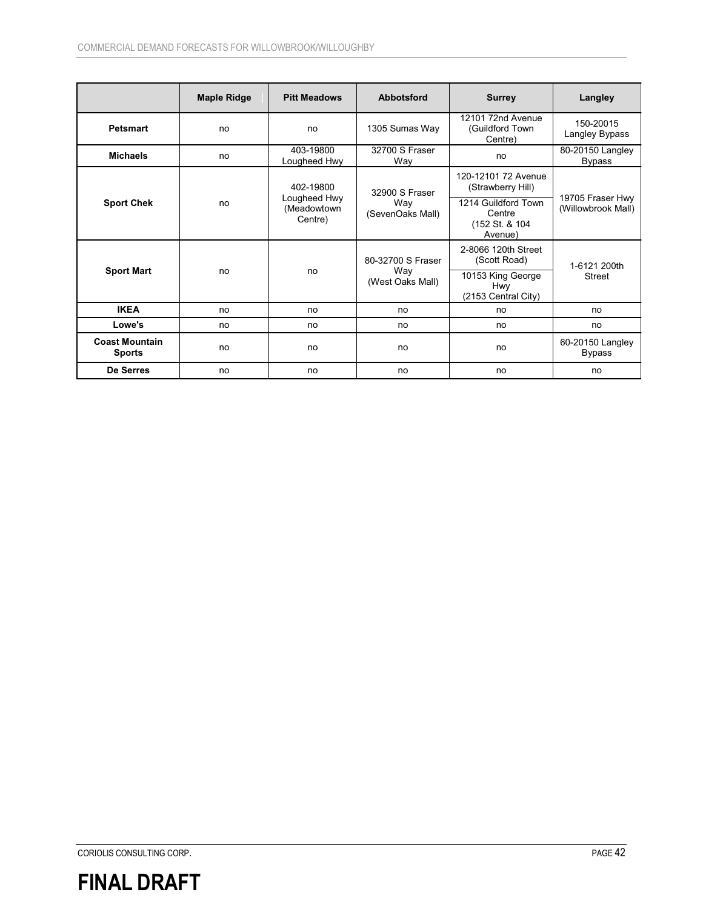| | Maple Ridge | Pitt Meadows | Abbotsford | Surrey | Langley |
|---|---|---|---|---|---|
| **Petsmart** | no | no | 1305 Sumas Way | 12101 72nd Avenue (Guildford Town Centre) | 150-20015 Langley Bypass |
| **Michaels** | no | 403-19800 Lougheed Hwy | 32700 S Fraser Way | no | 80-20150 Langley Bypass |
| **Sport Chek** | no | 402-19800 Lougheed Hwy (Meadowtown Centre) | 32900 S Fraser Way (SevenOaks Mall) | 120-12101 72 Avenue (Strawberry Hill)<br>1214 Guildford Town Centre (152 St. & 104 Avenue) | 19705 Fraser Hwy (Willowbrook Mall) |
| **Sport Mart** | no | no | 80-32700 S Fraser Way (West Oaks Mall) | 2-8066 120th Street (Scott Road)<br>10153 King George Hwy (2153 Central City) | 1-6121 200th Street |
| **IKEA** | no | no | no | no | no |
| **Lowe's** | no | no | no | no | no |
| **Coast Mountain Sports** | no | no | no | no | 60-20150 Langley Bypass |
| **De Serres** | no | no | no | no | no |

**FINAL DRAFT**